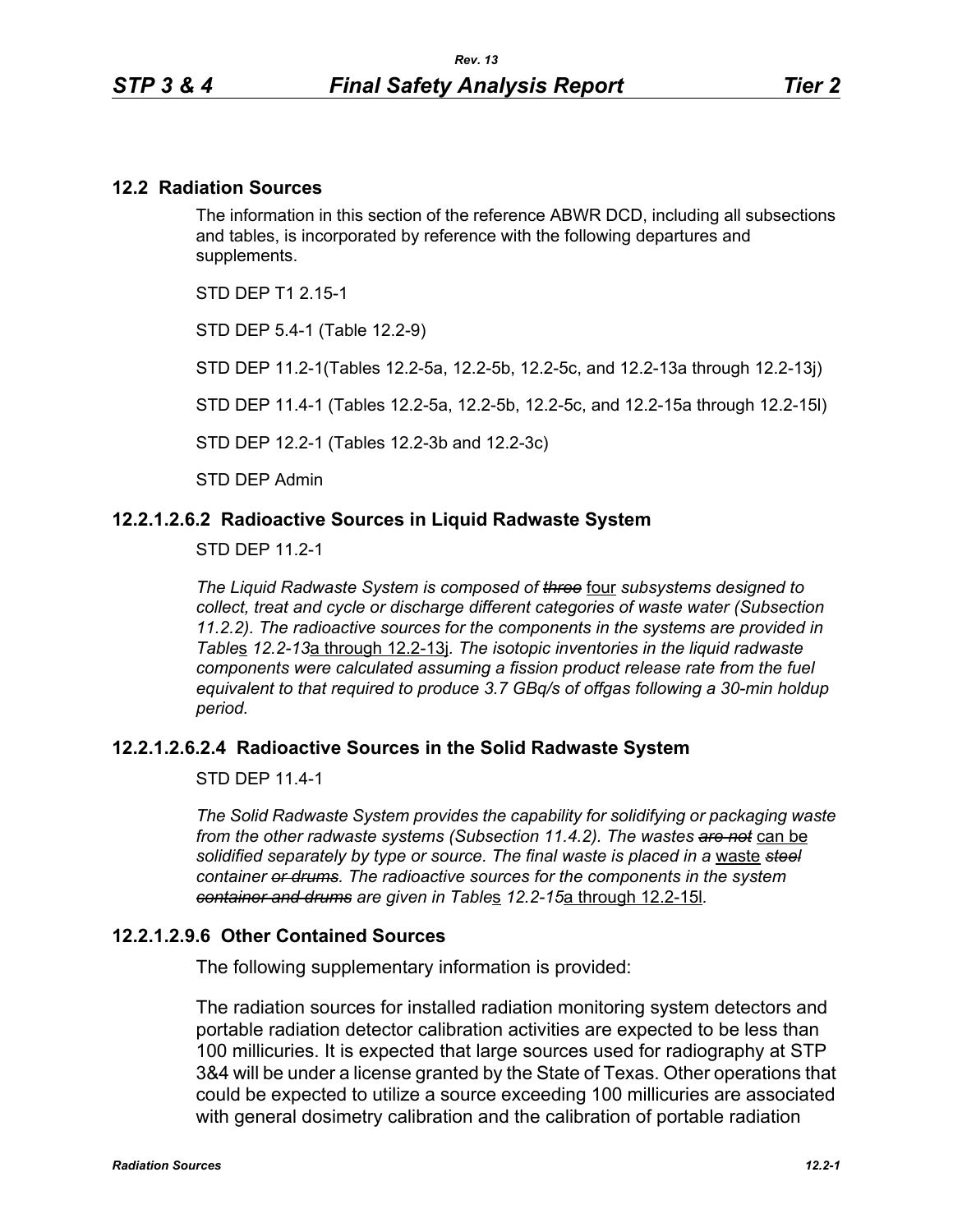## 12.2 Radiation Sources

The information in this section of the reference ABWR DCD, including all subsections and tables, is incorporated by reference with the following departures and supplements.

STD DEP T1 2.15-1

STD DEP 5.4-1 (Table 12.2-9)

STD DEP 11.2-1(Tables 12.2-5a, 12.2-5b, 12.2-5c, and 12.2-13a through 12.2-13j)

STD DEP 11.4-1 (Tables 12.2-5a, 12.2-5b, 12.2-5c, and 12.2-15a through 12.2-15l)

STD DEP 12.2-1 (Tables 12.2-3b and 12.2-3c)

STD DEP Admin

### 12.2.1.2.6.2 Radioactive Sources in Liquid Radwaste System

STD DEP 11.2-1

*The Liquid Radwaste System is composed of ~~three~~* four *subsystems designed to collect, treat and cycle or discharge different categories of waste water (Subsection 11.2.2). The radioactive sources for the components in the systems are provided in Table*s *12.2-13*a through 12.2-13j*. The isotopic inventories in the liquid radwaste components were calculated assuming a fission product release rate from the fuel equivalent to that required to produce 3.7 GBq/s of offgas following a 30-min holdup period.*

### 12.2.1.2.6.2.4 Radioactive Sources in the Solid Radwaste System

STD DEP 11.4-1

*The Solid Radwaste System provides the capability for solidifying or packaging waste from the other radwaste systems (Subsection 11.4.2). The wastes ~~are not~~* can be *solidified separately by type or source. The final waste is placed in a* waste *~~steel~~ container ~~or drums~~. The radioactive sources for the components in the system ~~container and drums~~ are given in Table*s *12.2-15*a through 12.2-15l*.*

### 12.2.1.2.9.6 Other Contained Sources

The following supplementary information is provided:

The radiation sources for installed radiation monitoring system detectors and portable radiation detector calibration activities are expected to be less than 100 millicuries. It is expected that large sources used for radiography at STP 3&4 will be under a license granted by the State of Texas. Other operations that could be expected to utilize a source exceeding 100 millicuries are associated with general dosimetry calibration and the calibration of portable radiation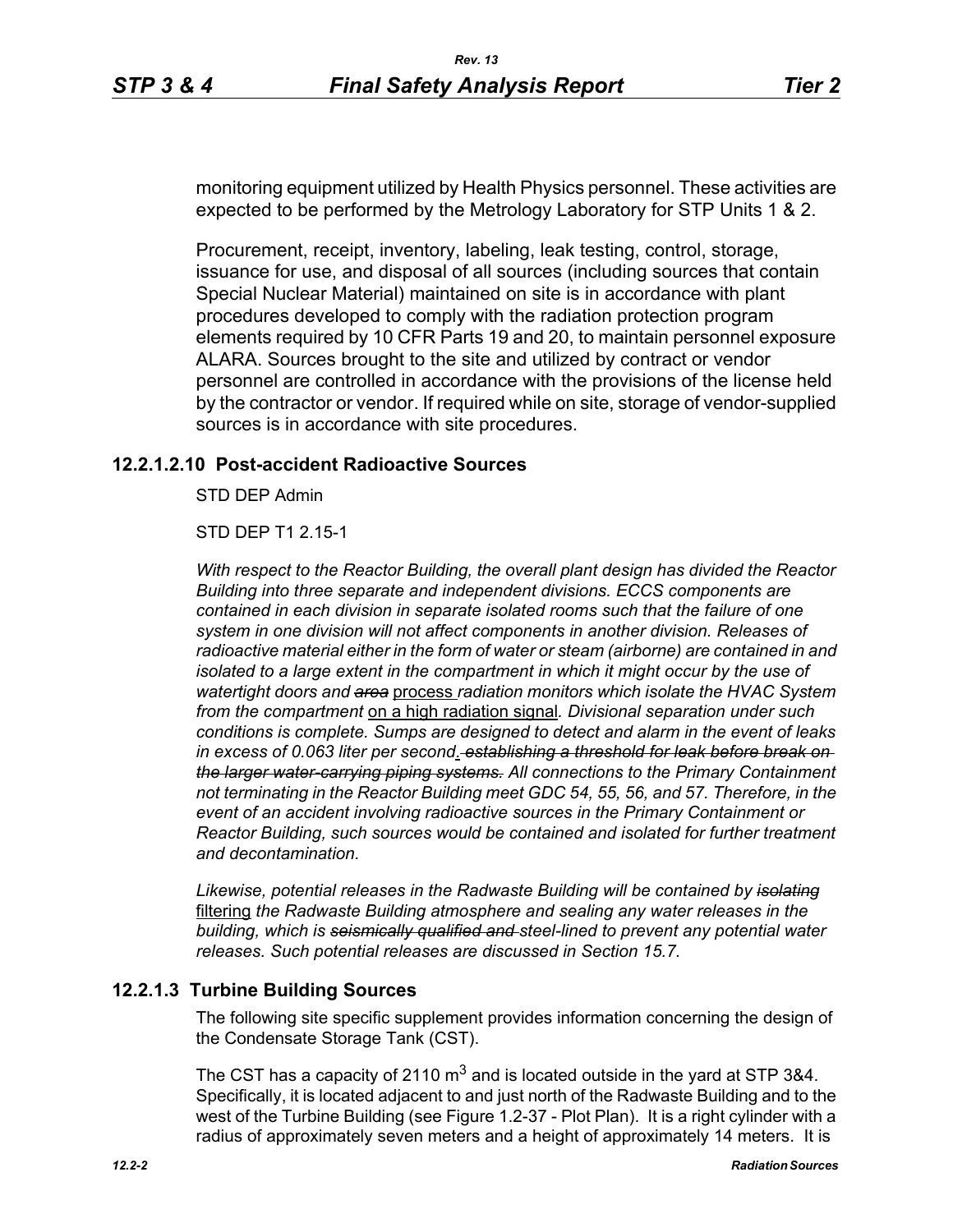monitoring equipment utilized by Health Physics personnel. These activities are expected to be performed by the Metrology Laboratory for STP Units 1 & 2.

Procurement, receipt, inventory, labeling, leak testing, control, storage, issuance for use, and disposal of all sources (including sources that contain Special Nuclear Material) maintained on site is in accordance with plant procedures developed to comply with the radiation protection program elements required by 10 CFR Parts 19 and 20, to maintain personnel exposure ALARA. Sources brought to the site and utilized by contract or vendor personnel are controlled in accordance with the provisions of the license held by the contractor or vendor. If required while on site, storage of vendor-supplied sources is in accordance with site procedures.

### 12.2.1.2.10 Post-accident Radioactive Sources

STD DEP Admin

STD DEP T1 2.15-1

*With respect to the Reactor Building, the overall plant design has divided the Reactor Building into three separate and independent divisions. ECCS components are contained in each division in separate isolated rooms such that the failure of one system in one division will not affect components in another division. Releases of radioactive material either in the form of water or steam (airborne) are contained in and isolated to a large extent in the compartment in which it might occur by the use of watertight doors and* ~~*area*~~ process *radiation monitors which isolate the HVAC System from the compartment* on a high radiation signal*. Divisional separation under such conditions is complete. Sumps are designed to detect and alarm in the event of leaks in excess of 0.063 liter per second*. ~~*establishing a threshold for leak before break on the larger water-carrying piping systems.*~~ *All connections to the Primary Containment not terminating in the Reactor Building meet GDC 54, 55, 56, and 57. Therefore, in the event of an accident involving radioactive sources in the Primary Containment or Reactor Building, such sources would be contained and isolated for further treatment and decontamination.*

*Likewise, potential releases in the Radwaste Building will be contained by* ~~*isolating*~~ filtering *the Radwaste Building atmosphere and sealing any water releases in the building, which is* ~~*seismically qualified and*~~ *steel-lined to prevent any potential water releases. Such potential releases are discussed in Section 15.7.*

## 12.2.1.3 Turbine Building Sources

The following site specific supplement provides information concerning the design of the Condensate Storage Tank (CST).

The CST has a capacity of 2110 $m^3$ and is located outside in the yard at STP 3&4. Specifically, it is located adjacent to and just north of the Radwaste Building and to the west of the Turbine Building (see Figure 1.2-37 - Plot Plan). It is a right cylinder with a radius of approximately seven meters and a height of approximately 14 meters. It is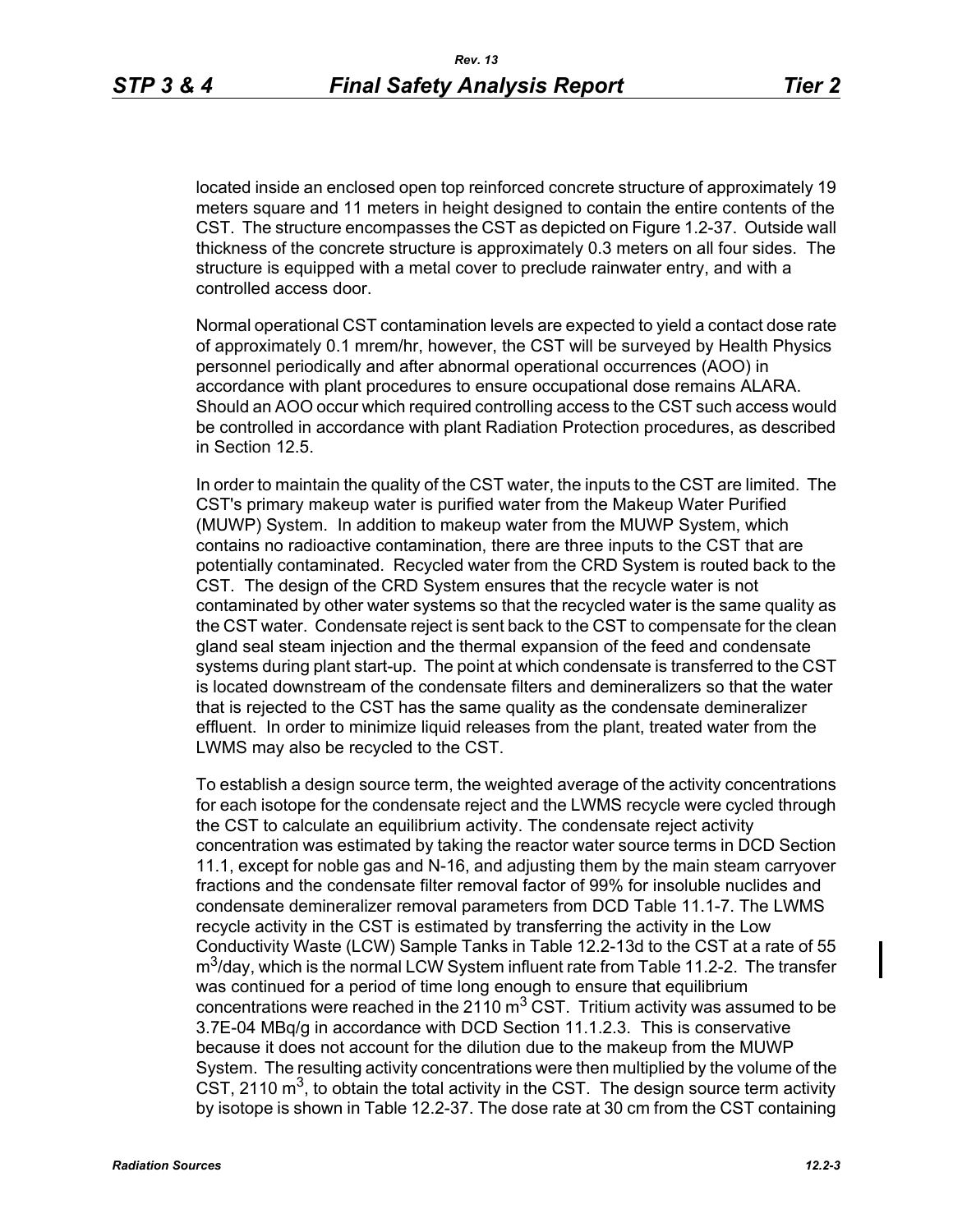located inside an enclosed open top reinforced concrete structure of approximately 19 meters square and 11 meters in height designed to contain the entire contents of the CST. The structure encompasses the CST as depicted on Figure 1.2-37. Outside wall thickness of the concrete structure is approximately 0.3 meters on all four sides. The structure is equipped with a metal cover to preclude rainwater entry, and with a controlled access door.

Normal operational CST contamination levels are expected to yield a contact dose rate of approximately 0.1 mrem/hr, however, the CST will be surveyed by Health Physics personnel periodically and after abnormal operational occurrences (AOO) in accordance with plant procedures to ensure occupational dose remains ALARA. Should an AOO occur which required controlling access to the CST such access would be controlled in accordance with plant Radiation Protection procedures, as described in Section 12.5.

In order to maintain the quality of the CST water, the inputs to the CST are limited. The CST's primary makeup water is purified water from the Makeup Water Purified (MUWP) System. In addition to makeup water from the MUWP System, which contains no radioactive contamination, there are three inputs to the CST that are potentially contaminated. Recycled water from the CRD System is routed back to the CST. The design of the CRD System ensures that the recycle water is not contaminated by other water systems so that the recycled water is the same quality as the CST water. Condensate reject is sent back to the CST to compensate for the clean gland seal steam injection and the thermal expansion of the feed and condensate systems during plant start-up. The point at which condensate is transferred to the CST is located downstream of the condensate filters and demineralizers so that the water that is rejected to the CST has the same quality as the condensate demineralizer effluent. In order to minimize liquid releases from the plant, treated water from the LWMS may also be recycled to the CST.

To establish a design source term, the weighted average of the activity concentrations for each isotope for the condensate reject and the LWMS recycle were cycled through the CST to calculate an equilibrium activity. The condensate reject activity concentration was estimated by taking the reactor water source terms in DCD Section 11.1, except for noble gas and N-16, and adjusting them by the main steam carryover fractions and the condensate filter removal factor of 99% for insoluble nuclides and condensate demineralizer removal parameters from DCD Table 11.1-7. The LWMS recycle activity in the CST is estimated by transferring the activity in the Low Conductivity Waste (LCW) Sample Tanks in Table 12.2-13d to the CST at a rate of 55 $m^3$/day, which is the normal LCW System influent rate from Table 11.2-2. The transfer was continued for a period of time long enough to ensure that equilibrium concentrations were reached in the 2110 $m^3$ CST. Tritium activity was assumed to be 3.7E-04 MBq/g in accordance with DCD Section 11.1.2.3. This is conservative because it does not account for the dilution due to the makeup from the MUWP System. The resulting activity concentrations were then multiplied by the volume of the CST, 2110 $m^3$, to obtain the total activity in the CST. The design source term activity by isotope is shown in Table 12.2-37. The dose rate at 30 cm from the CST containing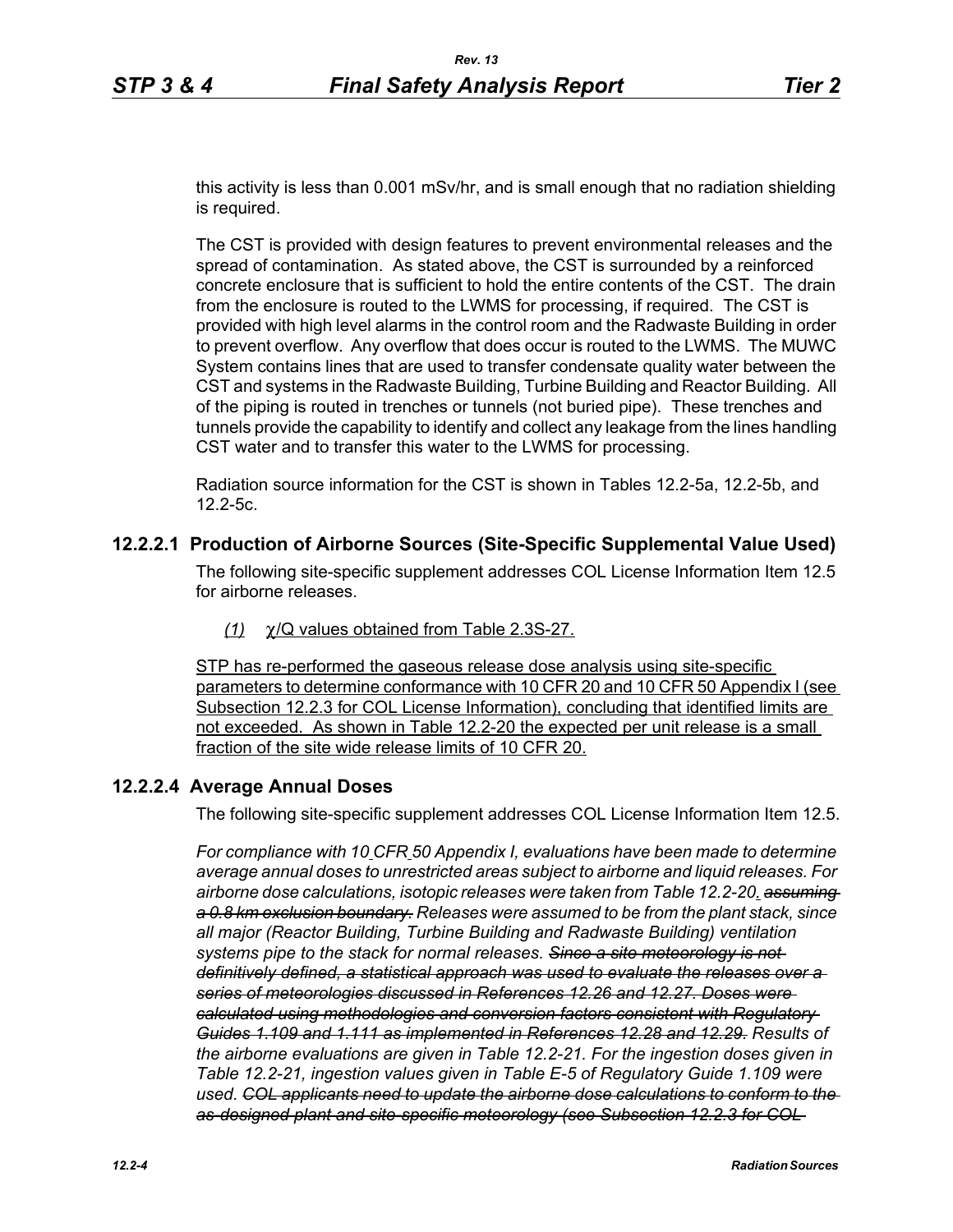this activity is less than 0.001 mSv/hr, and is small enough that no radiation shielding is required.

The CST is provided with design features to prevent environmental releases and the spread of contamination. As stated above, the CST is surrounded by a reinforced concrete enclosure that is sufficient to hold the entire contents of the CST. The drain from the enclosure is routed to the LWMS for processing, if required. The CST is provided with high level alarms in the control room and the Radwaste Building in order to prevent overflow. Any overflow that does occur is routed to the LWMS. The MUWC System contains lines that are used to transfer condensate quality water between the CST and systems in the Radwaste Building, Turbine Building and Reactor Building. All of the piping is routed in trenches or tunnels (not buried pipe). These trenches and tunnels provide the capability to identify and collect any leakage from the lines handling CST water and to transfer this water to the LWMS for processing.

Radiation source information for the CST is shown in Tables 12.2-5a, 12.2-5b, and 12.2-5c.

## 12.2.2.1 Production of Airborne Sources (Site-Specific Supplemental Value Used)

The following site-specific supplement addresses COL License Information Item 12.5 for airborne releases.

*(1)* χ/Q values obtained from Table 2.3S-27.

STP has re-performed the gaseous release dose analysis using site-specific parameters to determine conformance with 10 CFR 20 and 10 CFR 50 Appendix I (see Subsection 12.2.3 for COL License Information), concluding that identified limits are not exceeded. As shown in Table 12.2-20 the expected per unit release is a small fraction of the site wide release limits of 10 CFR 20.

## 12.2.2.4 Average Annual Doses

The following site-specific supplement addresses COL License Information Item 12.5.

*For compliance with 10 CFR 50 Appendix I, evaluations have been made to determine average annual doses to unrestricted areas subject to airborne and liquid releases. For airborne dose calculations, isotopic releases were taken from Table 12.2-20. ~~assuming a 0.8 km exclusion boundary.~~ Releases were assumed to be from the plant stack, since all major (Reactor Building, Turbine Building and Radwaste Building) ventilation systems pipe to the stack for normal releases. ~~Since a site meteorology is not definitively defined, a statistical approach was used to evaluate the releases over a series of meteorologies discussed in References 12.26 and 12.27. Doses were calculated using methodologies and conversion factors consistent with Regulatory Guides 1.109 and 1.111 as implemented in References 12.28 and 12.29.~~ Results of the airborne evaluations are given in Table 12.2-21. For the ingestion doses given in Table 12.2-21, ingestion values given in Table E-5 of Regulatory Guide 1.109 were used. ~~COL applicants need to update the airborne dose calculations to conform to the as-designed plant and site-specific meteorology (see Subsection 12.2.3 for COL~~*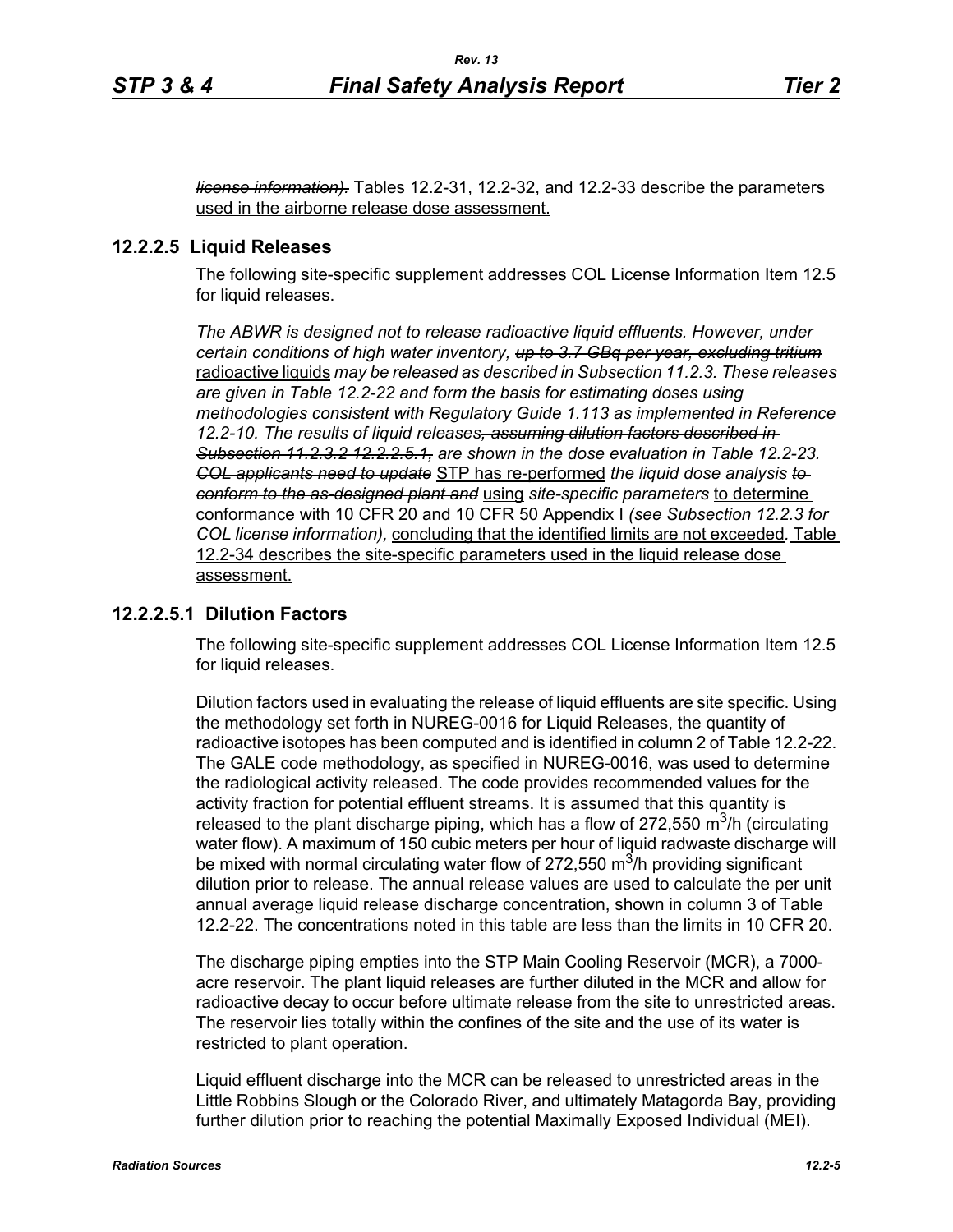~~*license information).*~~ Tables 12.2-31, 12.2-32, and 12.2-33 describe the parameters used in the airborne release dose assessment.

### 12.2.2.5 Liquid Releases

The following site-specific supplement addresses COL License Information Item 12.5 for liquid releases.

*The ABWR is designed not to release radioactive liquid effluents. However, under certain conditions of high water inventory,* ~~*up to 3.7 GBq per year, excluding tritium*~~ radioactive liquids *may be released as described in Subsection 11.2.3. These releases are given in Table 12.2-22 and form the basis for estimating doses using methodologies consistent with Regulatory Guide 1.113 as implemented in Reference 12.2-10. The results of liquid releases*~~*, assuming dilution factors described in Subsection 11.2.3.2 12.2.2.5.1,*~~ *are shown in the dose evaluation in Table 12.2-23.* ~~*COL applicants need to update*~~ STP has re-performed *the liquid dose analysis* ~~*to conform to the as-designed plant and*~~ using *site-specific parameters* to determine conformance with 10 CFR 20 and 10 CFR 50 Appendix I *(see Subsection 12.2.3 for COL license information),* concluding that the identified limits are not exceeded*.* Table 12.2-34 describes the site-specific parameters used in the liquid release dose assessment.

### 12.2.2.5.1 Dilution Factors

The following site-specific supplement addresses COL License Information Item 12.5 for liquid releases.

Dilution factors used in evaluating the release of liquid effluents are site specific. Using the methodology set forth in NUREG-0016 for Liquid Releases, the quantity of radioactive isotopes has been computed and is identified in column 2 of Table 12.2-22. The GALE code methodology, as specified in NUREG-0016, was used to determine the radiological activity released. The code provides recommended values for the activity fraction for potential effluent streams. It is assumed that this quantity is released to the plant discharge piping, which has a flow of 272,550 $m^3$/h (circulating water flow). A maximum of 150 cubic meters per hour of liquid radwaste discharge will be mixed with normal circulating water flow of 272,550 $m^3$/h providing significant dilution prior to release. The annual release values are used to calculate the per unit annual average liquid release discharge concentration, shown in column 3 of Table 12.2-22. The concentrations noted in this table are less than the limits in 10 CFR 20.

The discharge piping empties into the STP Main Cooling Reservoir (MCR), a 7000-acre reservoir. The plant liquid releases are further diluted in the MCR and allow for radioactive decay to occur before ultimate release from the site to unrestricted areas. The reservoir lies totally within the confines of the site and the use of its water is restricted to plant operation.

Liquid effluent discharge into the MCR can be released to unrestricted areas in the Little Robbins Slough or the Colorado River, and ultimately Matagorda Bay, providing further dilution prior to reaching the potential Maximally Exposed Individual (MEI).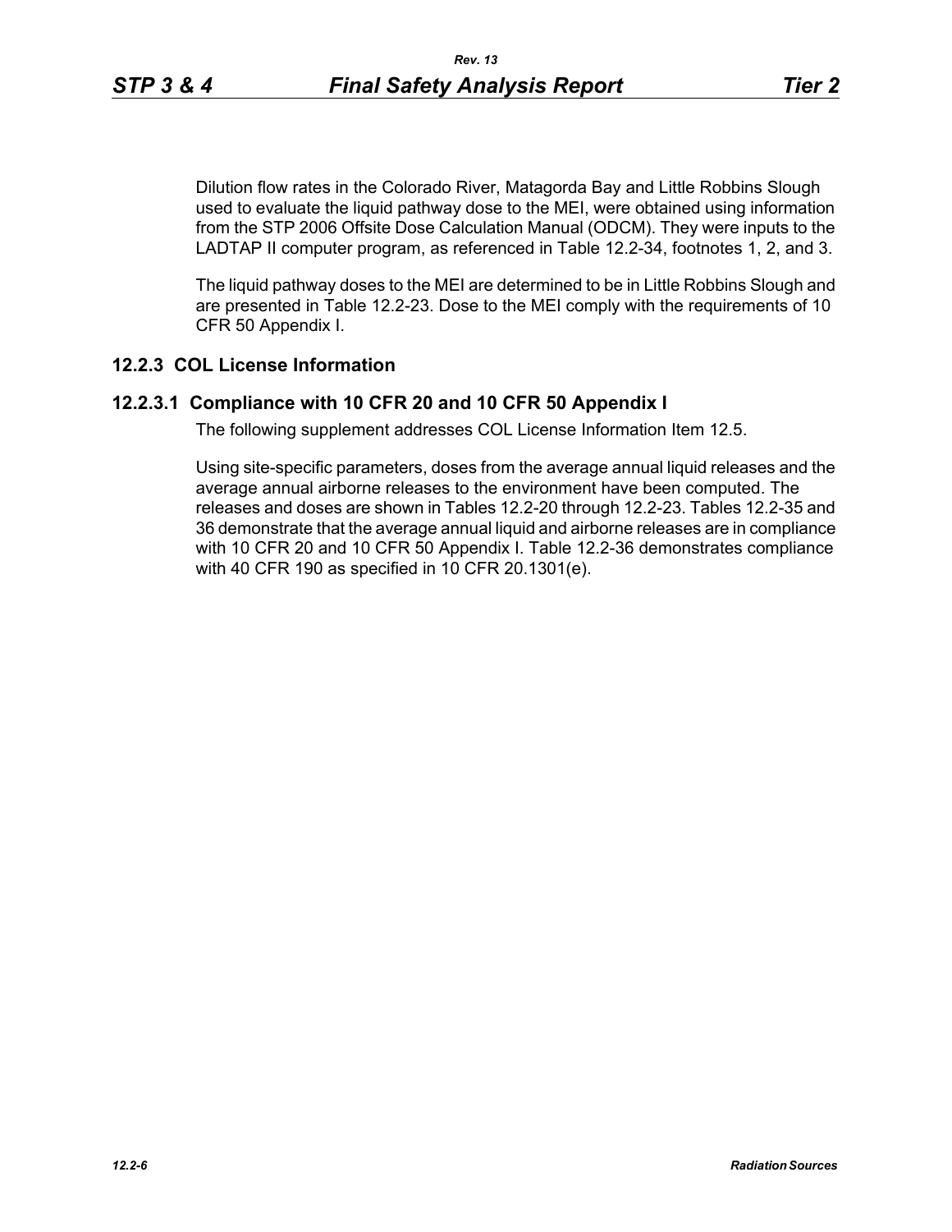Dilution flow rates in the Colorado River, Matagorda Bay and Little Robbins Slough used to evaluate the liquid pathway dose to the MEI, were obtained using information from the STP 2006 Offsite Dose Calculation Manual (ODCM). They were inputs to the LADTAP II computer program, as referenced in Table 12.2-34, footnotes 1, 2, and 3.

The liquid pathway doses to the MEI are determined to be in Little Robbins Slough and are presented in Table 12.2-23. Dose to the MEI comply with the requirements of 10 CFR 50 Appendix I.

## 12.2.3 COL License Information

### 12.2.3.1 Compliance with 10 CFR 20 and 10 CFR 50 Appendix I

The following supplement addresses COL License Information Item 12.5.

Using site-specific parameters, doses from the average annual liquid releases and the average annual airborne releases to the environment have been computed. The releases and doses are shown in Tables 12.2-20 through 12.2-23. Tables 12.2-35 and 36 demonstrate that the average annual liquid and airborne releases are in compliance with 10 CFR 20 and 10 CFR 50 Appendix I. Table 12.2-36 demonstrates compliance with 40 CFR 190 as specified in 10 CFR 20.1301(e).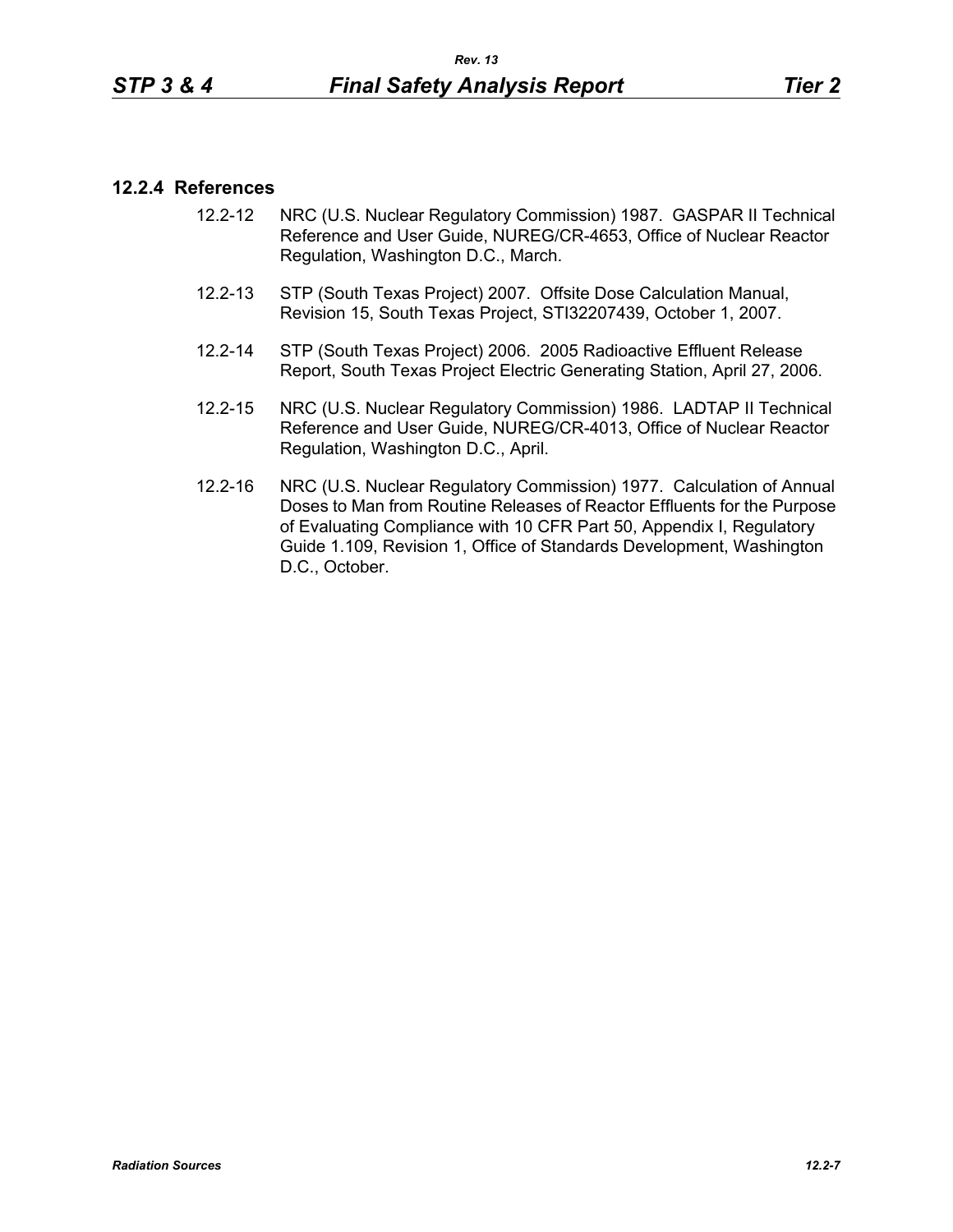### 12.2.4 References

12.2-12 NRC (U.S. Nuclear Regulatory Commission) 1987. GASPAR II Technical Reference and User Guide, NUREG/CR-4653, Office of Nuclear Reactor Regulation, Washington D.C., March.

12.2-13 STP (South Texas Project) 2007. Offsite Dose Calculation Manual, Revision 15, South Texas Project, STI32207439, October 1, 2007.

12.2-14 STP (South Texas Project) 2006. 2005 Radioactive Effluent Release Report, South Texas Project Electric Generating Station, April 27, 2006.

12.2-15 NRC (U.S. Nuclear Regulatory Commission) 1986. LADTAP II Technical Reference and User Guide, NUREG/CR-4013, Office of Nuclear Reactor Regulation, Washington D.C., April.

12.2-16 NRC (U.S. Nuclear Regulatory Commission) 1977. Calculation of Annual Doses to Man from Routine Releases of Reactor Effluents for the Purpose of Evaluating Compliance with 10 CFR Part 50, Appendix I, Regulatory Guide 1.109, Revision 1, Office of Standards Development, Washington D.C., October.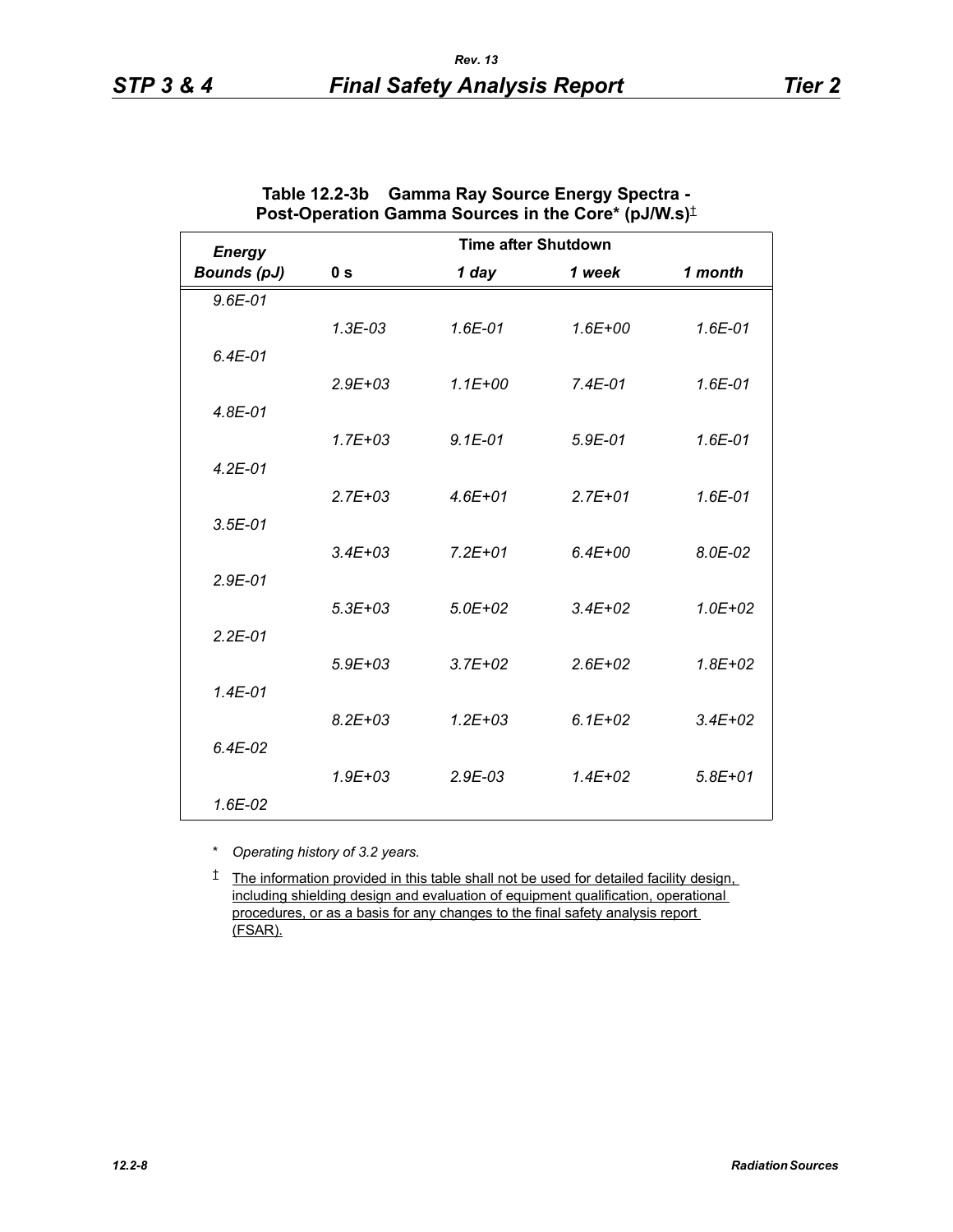**Table 12.2-3b Gamma Ray Source Energy Spectra - Post-Operation Gamma Sources in the Core* (pJ/W.s)‡**

| *Energy Bounds (pJ)* | Time after Shutdown | | | |
|---|---|---|---|---|
| | **0 s** | ***1 day*** | ***1 week*** | ***1 month*** |
| *9.6E-01* | | | | |
| | *1.3E-03* | *1.6E-01* | *1.6E+00* | *1.6E-01* |
| *6.4E-01* | | | | |
| | *2.9E+03* | *1.1E+00* | *7.4E-01* | *1.6E-01* |
| *4.8E-01* | | | | |
| | *1.7E+03* | *9.1E-01* | *5.9E-01* | *1.6E-01* |
| *4.2E-01* | | | | |
| | *2.7E+03* | *4.6E+01* | *2.7E+01* | *1.6E-01* |
| *3.5E-01* | | | | |
| | *3.4E+03* | *7.2E+01* | *6.4E+00* | *8.0E-02* |
| *2.9E-01* | | | | |
| | *5.3E+03* | *5.0E+02* | *3.4E+02* | *1.0E+02* |
| *2.2E-01* | | | | |
| | *5.9E+03* | *3.7E+02* | *2.6E+02* | *1.8E+02* |
| *1.4E-01* | | | | |
| | *8.2E+03* | *1.2E+03* | *6.1E+02* | *3.4E+02* |
| *6.4E-02* | | | | |
| | *1.9E+03* | *2.9E-03* | *1.4E+02* | *5.8E+01* |
| *1.6E-02* | | | | |

\* *Operating history of 3.2 years.*

‡ The information provided in this table shall not be used for detailed facility design, including shielding design and evaluation of equipment qualification, operational procedures, or as a basis for any changes to the final safety analysis report (FSAR).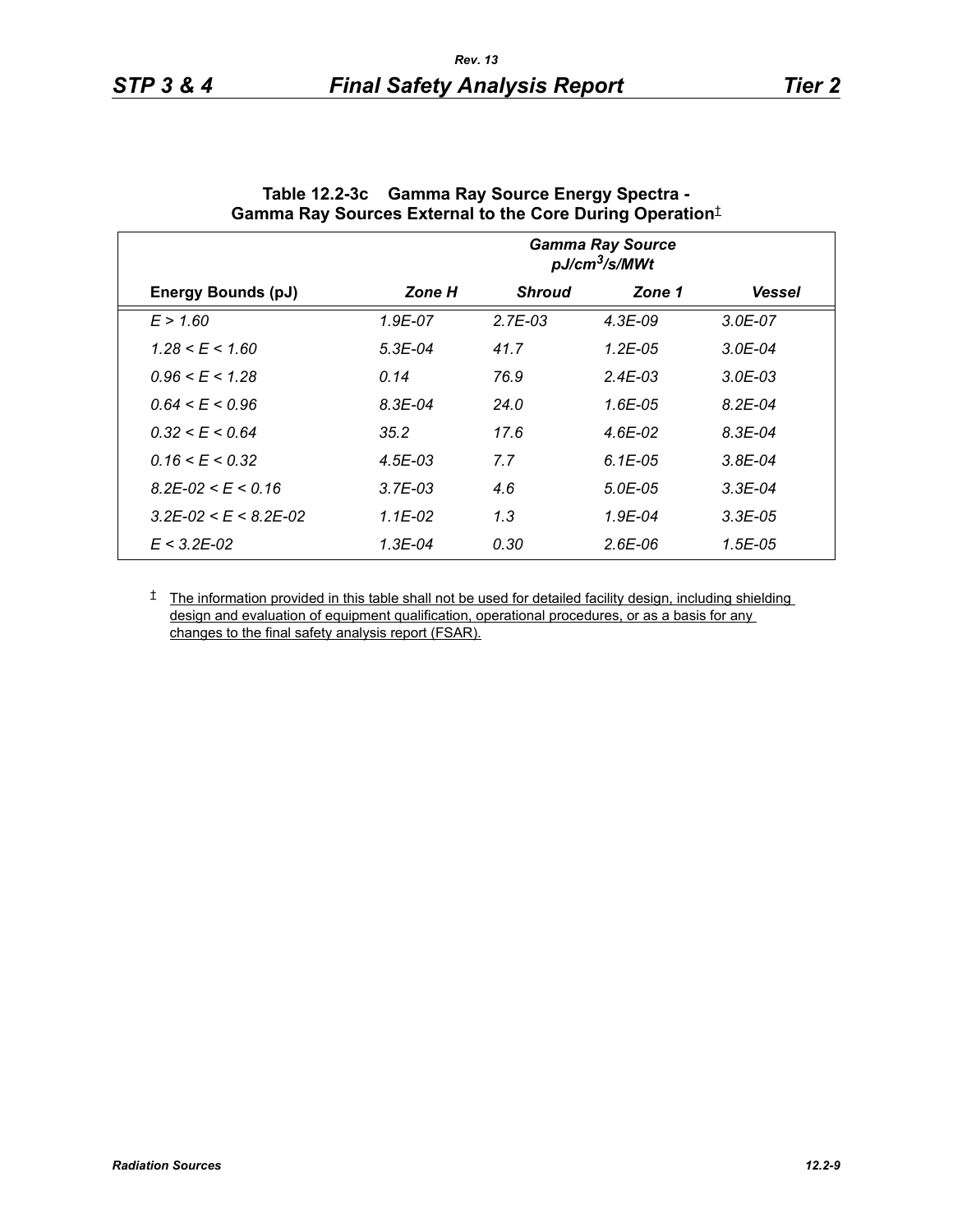**Table 12.2-3c Gamma Ray Source Energy Spectra - Gamma Ray Sources External to the Core During Operation‡**

| | Gamma Ray Source pJ/cm³/s/MWt | | | |
|---|---|---|---|---|
| **Energy Bounds (pJ)** | ***Zone H*** | ***Shroud*** | ***Zone 1*** | ***Vessel*** |
| *E > 1.60* | *1.9E-07* | *2.7E-03* | *4.3E-09* | *3.0E-07* |
| *1.28 < E < 1.60* | *5.3E-04* | *41.7* | *1.2E-05* | *3.0E-04* |
| *0.96 < E < 1.28* | *0.14* | *76.9* | *2.4E-03* | *3.0E-03* |
| *0.64 < E < 0.96* | *8.3E-04* | *24.0* | *1.6E-05* | *8.2E-04* |
| *0.32 < E < 0.64* | *35.2* | *17.6* | *4.6E-02* | *8.3E-04* |
| *0.16 < E < 0.32* | *4.5E-03* | *7.7* | *6.1E-05* | *3.8E-04* |
| *8.2E-02 < E < 0.16* | *3.7E-03* | *4.6* | *5.0E-05* | *3.3E-04* |
| *3.2E-02 < E < 8.2E-02* | *1.1E-02* | *1.3* | *1.9E-04* | *3.3E-05* |
| *E < 3.2E-02* | *1.3E-04* | *0.30* | *2.6E-06* | *1.5E-05* |

‡ The information provided in this table shall not be used for detailed facility design, including shielding design and evaluation of equipment qualification, operational procedures, or as a basis for any changes to the final safety analysis report (FSAR).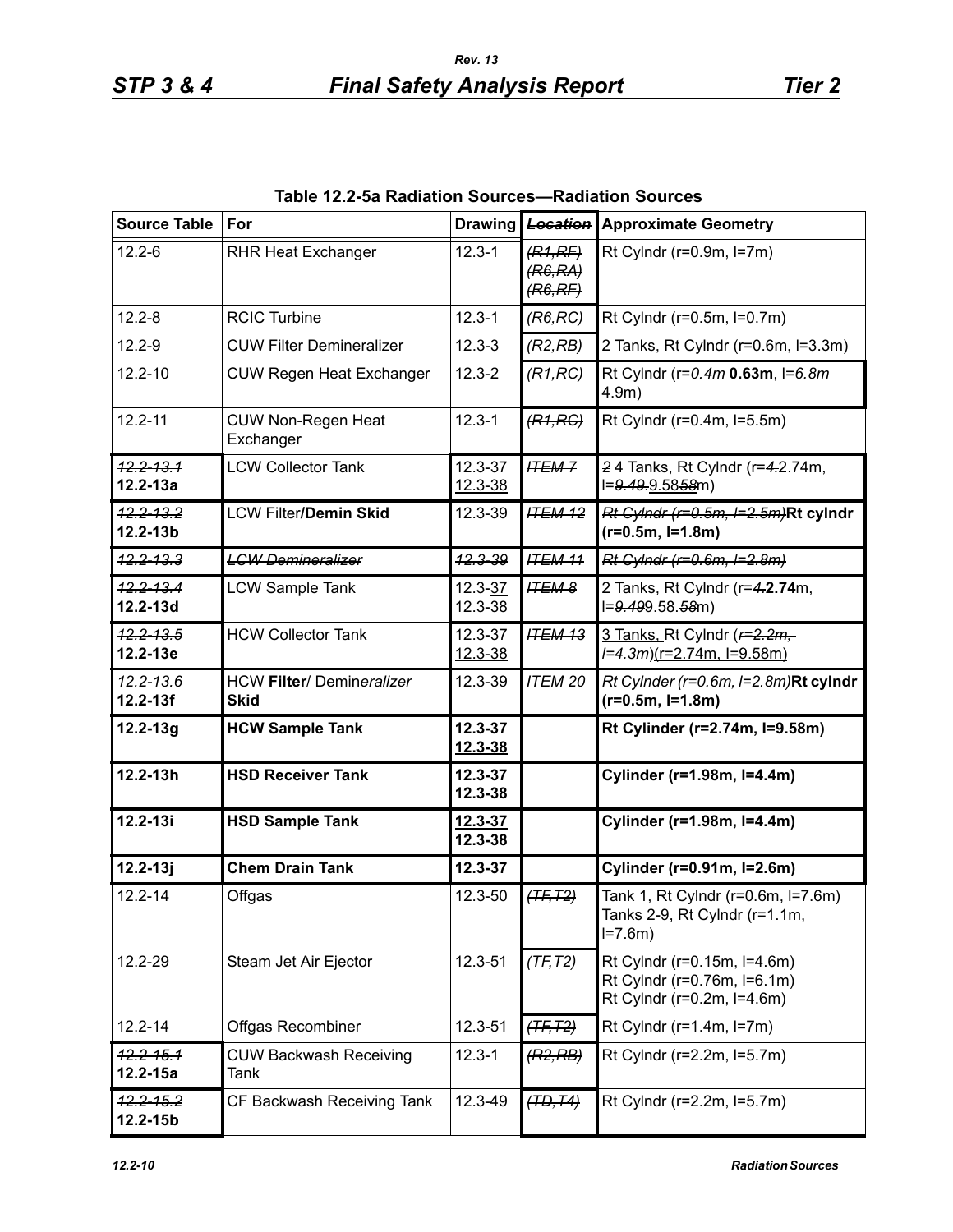**Table 12.2-5a Radiation Sources—Radiation Sources**

| Source Table | For | Drawing | ~~Location~~ | Approximate Geometry |
|---|---|---|---|---|
| 12.2-6 | RHR Heat Exchanger | 12.3-1 | ~~(R1,RF)~~ ~~(R6,RA)~~ ~~(R6,RF)~~ | Rt Cylndr (r=0.9m, l=7m) |
| 12.2-8 | RCIC Turbine | 12.3-1 | ~~(R6,RC)~~ | Rt Cylndr (r=0.5m, l=0.7m) |
| 12.2-9 | CUW Filter Demineralizer | 12.3-3 | ~~(R2,RB)~~ | 2 Tanks, Rt Cylndr (r=0.6m, l=3.3m) |
| 12.2-10 | CUW Regen Heat Exchanger | 12.3-2 | ~~(R1,RC)~~ | Rt Cylndr (r=~~0.4m~~ **0.63m**, l=~~6.8m~~ 4.9m) |
| 12.2-11 | CUW Non-Regen Heat Exchanger | 12.3-1 | ~~(R1,RC)~~ | Rt Cylndr (r=0.4m, l=5.5m) |
| ~~12.2-13.1~~ **12.2-13a** | LCW Collector Tank | 12.3-37 12.3-38 | ~~ITEM 7~~ | ~~2~~ 4 Tanks, Rt Cylndr (r=~~4.~~2.74m, l=~~9.49.~~9.58~~58~~m) |
| ~~12.2-13.2~~ **12.2-13b** | LCW Filter/**Demin Skid** | 12.3-39 | ~~ITEM 12~~ | ~~Rt Cylndr (r=0.5m, l=2.5m)~~**Rt cylndr (r=0.5m, l=1.8m)** |
| ~~12.2-13.3~~ | ~~LCW Demineralizer~~ | ~~12.3-39~~ | ~~ITEM 11~~ | ~~Rt Cylndr (r=0.6m, l=2.8m)~~ |
| ~~12.2-13.4~~ **12.2-13d** | LCW Sample Tank | 12.3-37 12.3-38 | ~~ITEM 8~~ | 2 Tanks, Rt Cylndr (r=~~4.~~**2.74**m, l=~~9.49~~9.58.~~58~~m) |
| ~~12.2-13.5~~ **12.2-13e** | HCW Collector Tank | 12.3-37 12.3-38 | ~~ITEM 13~~ | 3 Tanks, Rt Cylndr (~~r=2.2m, l=4.3m~~)(r=2.74m, l=9.58m) |
| ~~12.2-13.6~~ **12.2-13f** | HCW **Filter**/ Demin~~eralizer~~ **Skid** | 12.3-39 | ~~ITEM 20~~ | ~~Rt Cylnder (r=0.6m, l=2.8m)~~**Rt cylndr (r=0.5m, l=1.8m)** |
| **12.2-13g** | **HCW Sample Tank** | **12.3-37** 12.3-38 | | **Rt Cylinder (r=2.74m, l=9.58m)** |
| **12.2-13h** | **HSD Receiver Tank** | **12.3-37 12.3-38** | | **Cylinder (r=1.98m, l=4.4m)** |
| **12.2-13i** | **HSD Sample Tank** | 12.3-37 **12.3-38** | | **Cylinder (r=1.98m, l=4.4m)** |
| **12.2-13j** | **Chem Drain Tank** | **12.3-37** | | **Cylinder (r=0.91m, l=2.6m)** |
| 12.2-14 | Offgas | 12.3-50 | ~~(TF,T2)~~ | Tank 1, Rt Cylndr (r=0.6m, l=7.6m) Tanks 2-9, Rt Cylndr (r=1.1m, l=7.6m) |
| 12.2-29 | Steam Jet Air Ejector | 12.3-51 | ~~(TF,T2)~~ | Rt Cylndr (r=0.15m, l=4.6m) Rt Cylndr (r=0.76m, l=6.1m) Rt Cylndr (r=0.2m, l=4.6m) |
| 12.2-14 | Offgas Recombiner | 12.3-51 | ~~(TF,T2)~~ | Rt Cylndr (r=1.4m, l=7m) |
| ~~12.2-15.1~~ **12.2-15a** | CUW Backwash Receiving Tank | 12.3-1 | ~~(R2,RB)~~ | Rt Cylndr (r=2.2m, l=5.7m) |
| ~~12.2-15.2~~ **12.2-15b** | CF Backwash Receiving Tank | 12.3-49 | ~~(TD,T4)~~ | Rt Cylndr (r=2.2m, l=5.7m) |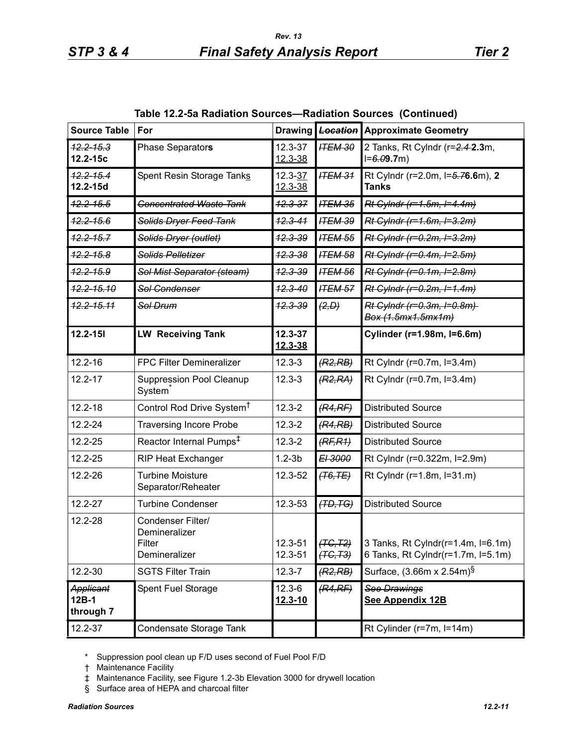**Table 12.2-5a Radiation Sources—Radiation Sources (Continued)**

| Source Table | For | Drawing | ~~Location~~ | Approximate Geometry |
|---|---|---|---|---|
| ~~12.2-15.3~~ **12.2-15c** | Phase Separator**s** | 12.3-37 12.3-38 | ~~ITEM 30~~ | 2 Tanks, Rt Cylndr (r=~~2.4~~ **2.3**m, l=~~6.0~~**9.7**m) |
| ~~12.2-15.4~~ **12.2-15d** | Spent Resin Storage Tanks | 12.3-37 12.3-38 | ~~ITEM 31~~ | Rt Cylndr (r=2.0m, l=~~5.7~~**6.6**m), **2 Tanks** |
| ~~12.2-15.5~~ | ~~Concentrated Waste Tank~~ | ~~12.3-37~~ | ~~ITEM 35~~ | ~~Rt Cylndr (r=1.5m, l=4.4m)~~ |
| ~~12.2-15.6~~ | ~~Solids Dryer Feed Tank~~ | ~~12.3-41~~ | ~~ITEM 39~~ | ~~Rt Cylndr (r=1.6m, l=3.2m)~~ |
| ~~12.2-15.7~~ | ~~Solids Dryer (outlet)~~ | ~~12.3-39~~ | ~~ITEM 55~~ | ~~Rt Cylndr (r=0.2m, l=3.2m)~~ |
| ~~12.2-15.8~~ | ~~Solids Pelletizer~~ | ~~12.3-38~~ | ~~ITEM 58~~ | ~~Rt Cylndr (r=0.4m, l=2.5m)~~ |
| ~~12.2-15.9~~ | ~~Sol Mist Separator (steam)~~ | ~~12.3-39~~ | ~~ITEM 56~~ | ~~Rt Cylndr (r=0.1m, l=2.8m)~~ |
| ~~12.2-15.10~~ | ~~Sol Condenser~~ | ~~12.3-40~~ | ~~ITEM 57~~ | ~~Rt Cylndr (r=0.2m, l=1.4m)~~ |
| ~~12.2-15.11~~ | ~~Sol Drum~~ | ~~12.3-39~~ | ~~(2,D)~~ | ~~Rt Cylndr (r=0.3m, l=0.8m) Box (1.5mx1.5mx1m)~~ |
| **12.2-15l** | **LW Receiving Tank** | **12.3-37 12.3-38** | | **Cylinder (r=1.98m, l=6.6m)** |
| 12.2-16 | FPC Filter Demineralizer | 12.3-3 | ~~(R2,RB)~~ | Rt Cylndr (r=0.7m, l=3.4m) |
| 12.2-17 | Suppression Pool Cleanup System* | 12.3-3 | ~~(R2,RA)~~ | Rt Cylndr (r=0.7m, l=3.4m) |
| 12.2-18 | Control Rod Drive System† | 12.3-2 | ~~(R4,RF)~~ | Distributed Source |
| 12.2-24 | Traversing Incore Probe | 12.3-2 | ~~(R4,RB)~~ | Distributed Source |
| 12.2-25 | Reactor Internal Pumps‡ | 12.3-2 | ~~(RF,R1)~~ | Distributed Source |
| 12.2-25 | RIP Heat Exchanger | 1.2-3b | ~~El 3000~~ | Rt Cylndr (r=0.322m, l=2.9m) |
| 12.2-26 | Turbine Moisture Separator/Reheater | 12.3-52 | ~~(T6,TE)~~ | Rt Cylndr (r=1.8m, l=31.m) |
| 12.2-27 | Turbine Condenser | 12.3-53 | ~~(TD,TG)~~ | Distributed Source |
| 12.2-28 | Condenser Filter/ Demineralizer<br>Filter<br>Demineralizer | <br><br>12.3-51<br>12.3-51 | <br><br>~~(TC,T2)~~<br>~~(TC,T3)~~ | <br><br>3 Tanks, Rt Cylndr(r=1.4m, l=6.1m)<br>6 Tanks, Rt Cylndr(r=1.7m, l=5.1m) |
| 12.2-30 | SGTS Filter Train | 12.3-7 | ~~(R2,RB)~~ | Surface, (3.66m x 2.54m)§ |
| ~~Applicant~~ **12B-1 through 7** | Spent Fuel Storage | 12.3-6 **12.3-10** | ~~(R4,RF)~~ | ~~See Drawings~~ **See Appendix 12B** |
| 12.2-37 | Condensate Storage Tank | | | Rt Cylinder (r=7m, l=14m) |

\* Suppression pool clean up F/D uses second of Fuel Pool F/D

† Maintenance Facility

‡ Maintenance Facility, see Figure 1.2-3b Elevation 3000 for drywell location

§ Surface area of HEPA and charcoal filter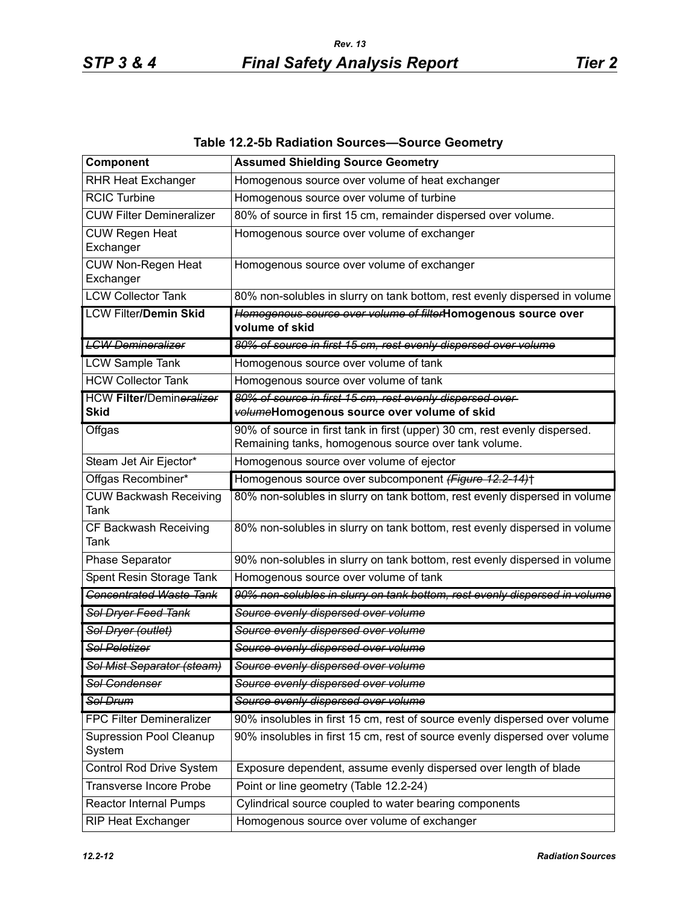**Table 12.2-5b Radiation Sources—Source Geometry**

| Component | Assumed Shielding Source Geometry |
|---|---|
| RHR Heat Exchanger | Homogenous source over volume of heat exchanger |
| RCIC Turbine | Homogenous source over volume of turbine |
| CUW Filter Demineralizer | 80% of source in first 15 cm, remainder dispersed over volume. |
| CUW Regen Heat Exchanger | Homogenous source over volume of exchanger |
| CUW Non-Regen Heat Exchanger | Homogenous source over volume of exchanger |
| LCW Collector Tank | 80% non-solubles in slurry on tank bottom, rest evenly dispersed in volume |
| LCW Filter**/Demin Skid** | ~~*Homogenous source over volume of filter*~~**Homogenous source over volume of skid** |
| ~~*LCW Demineralizer*~~ | ~~*80% of source in first 15 cm, rest evenly dispersed over volume*~~ |
| LCW Sample Tank | Homogenous source over volume of tank |
| HCW Collector Tank | Homogenous source over volume of tank |
| HCW **Filter/**Demin~~*eralizer*~~ **Skid** | ~~*80% of source in first 15 cm, rest evenly dispersed over volume*~~**Homogenous source over volume of skid** |
| Offgas | 90% of source in first tank in first (upper) 30 cm, rest evenly dispersed. Remaining tanks, homogenous source over tank volume. |
| Steam Jet Air Ejector* | Homogenous source over volume of ejector |
| Offgas Recombiner* | Homogenous source over subcomponent ~~*(Figure 12.2-14)*~~† |
| CUW Backwash Receiving Tank | 80% non-solubles in slurry on tank bottom, rest evenly dispersed in volume |
| CF Backwash Receiving Tank | 80% non-solubles in slurry on tank bottom, rest evenly dispersed in volume |
| Phase Separator | 90% non-solubles in slurry on tank bottom, rest evenly dispersed in volume |
| Spent Resin Storage Tank | Homogenous source over volume of tank |
| ~~*Concentrated Waste Tank*~~ | ~~*90% non-solubles in slurry on tank bottom, rest evenly dispersed in volume*~~ |
| ~~*Sol Dryer Feed Tank*~~ | ~~*Source evenly dispersed over volume*~~ |
| ~~*Sol Dryer (outlet)*~~ | ~~*Source evenly dispersed over volume*~~ |
| ~~*Sol Peletizer*~~ | ~~*Source evenly dispersed over volume*~~ |
| ~~*Sol Mist Separator (steam)*~~ | ~~*Source evenly dispersed over volume*~~ |
| ~~*Sol Condenser*~~ | ~~*Source evenly dispersed over volume*~~ |
| ~~*Sol Drum*~~ | ~~*Source evenly dispersed over volume*~~ |
| FPC Filter Demineralizer | 90% insolubles in first 15 cm, rest of source evenly dispersed over volume |
| Supression Pool Cleanup System | 90% insolubles in first 15 cm, rest of source evenly dispersed over volume |
| Control Rod Drive System | Exposure dependent, assume evenly dispersed over length of blade |
| Transverse Incore Probe | Point or line geometry (Table 12.2-24) |
| Reactor Internal Pumps | Cylindrical source coupled to water bearing components |
| RIP Heat Exchanger | Homogenous source over volume of exchanger |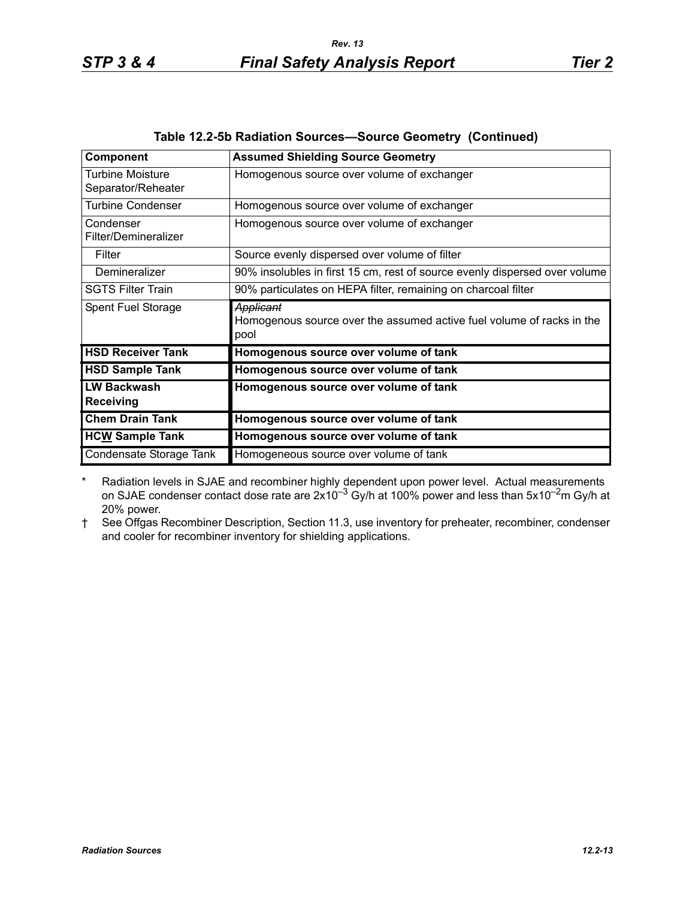## Table 12.2-5b Radiation Sources—Source Geometry (Continued)

| Component | Assumed Shielding Source Geometry |
|---|---|
| Turbine Moisture Separator/Reheater | Homogenous source over volume of exchanger |
| Turbine Condenser | Homogenous source over volume of exchanger |
| Condenser Filter/Demineralizer | Homogenous source over volume of exchanger |
| Filter | Source evenly dispersed over volume of filter |
| Demineralizer | 90% insolubles in first 15 cm, rest of source evenly dispersed over volume |
| SGTS Filter Train | 90% particulates on HEPA filter, remaining on charcoal filter |
| Spent Fuel Storage | ~~*Applicant*~~ Homogenous source over the assumed active fuel volume of racks in the pool |
| **HSD Receiver Tank** | **Homogenous source over volume of tank** |
| **HSD Sample Tank** | **Homogenous source over volume of tank** |
| **LW Backwash Receiving** | **Homogenous source over volume of tank** |
| **Chem Drain Tank** | **Homogenous source over volume of tank** |
| **HCW Sample Tank** | **Homogenous source over volume of tank** |
| Condensate Storage Tank | Homogeneous source over volume of tank |

\* Radiation levels in SJAE and recombiner highly dependent upon power level. Actual measurements on SJAE condenser contact dose rate are $2 \times 10^{-3}$ Gy/h at 100% power and less than $5 \times 10^{-2}$m Gy/h at 20% power.

† See Offgas Recombiner Description, Section 11.3, use inventory for preheater, recombiner, condenser and cooler for recombiner inventory for shielding applications.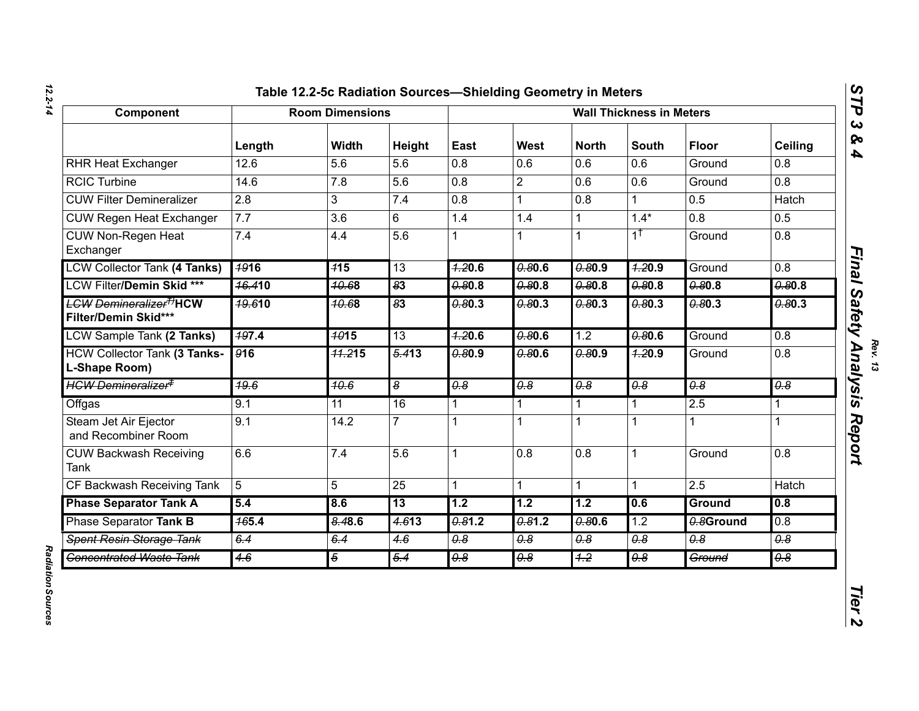# Table 12.2-5c Radiation Sources—Shielding Geometry in Meters

| Component | Room Dimensions | | | Wall Thickness in Meters | | | | | |
|---|---|---|---|---|---|---|---|---|---|
| | Length | Width | Height | East | West | North | South | Floor | Ceiling |
| RHR Heat Exchanger | 12.6 | 5.6 | 5.6 | 0.8 | 0.6 | 0.6 | 0.6 | Ground | 0.8 |
| RCIC Turbine | 14.6 | 7.8 | 5.6 | 0.8 | 2 | 0.6 | 0.6 | Ground | 0.8 |
| CUW Filter Demineralizer | 2.8 | 3 | 7.4 | 0.8 | 1 | 0.8 | 1 | 0.5 | Hatch |
| CUW Regen Heat Exchanger | 7.7 | 3.6 | 6 | 1.4 | 1.4 | 1 | 1.4* | 0.8 | 0.5 |
| CUW Non-Regen Heat Exchanger | 7.4 | 4.4 | 5.6 | 1 | 1 | 1 | 1[†] | Ground | 0.8 |
| LCW Collector Tank **(4 Tanks)** | ~~19~~**16** | ~~1~~**15** | 13 | ~~1.2~~**0.6** | ~~0.8~~**0.6** | ~~0.8~~**0.9** | ~~1.2~~**0.9** | Ground | 0.8 |
| LCW Filter**/Demin Skid \*\*\*** | ~~16.4~~**10** | ~~10.6~~**8** | ~~8~~**3** | ~~0.8~~**0.8** | ~~0.8~~**0.8** | ~~0.8~~**0.8** | ~~0.8~~**0.8** | ~~0.8~~**0.8** | ~~0.8~~**0.8** |
| ~~LCW Demineralizer[†]~~**HCW Filter/Demin Skid\*\*\*** | ~~19.6~~**10** | ~~10.6~~**8** | ~~8~~**3** | ~~0.8~~**0.3** | ~~0.8~~**0.3** | ~~0.8~~**0.3** | ~~0.8~~**0.3** | ~~0.8~~**0.3** | ~~0.8~~**0.3** |
| LCW Sample Tank **(2 Tanks)** | ~~19~~**7.4** | ~~10~~**15** | 13 | ~~1.2~~**0.6** | ~~0.8~~**0.6** | 1.2 | ~~0.8~~**0.6** | Ground | 0.8 |
| HCW Collector Tank **(3 Tanks-L-Shape Room)** | ~~9~~**16** | ~~11.2~~**15** | ~~5.4~~**13** | ~~0.8~~**0.9** | ~~0.8~~**0.6** | ~~0.8~~**0.9** | ~~1.2~~**0.9** | Ground | 0.8 |
| ~~HCW Demineralizer[‡]~~ | ~~19.6~~ | ~~10.6~~ | ~~8~~ | ~~0.8~~ | ~~0.8~~ | ~~0.8~~ | ~~0.8~~ | ~~0.8~~ | ~~0.8~~ |
| Offgas | 9.1 | 11 | 16 | 1 | 1 | 1 | 1 | 2.5 | 1 |
| Steam Jet Air Ejector and Recombiner Room | 9.1 | 14.2 | 7 | 1 | 1 | 1 | 1 | 1 | 1 |
| CUW Backwash Receiving Tank | 6.6 | 7.4 | 5.6 | 1 | 0.8 | 0.8 | 1 | Ground | 0.8 |
| CF Backwash Receiving Tank | 5 | 5 | 25 | 1 | 1 | 1 | 1 | 2.5 | Hatch |
| **Phase Separator Tank A** | **5.4** | **8.6** | **13** | **1.2** | **1.2** | **1.2** | **0.6** | **Ground** | **0.8** |
| Phase Separator **Tank B** | ~~16~~**5.4** | ~~8.4~~**8.6** | ~~4.6~~**13** | ~~0.8~~**1.2** | ~~0.8~~**1.2** | ~~0.8~~**0.6** | 1.2 | ~~0.8~~**Ground** | 0.8 |
| ~~Spent Resin Storage Tank~~ | ~~6.4~~ | ~~6.4~~ | ~~4.6~~ | ~~0.8~~ | ~~0.8~~ | ~~0.8~~ | ~~0.8~~ | ~~0.8~~ | ~~0.8~~ |
| ~~Concentrated Waste Tank~~ | ~~4.6~~ | ~~5~~ | ~~5.4~~ | ~~0.8~~ | ~~0.8~~ | ~~1.2~~ | ~~0.8~~ | ~~Ground~~ | ~~0.8~~ |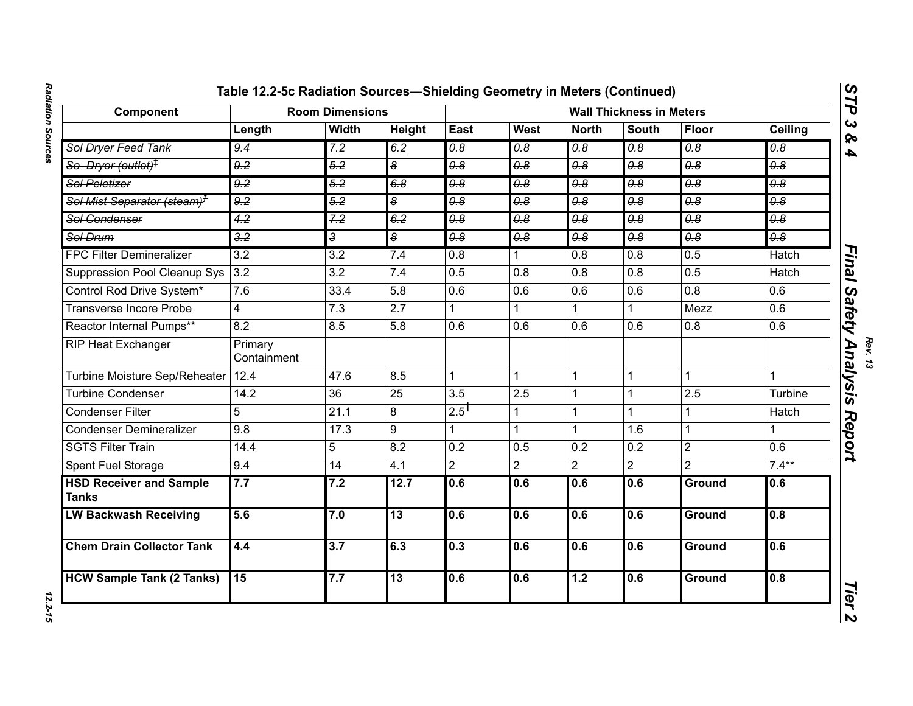## Table 12.2-5c Radiation Sources—Shielding Geometry in Meters (Continued)

| Component | Room Dimensions | | | Wall Thickness in Meters | | | | | |
|---|---|---|---|---|---|---|---|---|---|
| | Length | Width | Height | East | West | North | South | Floor | Ceiling |
| ~~Sol Dryer Feed Tank~~ | ~~9.4~~ | ~~7.2~~ | ~~6.2~~ | ~~0.8~~ | ~~0.8~~ | ~~0.8~~ | ~~0.8~~ | ~~0.8~~ | ~~0.8~~ |
| ~~So Dryer (outlet)‡~~ | ~~9.2~~ | ~~5.2~~ | ~~8~~ | ~~0.8~~ | ~~0.8~~ | ~~0.8~~ | ~~0.8~~ | ~~0.8~~ | ~~0.8~~ |
| ~~Sol Peletizer~~ | ~~9.2~~ | ~~5.2~~ | ~~6.8~~ | ~~0.8~~ | ~~0.8~~ | ~~0.8~~ | ~~0.8~~ | ~~0.8~~ | ~~0.8~~ |
| ~~Sol Mist Separator (steam)‡~~ | ~~9.2~~ | ~~5.2~~ | ~~8~~ | ~~0.8~~ | ~~0.8~~ | ~~0.8~~ | ~~0.8~~ | ~~0.8~~ | ~~0.8~~ |
| ~~Sol Condenser~~ | ~~4.2~~ | ~~7.2~~ | ~~6.2~~ | ~~0.8~~ | ~~0.8~~ | ~~0.8~~ | ~~0.8~~ | ~~0.8~~ | ~~0.8~~ |
| ~~Sol Drum~~ | ~~3.2~~ | ~~3~~ | ~~8~~ | ~~0.8~~ | ~~0.8~~ | ~~0.8~~ | ~~0.8~~ | ~~0.8~~ | ~~0.8~~ |
| FPC Filter Demineralizer | 3.2 | 3.2 | 7.4 | 0.8 | 1 | 0.8 | 0.8 | 0.5 | Hatch |
| Suppression Pool Cleanup Sys | 3.2 | 3.2 | 7.4 | 0.5 | 0.8 | 0.8 | 0.8 | 0.5 | Hatch |
| Control Rod Drive System* | 7.6 | 33.4 | 5.8 | 0.6 | 0.6 | 0.6 | 0.6 | 0.8 | 0.6 |
| Transverse Incore Probe | 4 | 7.3 | 2.7 | 1 | 1 | 1 | 1 | Mezz | 0.6 |
| Reactor Internal Pumps** | 8.2 | 8.5 | 5.8 | 0.6 | 0.6 | 0.6 | 0.6 | 0.8 | 0.6 |
| RIP Heat Exchanger | Primary Containment | | | | | | | | |
| Turbine Moisture Sep/Reheater | 12.4 | 47.6 | 8.5 | 1 | 1 | 1 | 1 | 1 | 1 |
| Turbine Condenser | 14.2 | 36 | 25 | 3.5 | 2.5 | 1 | 1 | 2.5 | Turbine |
| Condenser Filter | 5 | 21.1 | 8 | 2.5† | 1 | 1 | 1 | 1 | Hatch |
| Condenser Demineralizer | 9.8 | 17.3 | 9 | 1 | 1 | 1 | 1.6 | 1 | 1 |
| SGTS Filter Train | 14.4 | 5 | 8.2 | 0.2 | 0.5 | 0.2 | 0.2 | 2 | 0.6 |
| Spent Fuel Storage | 9.4 | 14 | 4.1 | 2 | 2 | 2 | 2 | 2 | 7.4** |
| **HSD Receiver and Sample Tanks** | **7.7** | **7.2** | **12.7** | **0.6** | **0.6** | **0.6** | **0.6** | **Ground** | **0.6** |
| **LW Backwash Receiving** | **5.6** | **7.0** | **13** | **0.6** | **0.6** | **0.6** | **0.6** | **Ground** | **0.8** |
| **Chem Drain Collector Tank** | **4.4** | **3.7** | **6.3** | **0.3** | **0.6** | **0.6** | **0.6** | **Ground** | **0.6** |
| **HCW Sample Tank (2 Tanks)** | **15** | **7.7** | **13** | **0.6** | **0.6** | **1.2** | **0.6** | **Ground** | **0.8** |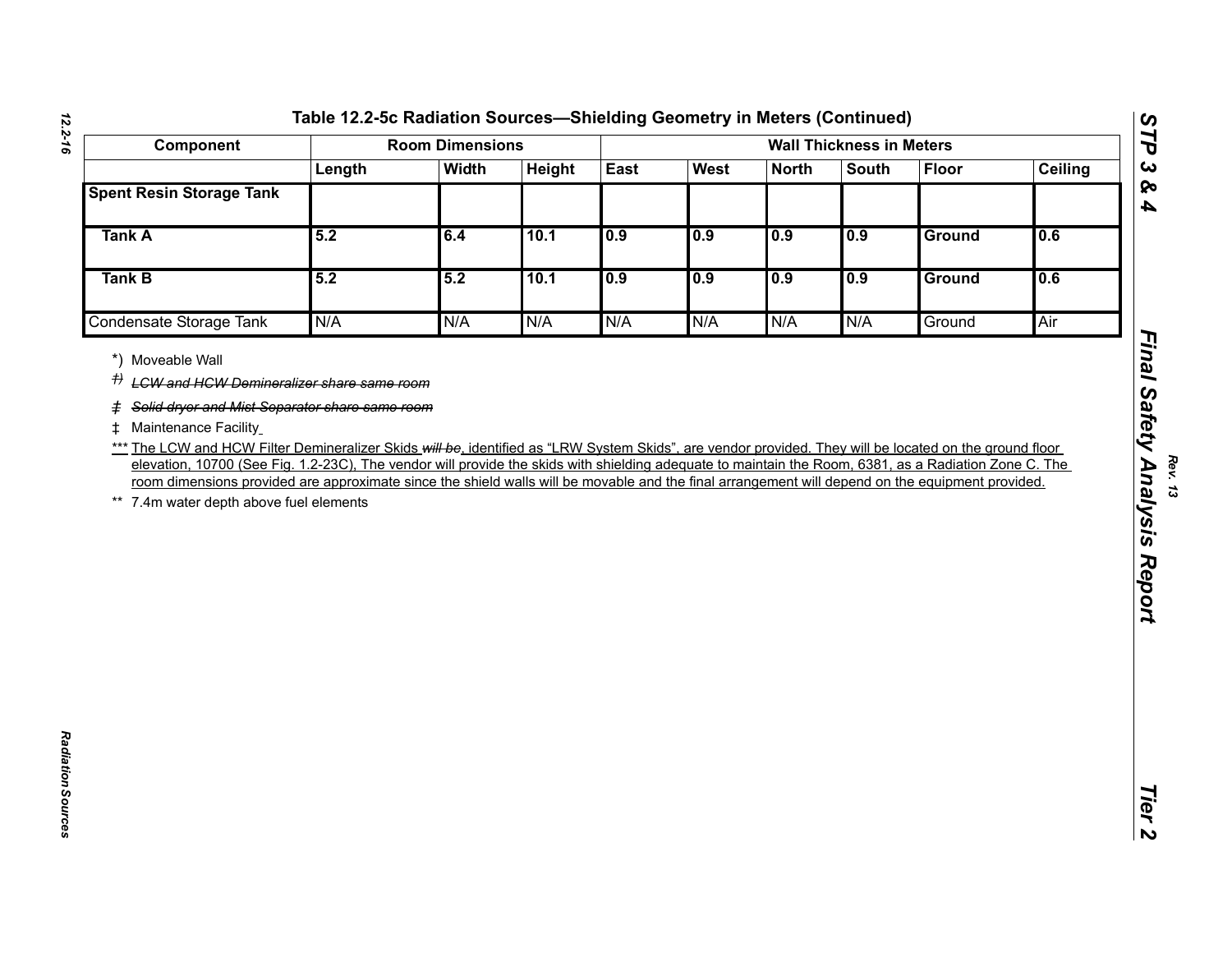## Table 12.2-5c Radiation Sources—Shielding Geometry in Meters (Continued)

| Component | Room Dimensions | | | Wall Thickness in Meters | | | | | |
|---|---|---|---|---|---|---|---|---|---|
| | Length | Width | Height | East | West | North | South | Floor | Ceiling |
| **Spent Resin Storage Tank** | | | | | | | | | |
| **Tank A** | **5.2** | **6.4** | **10.1** | **0.9** | **0.9** | **0.9** | **0.9** | **Ground** | **0.6** |
| **Tank B** | **5.2** | **5.2** | **10.1** | **0.9** | **0.9** | **0.9** | **0.9** | **Ground** | **0.6** |
| Condensate Storage Tank | N/A | N/A | N/A | N/A | N/A | N/A | N/A | Ground | Air |

*) Moveable Wall

~~†) *LCW and HCW Demineralizer share same room*~~

~~‡ *Solid dryer and Mist Separator share same room*~~

‡ Maintenance Facility

*** The LCW and HCW Filter Demineralizer Skids ~~*will be*~~, identified as “LRW System Skids”, are vendor provided. They will be located on the ground floor elevation, 10700 (See Fig. 1.2-23C), The vendor will provide the skids with shielding adequate to maintain the Room, 6381, as a Radiation Zone C. The room dimensions provided are approximate since the shield walls will be movable and the final arrangement will depend on the equipment provided.

** 7.4m water depth above fuel elements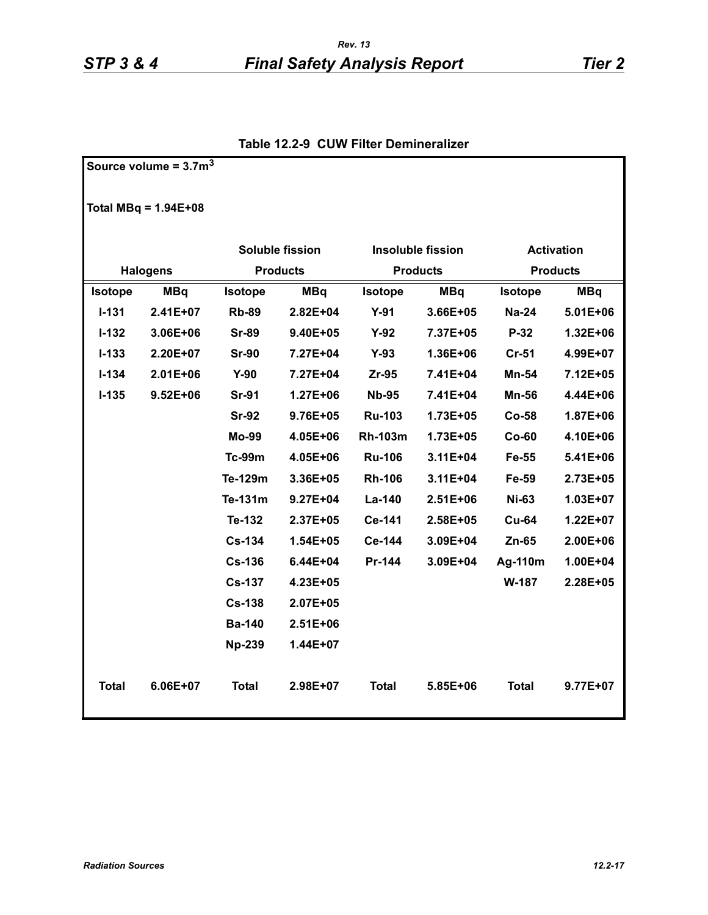**Table 12.2-9 CUW Filter Demineralizer**

Source volume = 3.7m$^3$

Total MBq = 1.94E+08

| Halogens | | Soluble fission Products | | Insoluble fission Products | | Activation Products | |
|---|---|---|---|---|---|---|---|
| Isotope | MBq | Isotope | MBq | Isotope | MBq | Isotope | MBq |
| I-131 | 2.41E+07 | Rb-89 | 2.82E+04 | Y-91 | 3.66E+05 | Na-24 | 5.01E+06 |
| I-132 | 3.06E+06 | Sr-89 | 9.40E+05 | Y-92 | 7.37E+05 | P-32 | 1.32E+06 |
| I-133 | 2.20E+07 | Sr-90 | 7.27E+04 | Y-93 | 1.36E+06 | Cr-51 | 4.99E+07 |
| I-134 | 2.01E+06 | Y-90 | 7.27E+04 | Zr-95 | 7.41E+04 | Mn-54 | 7.12E+05 |
| I-135 | 9.52E+06 | Sr-91 | 1.27E+06 | Nb-95 | 7.41E+04 | Mn-56 | 4.44E+06 |
| | | Sr-92 | 9.76E+05 | Ru-103 | 1.73E+05 | Co-58 | 1.87E+06 |
| | | Mo-99 | 4.05E+06 | Rh-103m | 1.73E+05 | Co-60 | 4.10E+06 |
| | | Tc-99m | 4.05E+06 | Ru-106 | 3.11E+04 | Fe-55 | 5.41E+06 |
| | | Te-129m | 3.36E+05 | Rh-106 | 3.11E+04 | Fe-59 | 2.73E+05 |
| | | Te-131m | 9.27E+04 | La-140 | 2.51E+06 | Ni-63 | 1.03E+07 |
| | | Te-132 | 2.37E+05 | Ce-141 | 2.58E+05 | Cu-64 | 1.22E+07 |
| | | Cs-134 | 1.54E+05 | Ce-144 | 3.09E+04 | Zn-65 | 2.00E+06 |
| | | Cs-136 | 6.44E+04 | Pr-144 | 3.09E+04 | Ag-110m | 1.00E+04 |
| | | Cs-137 | 4.23E+05 | | | W-187 | 2.28E+05 |
| | | Cs-138 | 2.07E+05 | | | | |
| | | Ba-140 | 2.51E+06 | | | | |
| | | Np-239 | 1.44E+07 | | | | |
| Total | 6.06E+07 | Total | 2.98E+07 | Total | 5.85E+06 | Total | 9.77E+07 |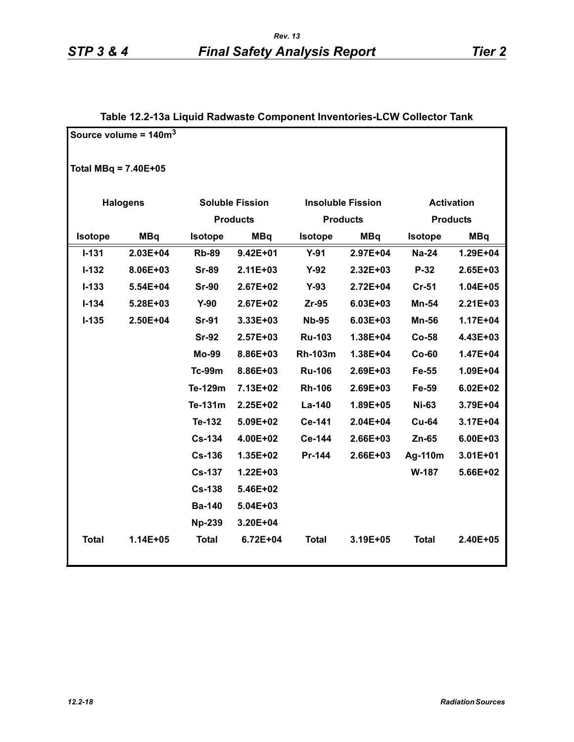## Table 12.2-13a Liquid Radwaste Component Inventories-LCW Collector Tank

Source volume = 140m$^3$

Total MBq = 7.40E+05

| Halogens | | Soluble Fission Products | | Insoluble Fission Products | | Activation Products | |
|---|---|---|---|---|---|---|---|
| Isotope | MBq | Isotope | MBq | Isotope | MBq | Isotope | MBq |
| I-131 | 2.03E+04 | Rb-89 | 9.42E+01 | Y-91 | 2.97E+04 | Na-24 | 1.29E+04 |
| I-132 | 8.06E+03 | Sr-89 | 2.11E+03 | Y-92 | 2.32E+03 | P-32 | 2.65E+03 |
| I-133 | 5.54E+04 | Sr-90 | 2.67E+02 | Y-93 | 2.72E+04 | Cr-51 | 1.04E+05 |
| I-134 | 5.28E+03 | Y-90 | 2.67E+02 | Zr-95 | 6.03E+03 | Mn-54 | 2.21E+03 |
| I-135 | 2.50E+04 | Sr-91 | 3.33E+03 | Nb-95 | 6.03E+03 | Mn-56 | 1.17E+04 |
| | | Sr-92 | 2.57E+03 | Ru-103 | 1.38E+04 | Co-58 | 4.43E+03 |
| | | Mo-99 | 8.86E+03 | Rh-103m | 1.38E+04 | Co-60 | 1.47E+04 |
| | | Tc-99m | 8.86E+03 | Ru-106 | 2.69E+03 | Fe-55 | 1.09E+04 |
| | | Te-129m | 7.13E+02 | Rh-106 | 2.69E+03 | Fe-59 | 6.02E+02 |
| | | Te-131m | 2.25E+02 | La-140 | 1.89E+05 | Ni-63 | 3.79E+04 |
| | | Te-132 | 5.09E+02 | Ce-141 | 2.04E+04 | Cu-64 | 3.17E+04 |
| | | Cs-134 | 4.00E+02 | Ce-144 | 2.66E+03 | Zn-65 | 6.00E+03 |
| | | Cs-136 | 1.35E+02 | Pr-144 | 2.66E+03 | Ag-110m | 3.01E+01 |
| | | Cs-137 | 1.22E+03 | | | W-187 | 5.66E+02 |
| | | Cs-138 | 5.46E+02 | | | | |
| | | Ba-140 | 5.04E+03 | | | | |
| | | Np-239 | 3.20E+04 | | | | |
| Total | 1.14E+05 | Total | 6.72E+04 | Total | 3.19E+05 | Total | 2.40E+05 |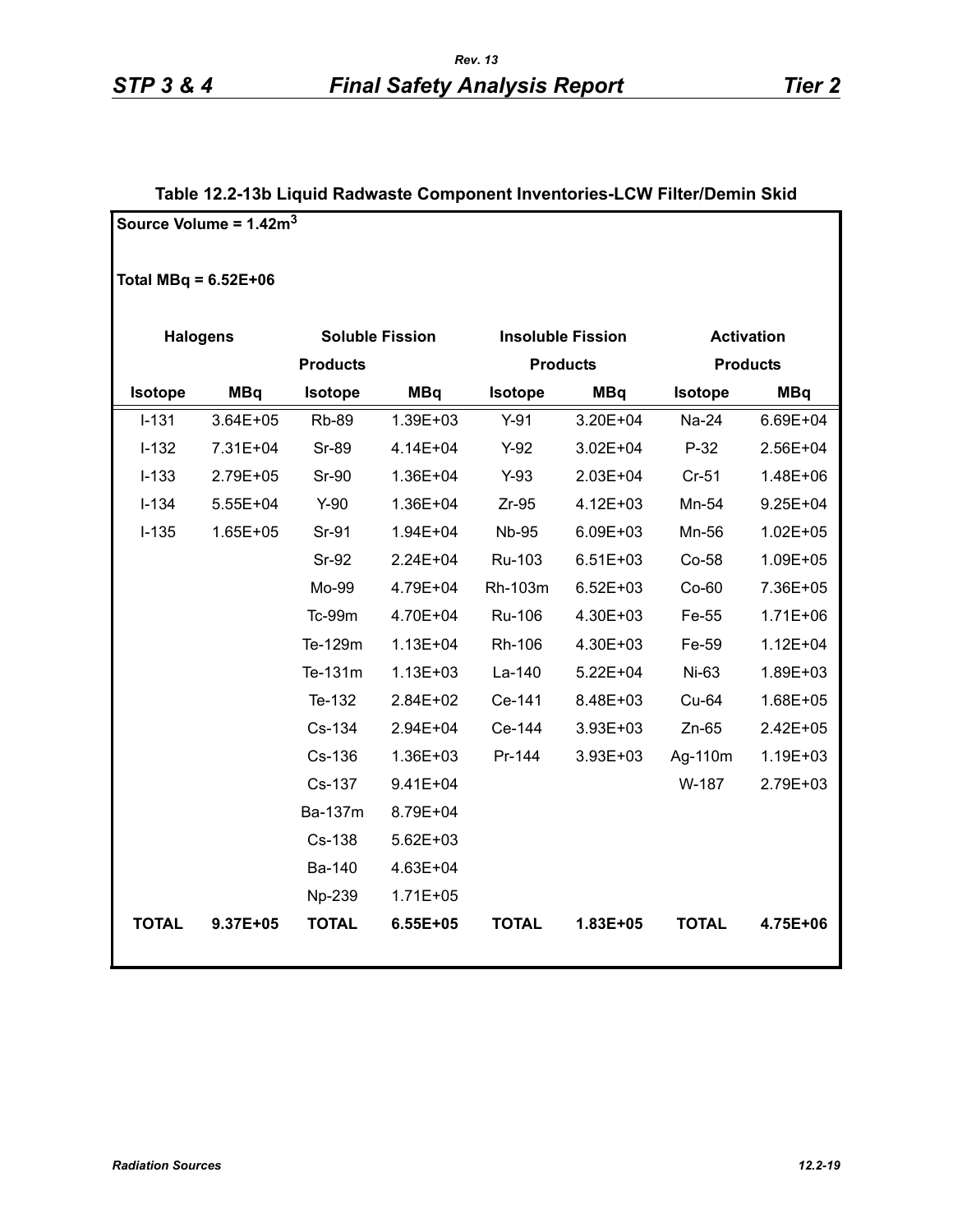### Table 12.2-13b Liquid Radwaste Component Inventories-LCW Filter/Demin Skid

Source Volume = 1.42m$^3$

Total MBq = 6.52E+06

| Halogens | | Soluble Fission Products | | Insoluble Fission Products | | Activation Products | |
|---|---|---|---|---|---|---|---|
| Isotope | MBq | Isotope | MBq | Isotope | MBq | Isotope | MBq |
| I-131 | 3.64E+05 | Rb-89 | 1.39E+03 | Y-91 | 3.20E+04 | Na-24 | 6.69E+04 |
| I-132 | 7.31E+04 | Sr-89 | 4.14E+04 | Y-92 | 3.02E+04 | P-32 | 2.56E+04 |
| I-133 | 2.79E+05 | Sr-90 | 1.36E+04 | Y-93 | 2.03E+04 | Cr-51 | 1.48E+06 |
| I-134 | 5.55E+04 | Y-90 | 1.36E+04 | Zr-95 | 4.12E+03 | Mn-54 | 9.25E+04 |
| I-135 | 1.65E+05 | Sr-91 | 1.94E+04 | Nb-95 | 6.09E+03 | Mn-56 | 1.02E+05 |
| | | Sr-92 | 2.24E+04 | Ru-103 | 6.51E+03 | Co-58 | 1.09E+05 |
| | | Mo-99 | 4.79E+04 | Rh-103m | 6.52E+03 | Co-60 | 7.36E+05 |
| | | Tc-99m | 4.70E+04 | Ru-106 | 4.30E+03 | Fe-55 | 1.71E+06 |
| | | Te-129m | 1.13E+04 | Rh-106 | 4.30E+03 | Fe-59 | 1.12E+04 |
| | | Te-131m | 1.13E+03 | La-140 | 5.22E+04 | Ni-63 | 1.89E+03 |
| | | Te-132 | 2.84E+02 | Ce-141 | 8.48E+03 | Cu-64 | 1.68E+05 |
| | | Cs-134 | 2.94E+04 | Ce-144 | 3.93E+03 | Zn-65 | 2.42E+05 |
| | | Cs-136 | 1.36E+03 | Pr-144 | 3.93E+03 | Ag-110m | 1.19E+03 |
| | | Cs-137 | 9.41E+04 | | | W-187 | 2.79E+03 |
| | | Ba-137m | 8.79E+04 | | | | |
| | | Cs-138 | 5.62E+03 | | | | |
| | | Ba-140 | 4.63E+04 | | | | |
| | | Np-239 | 1.71E+05 | | | | |
| **TOTAL** | **9.37E+05** | **TOTAL** | **6.55E+05** | **TOTAL** | **1.83E+05** | **TOTAL** | **4.75E+06** |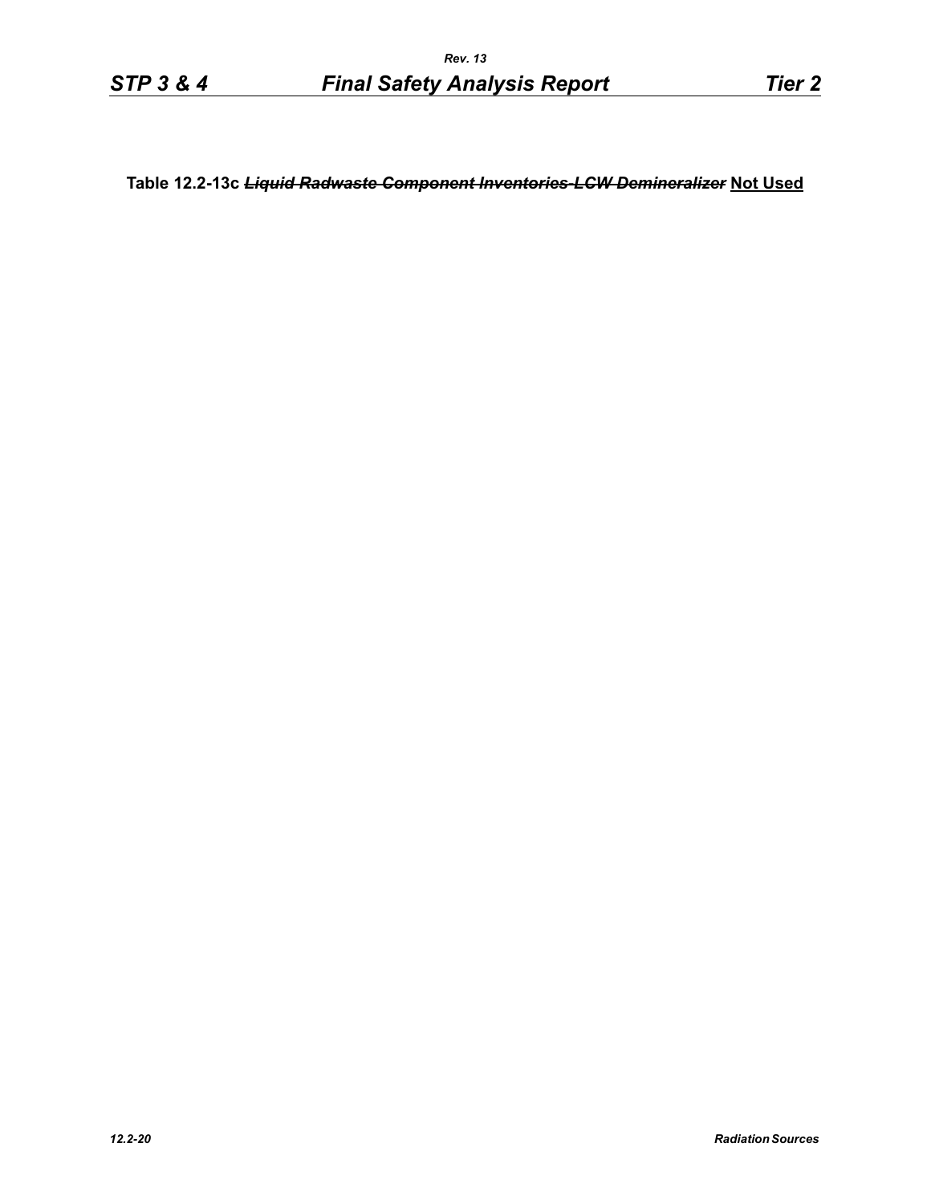**Table 12.2-13c ~~*Liquid Radwaste Component Inventories-LCW Demineralizer*~~ Not Used**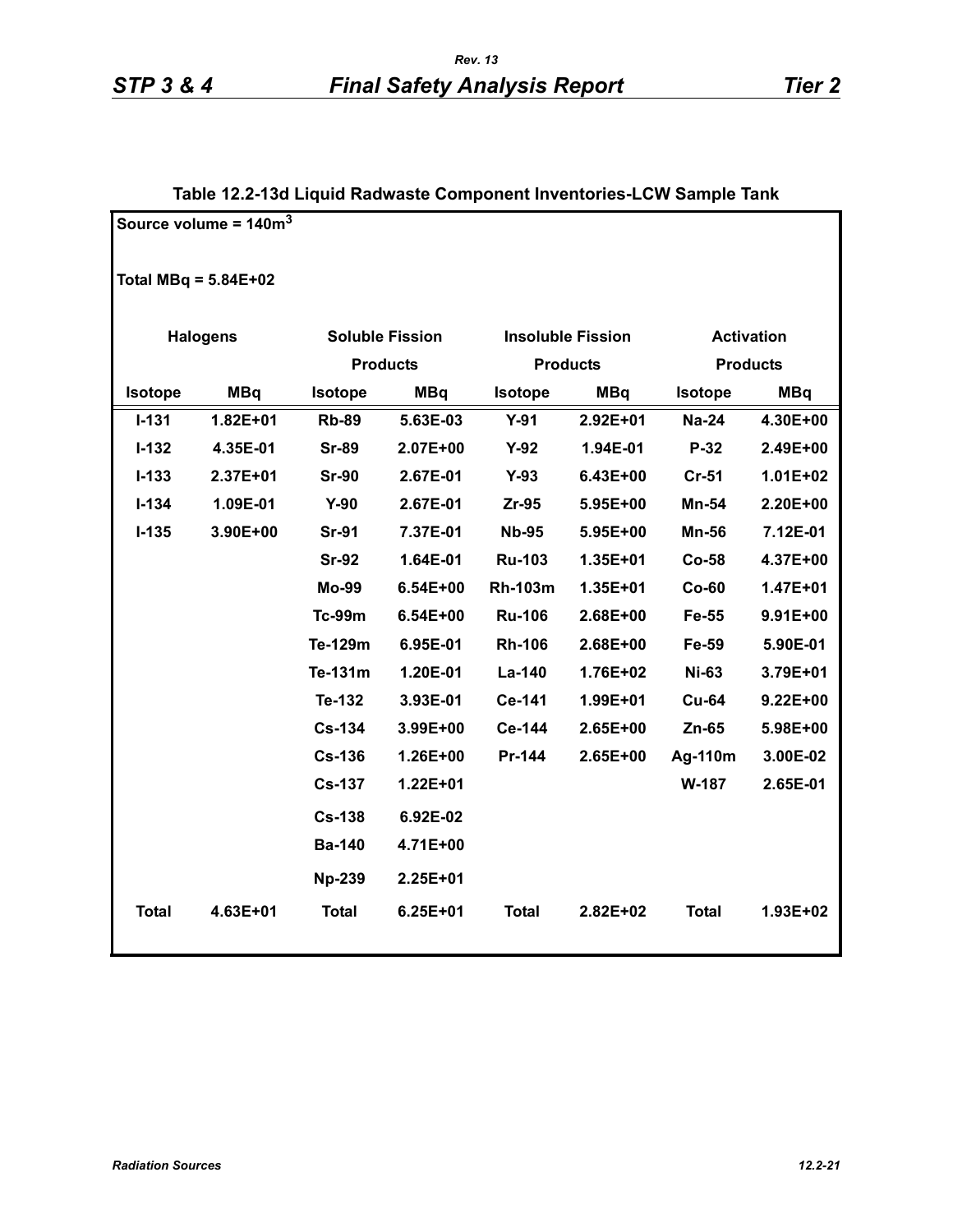## Table 12.2-13d Liquid Radwaste Component Inventories-LCW Sample Tank

Source volume = 140m$^3$

Total MBq = 5.84E+02

| Halogens | | Soluble Fission Products | | Insoluble Fission Products | | Activation Products | |
|---|---|---|---|---|---|---|---|
| Isotope | MBq | Isotope | MBq | Isotope | MBq | Isotope | MBq |
| I-131 | 1.82E+01 | Rb-89 | 5.63E-03 | Y-91 | 2.92E+01 | Na-24 | 4.30E+00 |
| I-132 | 4.35E-01 | Sr-89 | 2.07E+00 | Y-92 | 1.94E-01 | P-32 | 2.49E+00 |
| I-133 | 2.37E+01 | Sr-90 | 2.67E-01 | Y-93 | 6.43E+00 | Cr-51 | 1.01E+02 |
| I-134 | 1.09E-01 | Y-90 | 2.67E-01 | Zr-95 | 5.95E+00 | Mn-54 | 2.20E+00 |
| I-135 | 3.90E+00 | Sr-91 | 7.37E-01 | Nb-95 | 5.95E+00 | Mn-56 | 7.12E-01 |
| | | Sr-92 | 1.64E-01 | Ru-103 | 1.35E+01 | Co-58 | 4.37E+00 |
| | | Mo-99 | 6.54E+00 | Rh-103m | 1.35E+01 | Co-60 | 1.47E+01 |
| | | Tc-99m | 6.54E+00 | Ru-106 | 2.68E+00 | Fe-55 | 9.91E+00 |
| | | Te-129m | 6.95E-01 | Rh-106 | 2.68E+00 | Fe-59 | 5.90E-01 |
| | | Te-131m | 1.20E-01 | La-140 | 1.76E+02 | Ni-63 | 3.79E+01 |
| | | Te-132 | 3.93E-01 | Ce-141 | 1.99E+01 | Cu-64 | 9.22E+00 |
| | | Cs-134 | 3.99E+00 | Ce-144 | 2.65E+00 | Zn-65 | 5.98E+00 |
| | | Cs-136 | 1.26E+00 | Pr-144 | 2.65E+00 | Ag-110m | 3.00E-02 |
| | | Cs-137 | 1.22E+01 | | | W-187 | 2.65E-01 |
| | | Cs-138 | 6.92E-02 | | | | |
| | | Ba-140 | 4.71E+00 | | | | |
| | | Np-239 | 2.25E+01 | | | | |
| Total | 4.63E+01 | Total | 6.25E+01 | Total | 2.82E+02 | Total | 1.93E+02 |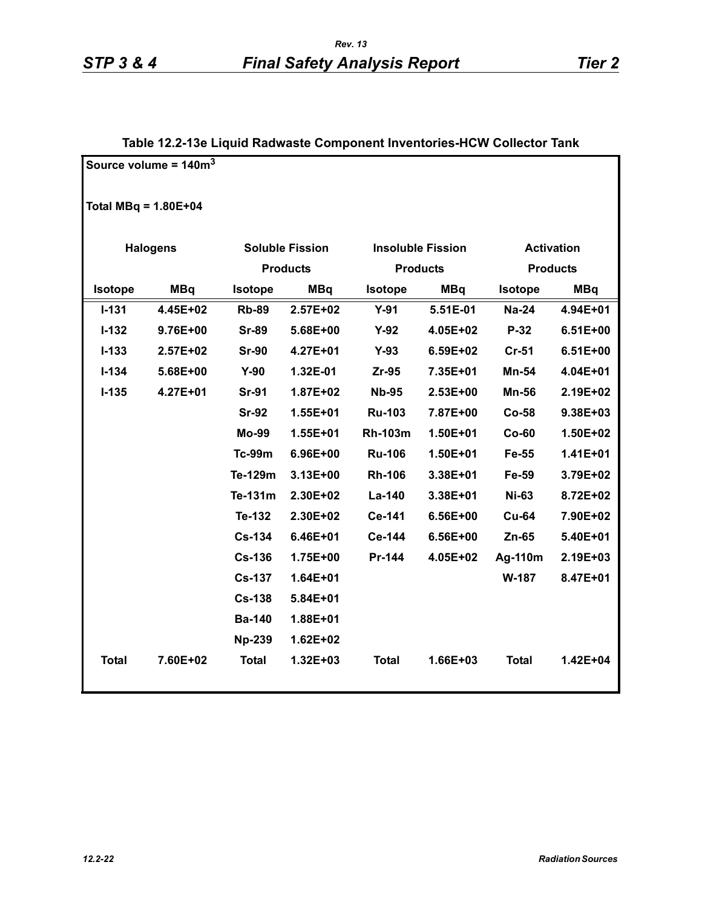### Table 12.2-13e Liquid Radwaste Component Inventories-HCW Collector Tank

Source volume = 140m$^3$

Total MBq = 1.80E+04

| Halogens | | Soluble Fission Products | | Insoluble Fission Products | | Activation Products | |
|---|---|---|---|---|---|---|---|
| Isotope | MBq | Isotope | MBq | Isotope | MBq | Isotope | MBq |
| I-131 | 4.45E+02 | Rb-89 | 2.57E+02 | Y-91 | 5.51E-01 | Na-24 | 4.94E+01 |
| I-132 | 9.76E+00 | Sr-89 | 5.68E+00 | Y-92 | 4.05E+02 | P-32 | 6.51E+00 |
| I-133 | 2.57E+02 | Sr-90 | 4.27E+01 | Y-93 | 6.59E+02 | Cr-51 | 6.51E+00 |
| I-134 | 5.68E+00 | Y-90 | 1.32E-01 | Zr-95 | 7.35E+01 | Mn-54 | 4.04E+01 |
| I-135 | 4.27E+01 | Sr-91 | 1.87E+02 | Nb-95 | 2.53E+00 | Mn-56 | 2.19E+02 |
| | | Sr-92 | 1.55E+01 | Ru-103 | 7.87E+00 | Co-58 | 9.38E+03 |
| | | Mo-99 | 1.55E+01 | Rh-103m | 1.50E+01 | Co-60 | 1.50E+02 |
| | | Tc-99m | 6.96E+00 | Ru-106 | 1.50E+01 | Fe-55 | 1.41E+01 |
| | | Te-129m | 3.13E+00 | Rh-106 | 3.38E+01 | Fe-59 | 3.79E+02 |
| | | Te-131m | 2.30E+02 | La-140 | 3.38E+01 | Ni-63 | 8.72E+02 |
| | | Te-132 | 2.30E+02 | Ce-141 | 6.56E+00 | Cu-64 | 7.90E+02 |
| | | Cs-134 | 6.46E+01 | Ce-144 | 6.56E+00 | Zn-65 | 5.40E+01 |
| | | Cs-136 | 1.75E+00 | Pr-144 | 4.05E+02 | Ag-110m | 2.19E+03 |
| | | Cs-137 | 1.64E+01 | | | W-187 | 8.47E+01 |
| | | Cs-138 | 5.84E+01 | | | | |
| | | Ba-140 | 1.88E+01 | | | | |
| | | Np-239 | 1.62E+02 | | | | |
| Total | 7.60E+02 | Total | 1.32E+03 | Total | 1.66E+03 | Total | 1.42E+04 |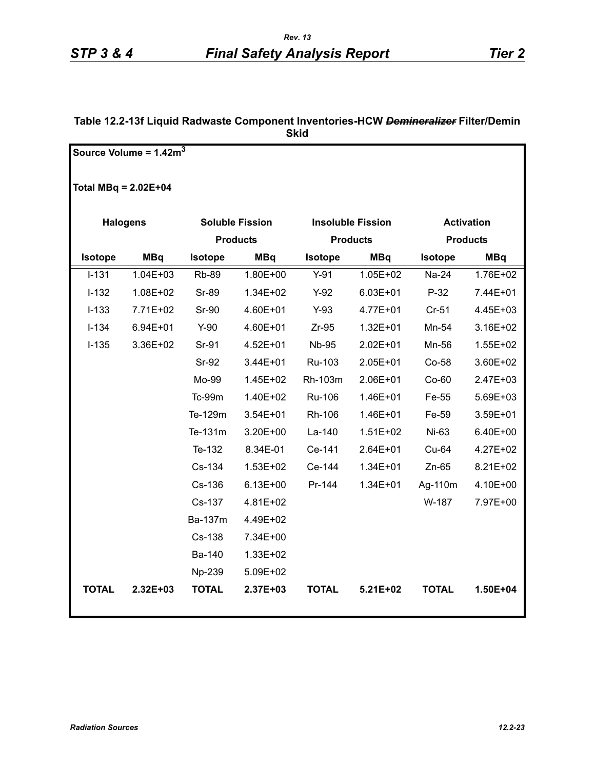**Table 12.2-13f Liquid Radwaste Component Inventories-HCW ~~*Demineralizer*~~ Filter/Demin Skid**

**Source Volume = 1.42m$^3$**

**Total MBq = 2.02E+04**

| Halogens | | Soluble Fission Products | | Insoluble Fission Products | | Activation Products | |
|---|---|---|---|---|---|---|---|
| **Isotope** | **MBq** | **Isotope** | **MBq** | **Isotope** | **MBq** | **Isotope** | **MBq** |
| I-131 | 1.04E+03 | Rb-89 | 1.80E+00 | Y-91 | 1.05E+02 | Na-24 | 1.76E+02 |
| I-132 | 1.08E+02 | Sr-89 | 1.34E+02 | Y-92 | 6.03E+01 | P-32 | 7.44E+01 |
| I-133 | 7.71E+02 | Sr-90 | 4.60E+01 | Y-93 | 4.77E+01 | Cr-51 | 4.45E+03 |
| I-134 | 6.94E+01 | Y-90 | 4.60E+01 | Zr-95 | 1.32E+01 | Mn-54 | 3.16E+02 |
| I-135 | 3.36E+02 | Sr-91 | 4.52E+01 | Nb-95 | 2.02E+01 | Mn-56 | 1.55E+02 |
| | | Sr-92 | 3.44E+01 | Ru-103 | 2.05E+01 | Co-58 | 3.60E+02 |
| | | Mo-99 | 1.45E+02 | Rh-103m | 2.06E+01 | Co-60 | 2.47E+03 |
| | | Tc-99m | 1.40E+02 | Ru-106 | 1.46E+01 | Fe-55 | 5.69E+03 |
| | | Te-129m | 3.54E+01 | Rh-106 | 1.46E+01 | Fe-59 | 3.59E+01 |
| | | Te-131m | 3.20E+00 | La-140 | 1.51E+02 | Ni-63 | 6.40E+00 |
| | | Te-132 | 8.34E-01 | Ce-141 | 2.64E+01 | Cu-64 | 4.27E+02 |
| | | Cs-134 | 1.53E+02 | Ce-144 | 1.34E+01 | Zn-65 | 8.21E+02 |
| | | Cs-136 | 6.13E+00 | Pr-144 | 1.34E+01 | Ag-110m | 4.10E+00 |
| | | Cs-137 | 4.81E+02 | | | W-187 | 7.97E+00 |
| | | Ba-137m | 4.49E+02 | | | | |
| | | Cs-138 | 7.34E+00 | | | | |
| | | Ba-140 | 1.33E+02 | | | | |
| | | Np-239 | 5.09E+02 | | | | |
| **TOTAL** | **2.32E+03** | **TOTAL** | **2.37E+03** | **TOTAL** | **5.21E+02** | **TOTAL** | **1.50E+04** |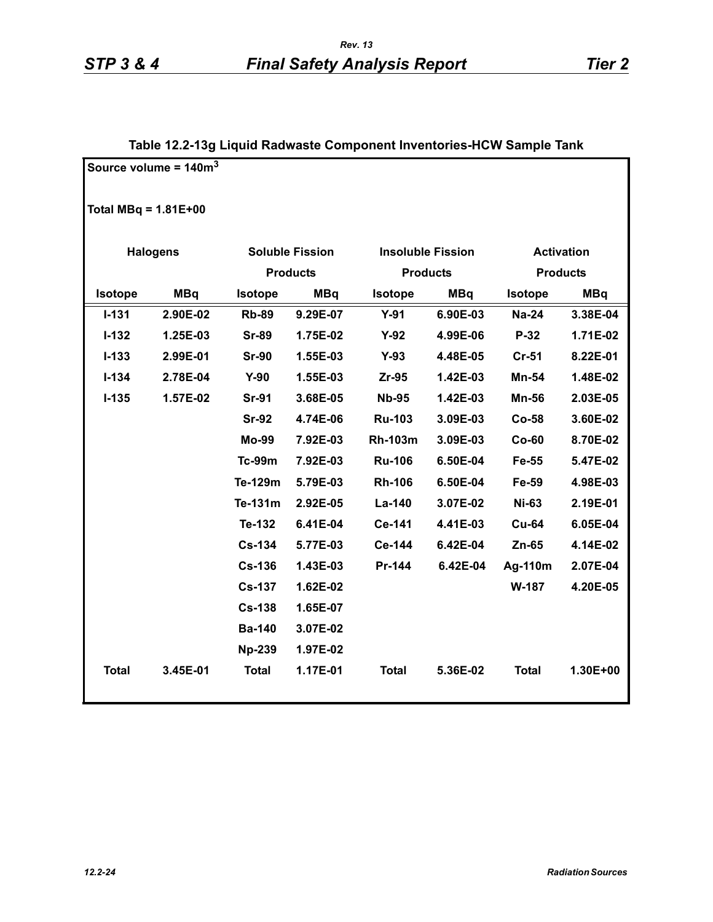### Table 12.2-13g Liquid Radwaste Component Inventories-HCW Sample Tank

Source volume = 140m$^3$

Total MBq = 1.81E+00

| Halogens | | Soluble Fission Products | | Insoluble Fission Products | | Activation Products | |
|---|---|---|---|---|---|---|---|
| **Isotope** | **MBq** | **Isotope** | **MBq** | **Isotope** | **MBq** | **Isotope** | **MBq** |
| I-131 | 2.90E-02 | Rb-89 | 9.29E-07 | Y-91 | 6.90E-03 | Na-24 | 3.38E-04 |
| I-132 | 1.25E-03 | Sr-89 | 1.75E-02 | Y-92 | 4.99E-06 | P-32 | 1.71E-02 |
| I-133 | 2.99E-01 | Sr-90 | 1.55E-03 | Y-93 | 4.48E-05 | Cr-51 | 8.22E-01 |
| I-134 | 2.78E-04 | Y-90 | 1.55E-03 | Zr-95 | 1.42E-03 | Mn-54 | 1.48E-02 |
| I-135 | 1.57E-02 | Sr-91 | 3.68E-05 | Nb-95 | 1.42E-03 | Mn-56 | 2.03E-05 |
| | | Sr-92 | 4.74E-06 | Ru-103 | 3.09E-03 | Co-58 | 3.60E-02 |
| | | Mo-99 | 7.92E-03 | Rh-103m | 3.09E-03 | Co-60 | 8.70E-02 |
| | | Tc-99m | 7.92E-03 | Ru-106 | 6.50E-04 | Fe-55 | 5.47E-02 |
| | | Te-129m | 5.79E-03 | Rh-106 | 6.50E-04 | Fe-59 | 4.98E-03 |
| | | Te-131m | 2.92E-05 | La-140 | 3.07E-02 | Ni-63 | 2.19E-01 |
| | | Te-132 | 6.41E-04 | Ce-141 | 4.41E-03 | Cu-64 | 6.05E-04 |
| | | Cs-134 | 5.77E-03 | Ce-144 | 6.42E-04 | Zn-65 | 4.14E-02 |
| | | Cs-136 | 1.43E-03 | Pr-144 | 6.42E-04 | Ag-110m | 2.07E-04 |
| | | Cs-137 | 1.62E-02 | | | W-187 | 4.20E-05 |
| | | Cs-138 | 1.65E-07 | | | | |
| | | Ba-140 | 3.07E-02 | | | | |
| | | Np-239 | 1.97E-02 | | | | |
| **Total** | 3.45E-01 | **Total** | 1.17E-01 | **Total** | 5.36E-02 | **Total** | 1.30E+00 |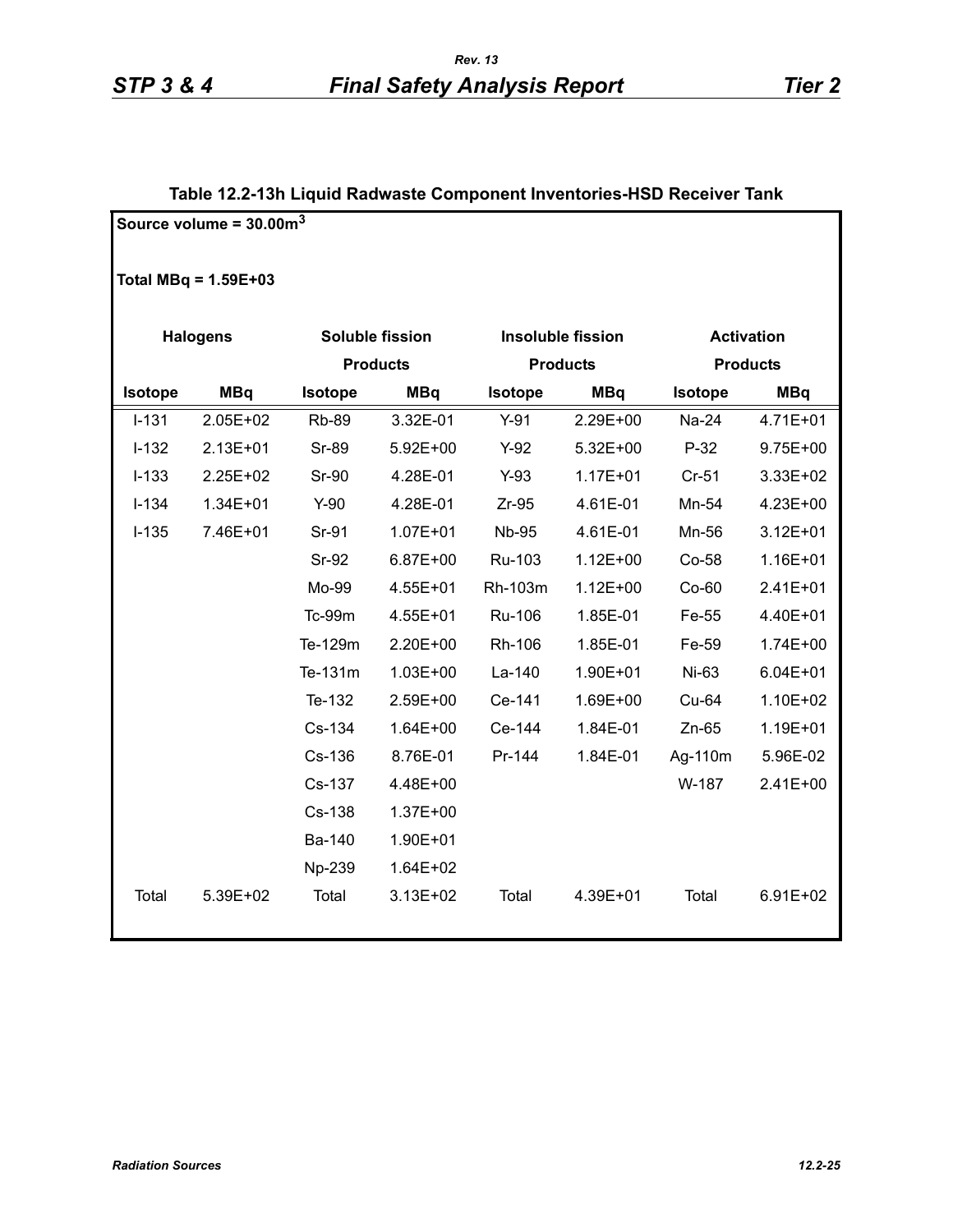### Table 12.2-13h Liquid Radwaste Component Inventories-HSD Receiver Tank

Source volume = 30.00m$^3$

Total MBq = 1.59E+03

| Halogens | | Soluble fission Products | | Insoluble fission Products | | Activation Products | |
|---|---|---|---|---|---|---|---|
| Isotope | MBq | Isotope | MBq | Isotope | MBq | Isotope | MBq |
| I-131 | 2.05E+02 | Rb-89 | 3.32E-01 | Y-91 | 2.29E+00 | Na-24 | 4.71E+01 |
| I-132 | 2.13E+01 | Sr-89 | 5.92E+00 | Y-92 | 5.32E+00 | P-32 | 9.75E+00 |
| I-133 | 2.25E+02 | Sr-90 | 4.28E-01 | Y-93 | 1.17E+01 | Cr-51 | 3.33E+02 |
| I-134 | 1.34E+01 | Y-90 | 4.28E-01 | Zr-95 | 4.61E-01 | Mn-54 | 4.23E+00 |
| I-135 | 7.46E+01 | Sr-91 | 1.07E+01 | Nb-95 | 4.61E-01 | Mn-56 | 3.12E+01 |
| | | Sr-92 | 6.87E+00 | Ru-103 | 1.12E+00 | Co-58 | 1.16E+01 |
| | | Mo-99 | 4.55E+01 | Rh-103m | 1.12E+00 | Co-60 | 2.41E+01 |
| | | Tc-99m | 4.55E+01 | Ru-106 | 1.85E-01 | Fe-55 | 4.40E+01 |
| | | Te-129m | 2.20E+00 | Rh-106 | 1.85E-01 | Fe-59 | 1.74E+00 |
| | | Te-131m | 1.03E+00 | La-140 | 1.90E+01 | Ni-63 | 6.04E+01 |
| | | Te-132 | 2.59E+00 | Ce-141 | 1.69E+00 | Cu-64 | 1.10E+02 |
| | | Cs-134 | 1.64E+00 | Ce-144 | 1.84E-01 | Zn-65 | 1.19E+01 |
| | | Cs-136 | 8.76E-01 | Pr-144 | 1.84E-01 | Ag-110m | 5.96E-02 |
| | | Cs-137 | 4.48E+00 | | | W-187 | 2.41E+00 |
| | | Cs-138 | 1.37E+00 | | | | |
| | | Ba-140 | 1.90E+01 | | | | |
| | | Np-239 | 1.64E+02 | | | | |
| Total | 5.39E+02 | Total | 3.13E+02 | Total | 4.39E+01 | Total | 6.91E+02 |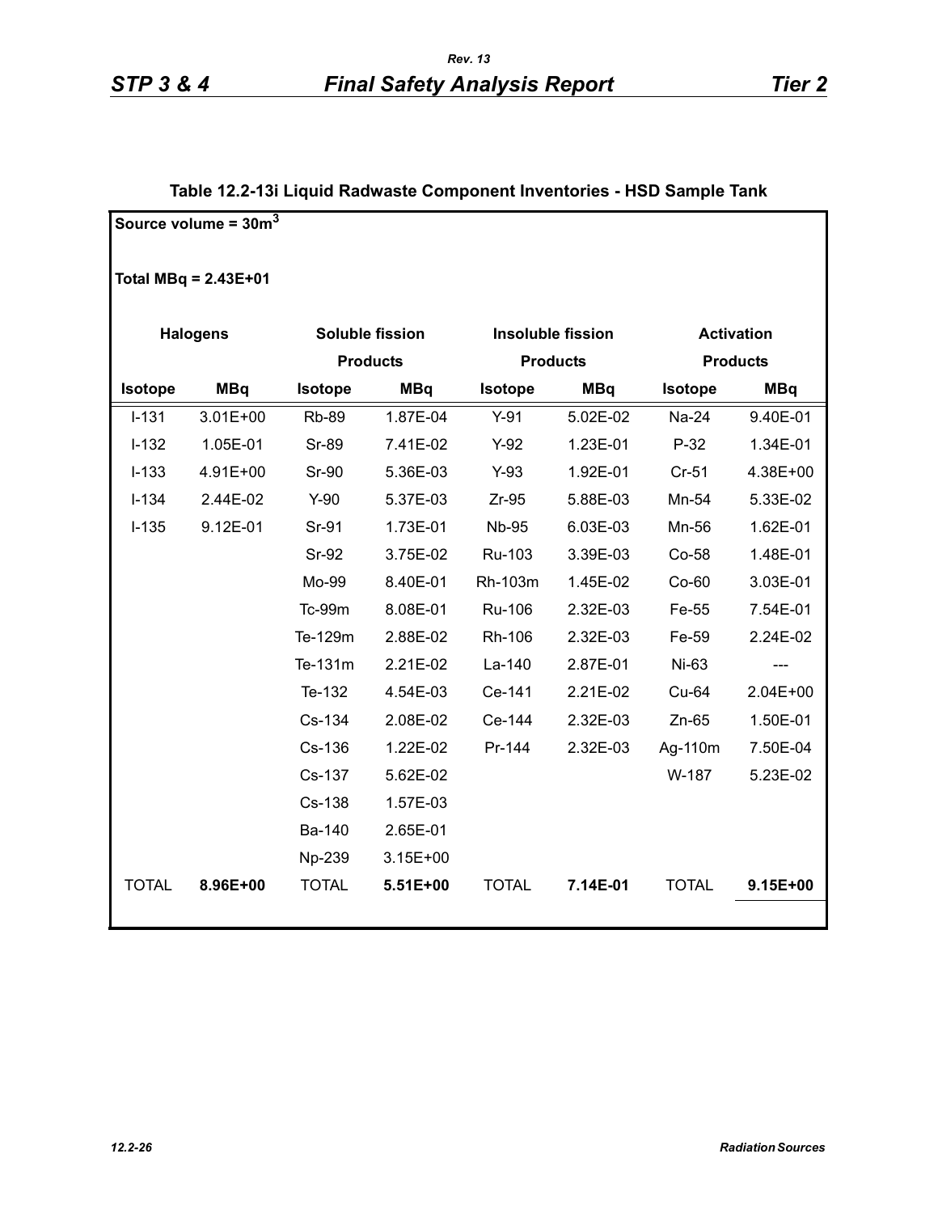**Table 12.2-13i Liquid Radwaste Component Inventories - HSD Sample Tank**

Source volume = 30m$^3$

Total MBq = 2.43E+01

| Halogens | | Soluble fission Products | | Insoluble fission Products | | Activation Products | |
|---|---|---|---|---|---|---|---|
| Isotope | MBq | Isotope | MBq | Isotope | MBq | Isotope | MBq |
| I-131 | 3.01E+00 | Rb-89 | 1.87E-04 | Y-91 | 5.02E-02 | Na-24 | 9.40E-01 |
| I-132 | 1.05E-01 | Sr-89 | 7.41E-02 | Y-92 | 1.23E-01 | P-32 | 1.34E-01 |
| I-133 | 4.91E+00 | Sr-90 | 5.36E-03 | Y-93 | 1.92E-01 | Cr-51 | 4.38E+00 |
| I-134 | 2.44E-02 | Y-90 | 5.37E-03 | Zr-95 | 5.88E-03 | Mn-54 | 5.33E-02 |
| I-135 | 9.12E-01 | Sr-91 | 1.73E-01 | Nb-95 | 6.03E-03 | Mn-56 | 1.62E-01 |
| | | Sr-92 | 3.75E-02 | Ru-103 | 3.39E-03 | Co-58 | 1.48E-01 |
| | | Mo-99 | 8.40E-01 | Rh-103m | 1.45E-02 | Co-60 | 3.03E-01 |
| | | Tc-99m | 8.08E-01 | Ru-106 | 2.32E-03 | Fe-55 | 7.54E-01 |
| | | Te-129m | 2.88E-02 | Rh-106 | 2.32E-03 | Fe-59 | 2.24E-02 |
| | | Te-131m | 2.21E-02 | La-140 | 2.87E-01 | Ni-63 | --- |
| | | Te-132 | 4.54E-03 | Ce-141 | 2.21E-02 | Cu-64 | 2.04E+00 |
| | | Cs-134 | 2.08E-02 | Ce-144 | 2.32E-03 | Zn-65 | 1.50E-01 |
| | | Cs-136 | 1.22E-02 | Pr-144 | 2.32E-03 | Ag-110m | 7.50E-04 |
| | | Cs-137 | 5.62E-02 | | | W-187 | 5.23E-02 |
| | | Cs-138 | 1.57E-03 | | | | |
| | | Ba-140 | 2.65E-01 | | | | |
| | | Np-239 | 3.15E+00 | | | | |
| TOTAL | **8.96E+00** | TOTAL | **5.51E+00** | TOTAL | **7.14E-01** | TOTAL | **9.15E+00** |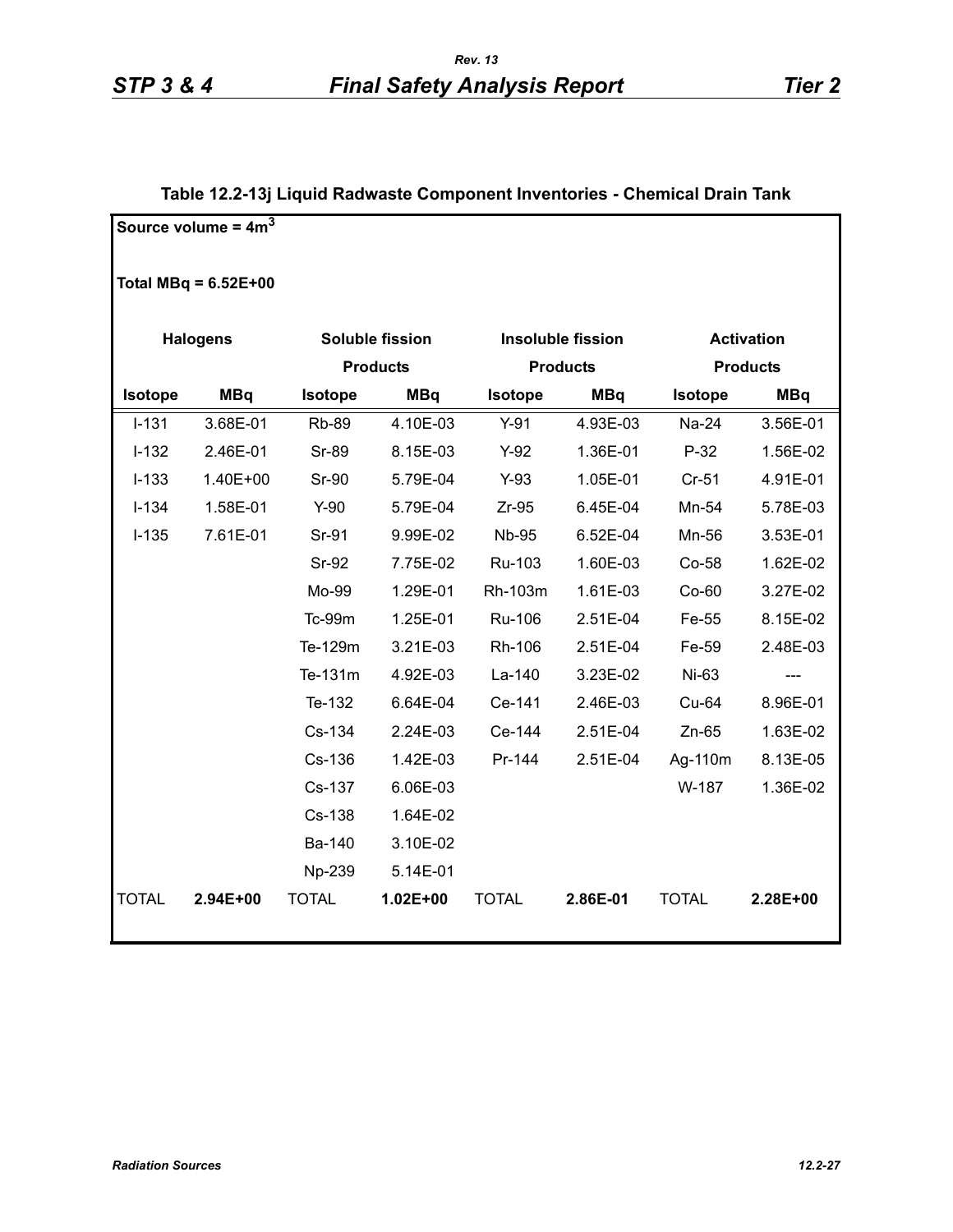**Table 12.2-13j Liquid Radwaste Component Inventories - Chemical Drain Tank**

**Source volume = 4m$^3$**

**Total MBq = 6.52E+00**

| Halogens | | Soluble fission Products | | Insoluble fission Products | | Activation Products | |
|---|---|---|---|---|---|---|---|
| **Isotope** | **MBq** | **Isotope** | **MBq** | **Isotope** | **MBq** | **Isotope** | **MBq** |
| I-131 | 3.68E-01 | Rb-89 | 4.10E-03 | Y-91 | 4.93E-03 | Na-24 | 3.56E-01 |
| I-132 | 2.46E-01 | Sr-89 | 8.15E-03 | Y-92 | 1.36E-01 | P-32 | 1.56E-02 |
| I-133 | 1.40E+00 | Sr-90 | 5.79E-04 | Y-93 | 1.05E-01 | Cr-51 | 4.91E-01 |
| I-134 | 1.58E-01 | Y-90 | 5.79E-04 | Zr-95 | 6.45E-04 | Mn-54 | 5.78E-03 |
| I-135 | 7.61E-01 | Sr-91 | 9.99E-02 | Nb-95 | 6.52E-04 | Mn-56 | 3.53E-01 |
| | | Sr-92 | 7.75E-02 | Ru-103 | 1.60E-03 | Co-58 | 1.62E-02 |
| | | Mo-99 | 1.29E-01 | Rh-103m | 1.61E-03 | Co-60 | 3.27E-02 |
| | | Tc-99m | 1.25E-01 | Ru-106 | 2.51E-04 | Fe-55 | 8.15E-02 |
| | | Te-129m | 3.21E-03 | Rh-106 | 2.51E-04 | Fe-59 | 2.48E-03 |
| | | Te-131m | 4.92E-03 | La-140 | 3.23E-02 | Ni-63 | --- |
| | | Te-132 | 6.64E-04 | Ce-141 | 2.46E-03 | Cu-64 | 8.96E-01 |
| | | Cs-134 | 2.24E-03 | Ce-144 | 2.51E-04 | Zn-65 | 1.63E-02 |
| | | Cs-136 | 1.42E-03 | Pr-144 | 2.51E-04 | Ag-110m | 8.13E-05 |
| | | Cs-137 | 6.06E-03 | | | W-187 | 1.36E-02 |
| | | Cs-138 | 1.64E-02 | | | | |
| | | Ba-140 | 3.10E-02 | | | | |
| | | Np-239 | 5.14E-01 | | | | |
| TOTAL | **2.94E+00** | TOTAL | **1.02E+00** | TOTAL | **2.86E-01** | TOTAL | **2.28E+00** |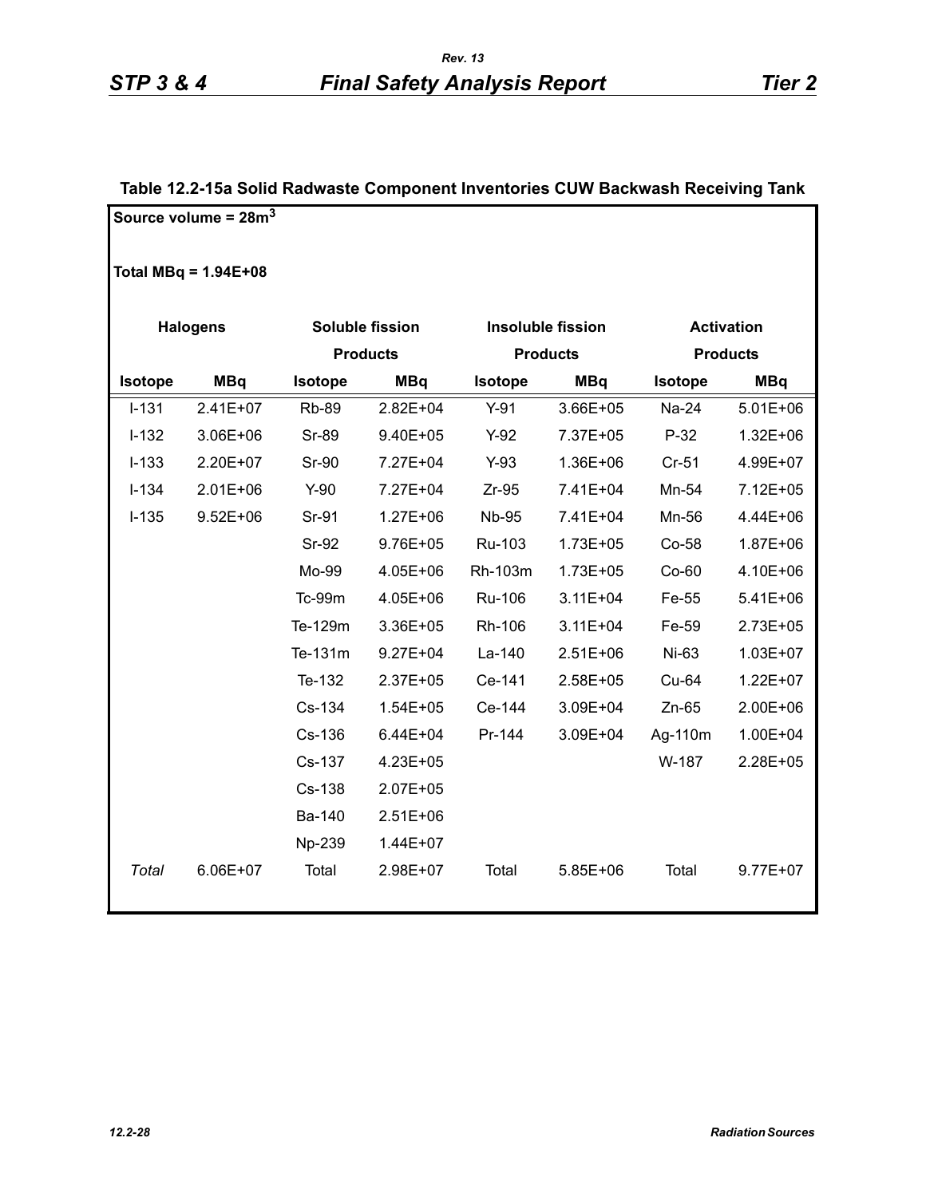**Table 12.2-15a Solid Radwaste Component Inventories CUW Backwash Receiving Tank**

Source volume = 28m$^3$

Total MBq = 1.94E+08

| Halogens | | Soluble fission Products | | Insoluble fission Products | | Activation Products | |
|---|---|---|---|---|---|---|---|
| **Isotope** | **MBq** | **Isotope** | **MBq** | **Isotope** | **MBq** | **Isotope** | **MBq** |
| I-131 | 2.41E+07 | Rb-89 | 2.82E+04 | Y-91 | 3.66E+05 | Na-24 | 5.01E+06 |
| I-132 | 3.06E+06 | Sr-89 | 9.40E+05 | Y-92 | 7.37E+05 | P-32 | 1.32E+06 |
| I-133 | 2.20E+07 | Sr-90 | 7.27E+04 | Y-93 | 1.36E+06 | Cr-51 | 4.99E+07 |
| I-134 | 2.01E+06 | Y-90 | 7.27E+04 | Zr-95 | 7.41E+04 | Mn-54 | 7.12E+05 |
| I-135 | 9.52E+06 | Sr-91 | 1.27E+06 | Nb-95 | 7.41E+04 | Mn-56 | 4.44E+06 |
| | | Sr-92 | 9.76E+05 | Ru-103 | 1.73E+05 | Co-58 | 1.87E+06 |
| | | Mo-99 | 4.05E+06 | Rh-103m | 1.73E+05 | Co-60 | 4.10E+06 |
| | | Tc-99m | 4.05E+06 | Ru-106 | 3.11E+04 | Fe-55 | 5.41E+06 |
| | | Te-129m | 3.36E+05 | Rh-106 | 3.11E+04 | Fe-59 | 2.73E+05 |
| | | Te-131m | 9.27E+04 | La-140 | 2.51E+06 | Ni-63 | 1.03E+07 |
| | | Te-132 | 2.37E+05 | Ce-141 | 2.58E+05 | Cu-64 | 1.22E+07 |
| | | Cs-134 | 1.54E+05 | Ce-144 | 3.09E+04 | Zn-65 | 2.00E+06 |
| | | Cs-136 | 6.44E+04 | Pr-144 | 3.09E+04 | Ag-110m | 1.00E+04 |
| | | Cs-137 | 4.23E+05 | | | W-187 | 2.28E+05 |
| | | Cs-138 | 2.07E+05 | | | | |
| | | Ba-140 | 2.51E+06 | | | | |
| | | Np-239 | 1.44E+07 | | | | |
| *Total* | 6.06E+07 | Total | 2.98E+07 | Total | 5.85E+06 | Total | 9.77E+07 |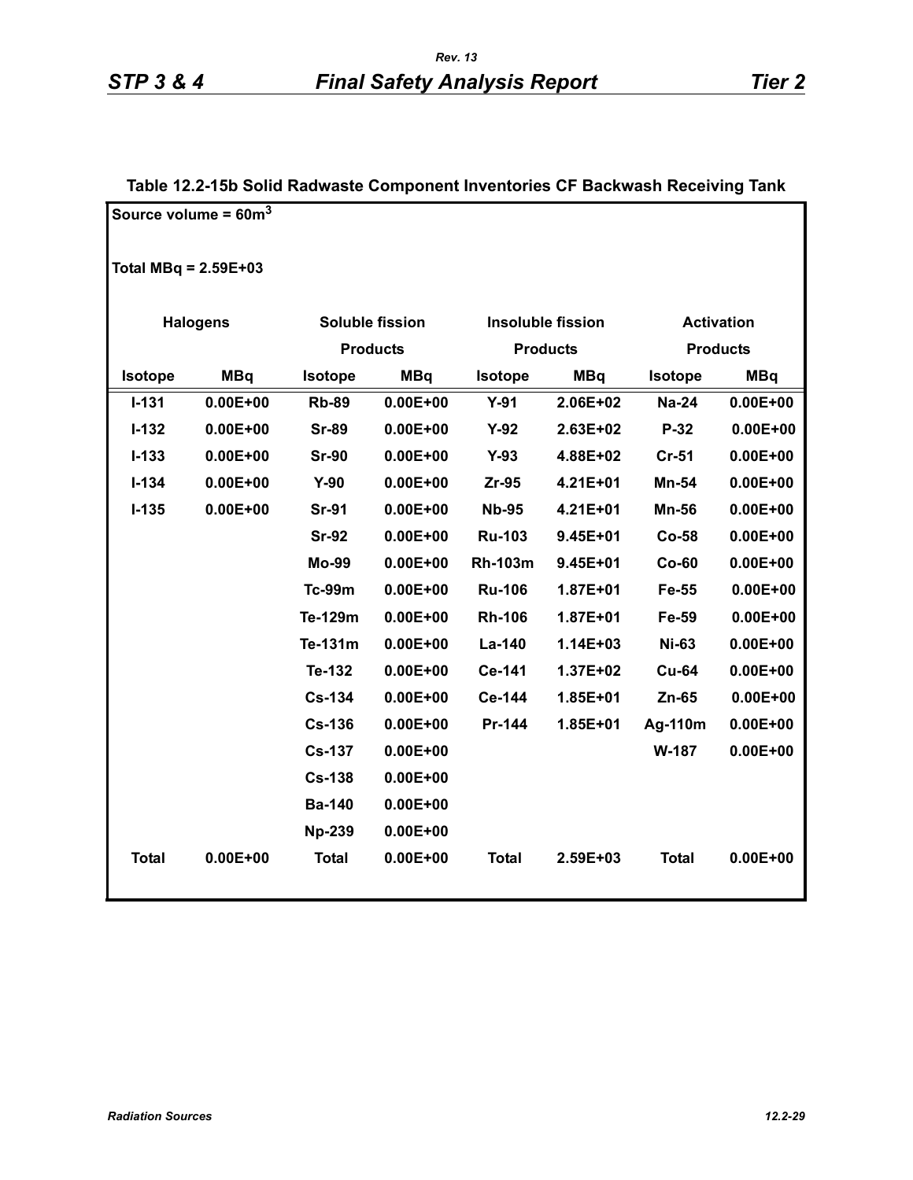**Table 12.2-15b Solid Radwaste Component Inventories CF Backwash Receiving Tank**

Source volume = $60m^3$

Total MBq = 2.59E+03

| Halogens | | Soluble fission Products | | Insoluble fission Products | | Activation Products | |
|---|---|---|---|---|---|---|---|
| Isotope | MBq | Isotope | MBq | Isotope | MBq | Isotope | MBq |
| I-131 | 0.00E+00 | Rb-89 | 0.00E+00 | Y-91 | 2.06E+02 | Na-24 | 0.00E+00 |
| I-132 | 0.00E+00 | Sr-89 | 0.00E+00 | Y-92 | 2.63E+02 | P-32 | 0.00E+00 |
| I-133 | 0.00E+00 | Sr-90 | 0.00E+00 | Y-93 | 4.88E+02 | Cr-51 | 0.00E+00 |
| I-134 | 0.00E+00 | Y-90 | 0.00E+00 | Zr-95 | 4.21E+01 | Mn-54 | 0.00E+00 |
| I-135 | 0.00E+00 | Sr-91 | 0.00E+00 | Nb-95 | 4.21E+01 | Mn-56 | 0.00E+00 |
| | | Sr-92 | 0.00E+00 | Ru-103 | 9.45E+01 | Co-58 | 0.00E+00 |
| | | Mo-99 | 0.00E+00 | Rh-103m | 9.45E+01 | Co-60 | 0.00E+00 |
| | | Tc-99m | 0.00E+00 | Ru-106 | 1.87E+01 | Fe-55 | 0.00E+00 |
| | | Te-129m | 0.00E+00 | Rh-106 | 1.87E+01 | Fe-59 | 0.00E+00 |
| | | Te-131m | 0.00E+00 | La-140 | 1.14E+03 | Ni-63 | 0.00E+00 |
| | | Te-132 | 0.00E+00 | Ce-141 | 1.37E+02 | Cu-64 | 0.00E+00 |
| | | Cs-134 | 0.00E+00 | Ce-144 | 1.85E+01 | Zn-65 | 0.00E+00 |
| | | Cs-136 | 0.00E+00 | Pr-144 | 1.85E+01 | Ag-110m | 0.00E+00 |
| | | Cs-137 | 0.00E+00 | | | W-187 | 0.00E+00 |
| | | Cs-138 | 0.00E+00 | | | | |
| | | Ba-140 | 0.00E+00 | | | | |
| | | Np-239 | 0.00E+00 | | | | |
| Total | 0.00E+00 | Total | 0.00E+00 | Total | 2.59E+03 | Total | 0.00E+00 |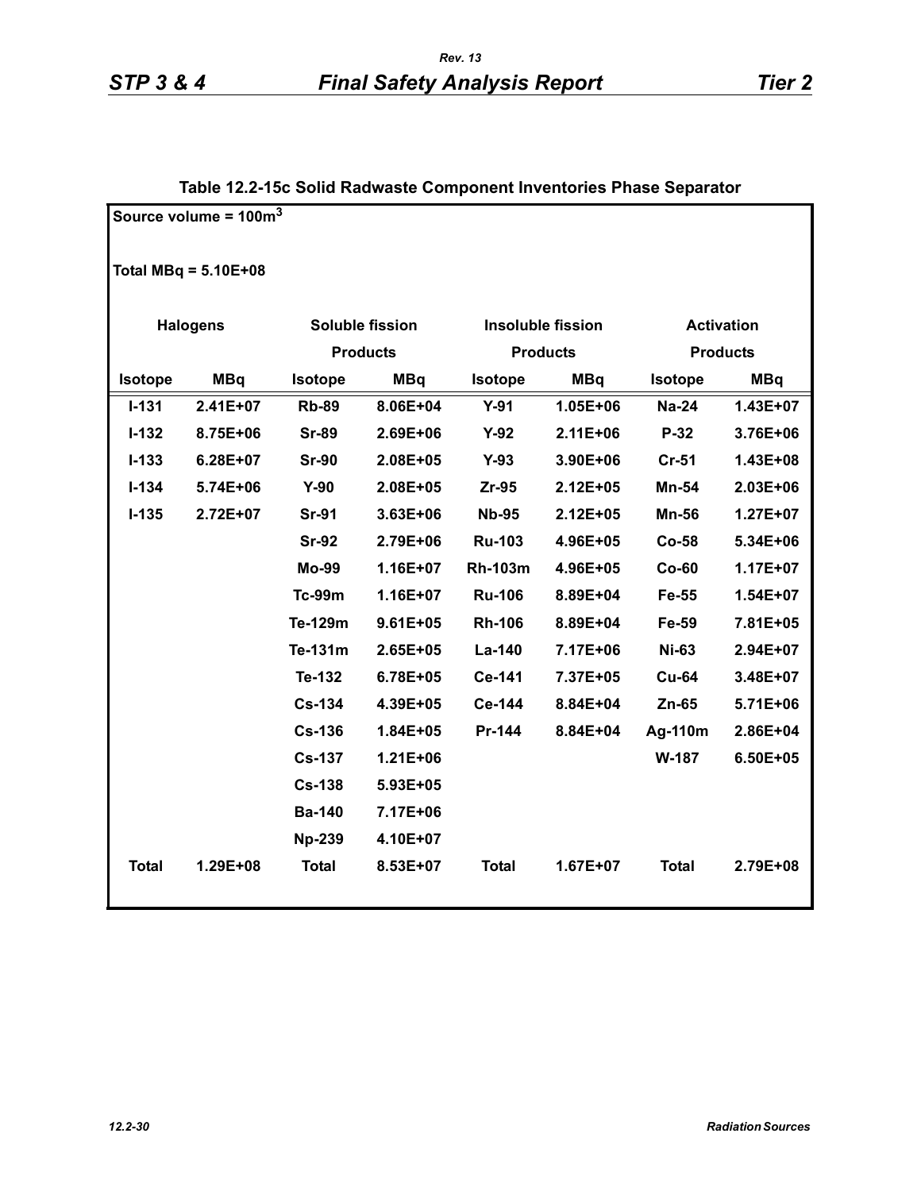**Table 12.2-15c Solid Radwaste Component Inventories Phase Separator**

Source volume = 100m$^3$

Total MBq = 5.10E+08

| Halogens | | Soluble fission Products | | Insoluble fission Products | | Activation Products | |
|---|---|---|---|---|---|---|---|
| Isotope | MBq | Isotope | MBq | Isotope | MBq | Isotope | MBq |
| I-131 | 2.41E+07 | Rb-89 | 8.06E+04 | Y-91 | 1.05E+06 | Na-24 | 1.43E+07 |
| I-132 | 8.75E+06 | Sr-89 | 2.69E+06 | Y-92 | 2.11E+06 | P-32 | 3.76E+06 |
| I-133 | 6.28E+07 | Sr-90 | 2.08E+05 | Y-93 | 3.90E+06 | Cr-51 | 1.43E+08 |
| I-134 | 5.74E+06 | Y-90 | 2.08E+05 | Zr-95 | 2.12E+05 | Mn-54 | 2.03E+06 |
| I-135 | 2.72E+07 | Sr-91 | 3.63E+06 | Nb-95 | 2.12E+05 | Mn-56 | 1.27E+07 |
| | | Sr-92 | 2.79E+06 | Ru-103 | 4.96E+05 | Co-58 | 5.34E+06 |
| | | Mo-99 | 1.16E+07 | Rh-103m | 4.96E+05 | Co-60 | 1.17E+07 |
| | | Tc-99m | 1.16E+07 | Ru-106 | 8.89E+04 | Fe-55 | 1.54E+07 |
| | | Te-129m | 9.61E+05 | Rh-106 | 8.89E+04 | Fe-59 | 7.81E+05 |
| | | Te-131m | 2.65E+05 | La-140 | 7.17E+06 | Ni-63 | 2.94E+07 |
| | | Te-132 | 6.78E+05 | Ce-141 | 7.37E+05 | Cu-64 | 3.48E+07 |
| | | Cs-134 | 4.39E+05 | Ce-144 | 8.84E+04 | Zn-65 | 5.71E+06 |
| | | Cs-136 | 1.84E+05 | Pr-144 | 8.84E+04 | Ag-110m | 2.86E+04 |
| | | Cs-137 | 1.21E+06 | | | W-187 | 6.50E+05 |
| | | Cs-138 | 5.93E+05 | | | | |
| | | Ba-140 | 7.17E+06 | | | | |
| | | Np-239 | 4.10E+07 | | | | |
| Total | 1.29E+08 | Total | 8.53E+07 | Total | 1.67E+07 | Total | 2.79E+08 |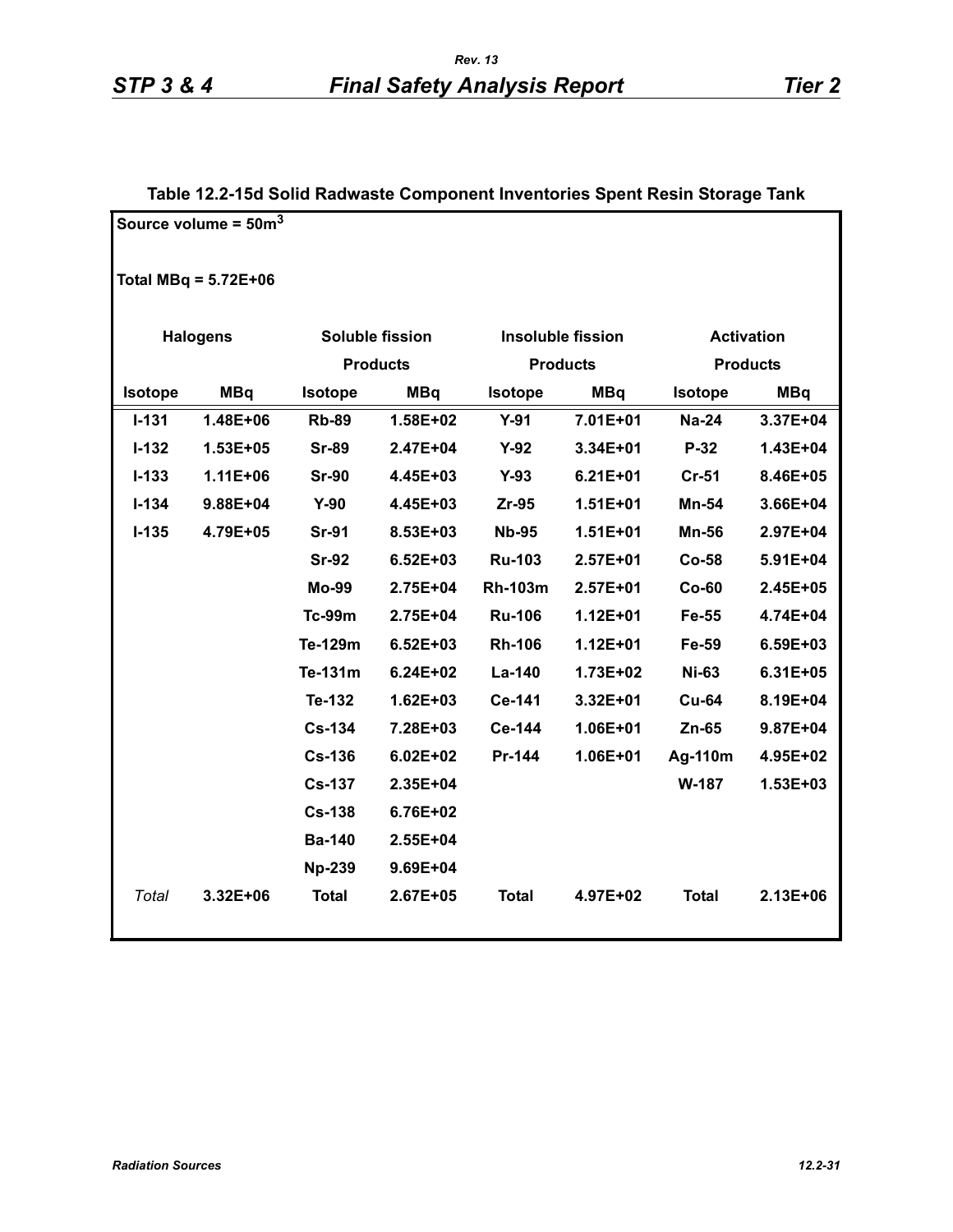**Table 12.2-15d Solid Radwaste Component Inventories Spent Resin Storage Tank**

**Source volume = 50m$^3$**

**Total MBq = 5.72E+06**

| Halogens | | Soluble fission Products | | Insoluble fission Products | | Activation Products | |
|---|---|---|---|---|---|---|---|
| **Isotope** | **MBq** | **Isotope** | **MBq** | **Isotope** | **MBq** | **Isotope** | **MBq** |
| I-131 | 1.48E+06 | Rb-89 | 1.58E+02 | Y-91 | 7.01E+01 | Na-24 | 3.37E+04 |
| I-132 | 1.53E+05 | Sr-89 | 2.47E+04 | Y-92 | 3.34E+01 | P-32 | 1.43E+04 |
| I-133 | 1.11E+06 | Sr-90 | 4.45E+03 | Y-93 | 6.21E+01 | Cr-51 | 8.46E+05 |
| I-134 | 9.88E+04 | Y-90 | 4.45E+03 | Zr-95 | 1.51E+01 | Mn-54 | 3.66E+04 |
| I-135 | 4.79E+05 | Sr-91 | 8.53E+03 | Nb-95 | 1.51E+01 | Mn-56 | 2.97E+04 |
| | | Sr-92 | 6.52E+03 | Ru-103 | 2.57E+01 | Co-58 | 5.91E+04 |
| | | Mo-99 | 2.75E+04 | Rh-103m | 2.57E+01 | Co-60 | 2.45E+05 |
| | | Tc-99m | 2.75E+04 | Ru-106 | 1.12E+01 | Fe-55 | 4.74E+04 |
| | | Te-129m | 6.52E+03 | Rh-106 | 1.12E+01 | Fe-59 | 6.59E+03 |
| | | Te-131m | 6.24E+02 | La-140 | 1.73E+02 | Ni-63 | 6.31E+05 |
| | | Te-132 | 1.62E+03 | Ce-141 | 3.32E+01 | Cu-64 | 8.19E+04 |
| | | Cs-134 | 7.28E+03 | Ce-144 | 1.06E+01 | Zn-65 | 9.87E+04 |
| | | Cs-136 | 6.02E+02 | Pr-144 | 1.06E+01 | Ag-110m | 4.95E+02 |
| | | Cs-137 | 2.35E+04 | | | W-187 | 1.53E+03 |
| | | Cs-138 | 6.76E+02 | | | | |
| | | Ba-140 | 2.55E+04 | | | | |
| | | Np-239 | 9.69E+04 | | | | |
| *Total* | 3.32E+06 | Total | 2.67E+05 | Total | 4.97E+02 | Total | 2.13E+06 |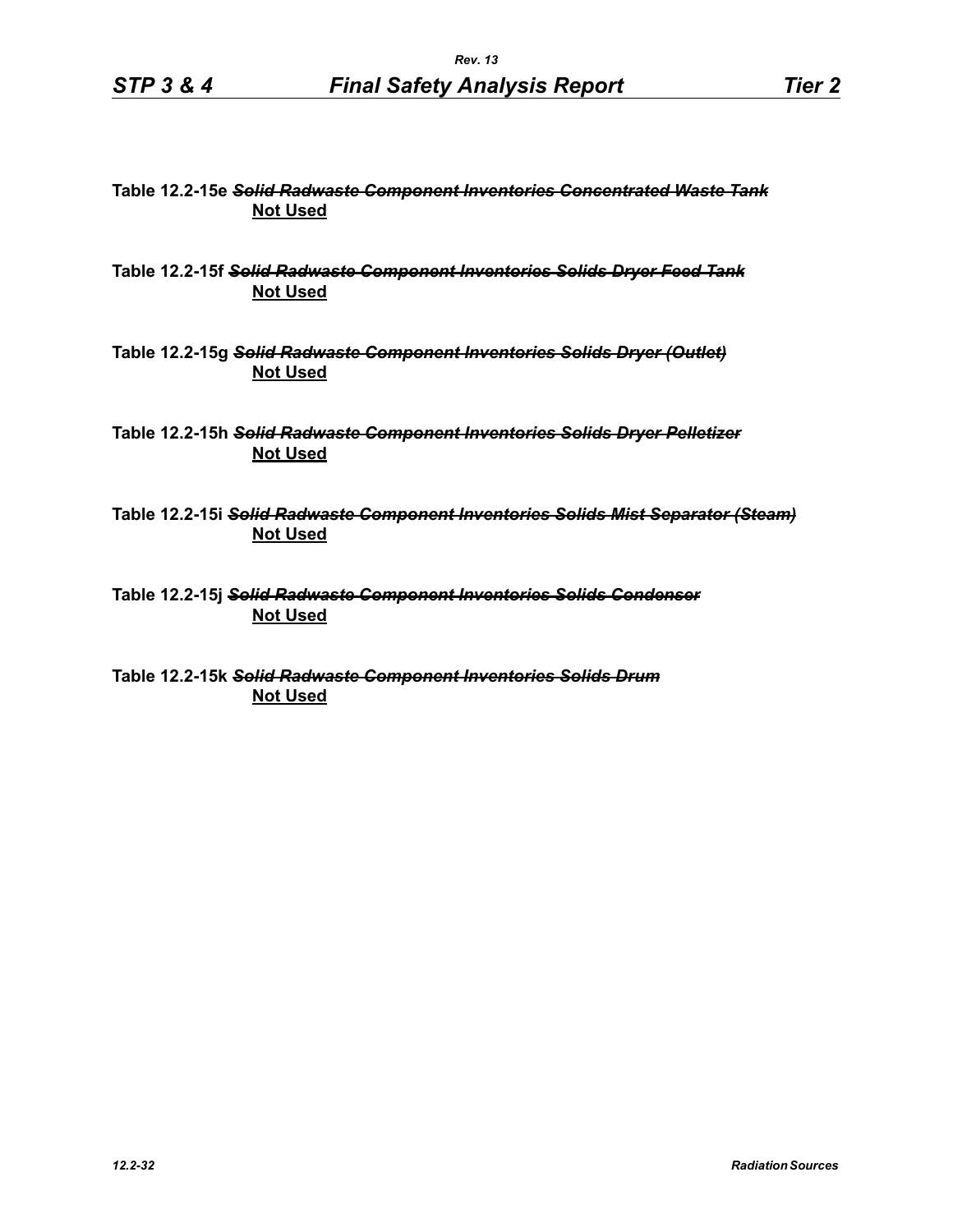**Table 12.2-15e** ~~***Solid Radwaste Component Inventories Concentrated Waste Tank***~~
**Not Used**

**Table 12.2-15f** ~~***Solid Radwaste Component Inventories Solids Dryer Feed Tank***~~
**Not Used**

**Table 12.2-15g** ~~***Solid Radwaste Component Inventories Solids Dryer (Outlet)***~~
**Not Used**

**Table 12.2-15h** ~~***Solid Radwaste Component Inventories Solids Dryer Pelletizer***~~
**Not Used**

**Table 12.2-15i** ~~***Solid Radwaste Component Inventories Solids Mist Separator (Steam)***~~
**Not Used**

**Table 12.2-15j** ~~***Solid Radwaste Component Inventories Solids Condenser***~~
**Not Used**

**Table 12.2-15k** ~~***Solid Radwaste Component Inventories Solids Drum***~~
**Not Used**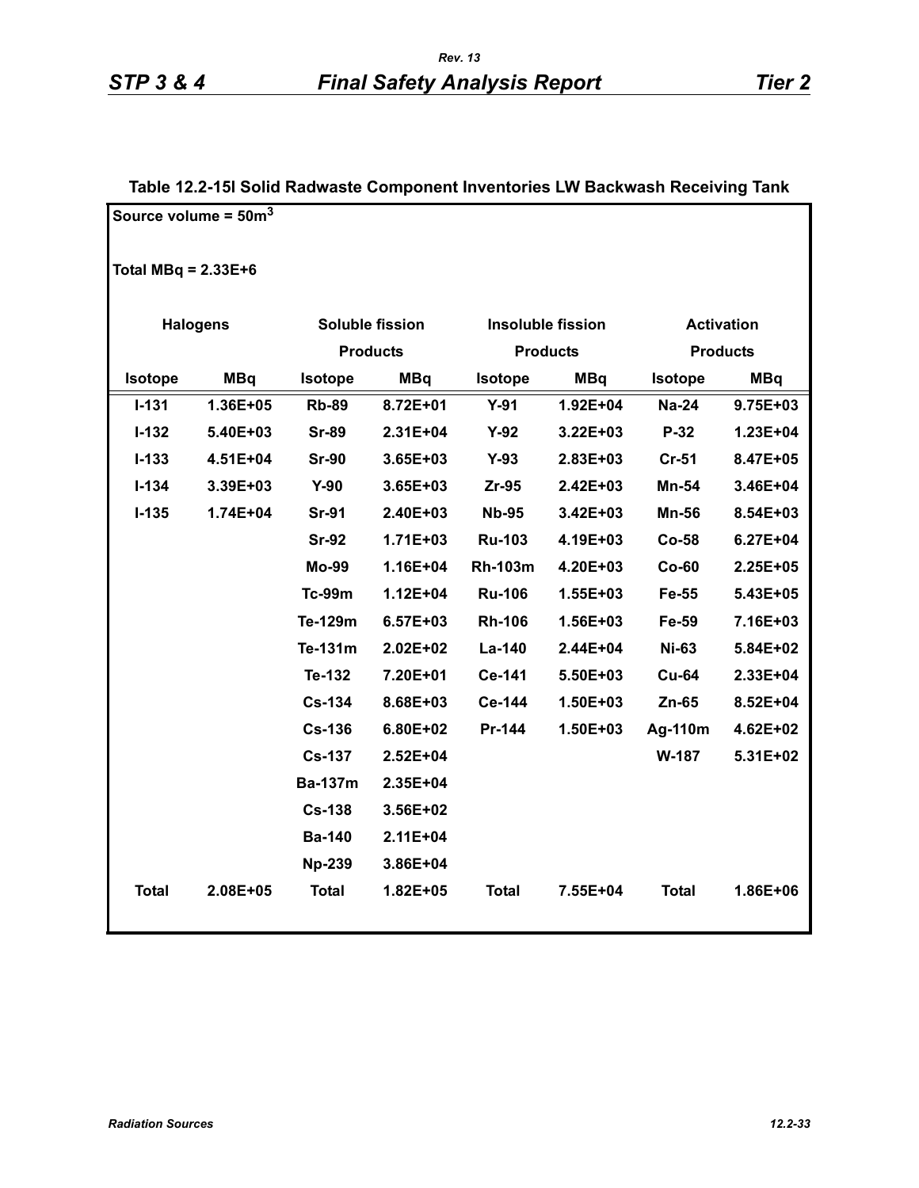**Table 12.2-15l Solid Radwaste Component Inventories LW Backwash Receiving Tank**

Source volume = 50m$^3$

Total MBq = 2.33E+6

| Halogens | | Soluble fission Products | | Insoluble fission Products | | Activation Products | |
|---|---|---|---|---|---|---|---|
| **Isotope** | **MBq** | **Isotope** | **MBq** | **Isotope** | **MBq** | **Isotope** | **MBq** |
| I-131 | 1.36E+05 | Rb-89 | 8.72E+01 | Y-91 | 1.92E+04 | Na-24 | 9.75E+03 |
| I-132 | 5.40E+03 | Sr-89 | 2.31E+04 | Y-92 | 3.22E+03 | P-32 | 1.23E+04 |
| I-133 | 4.51E+04 | Sr-90 | 3.65E+03 | Y-93 | 2.83E+03 | Cr-51 | 8.47E+05 |
| I-134 | 3.39E+03 | Y-90 | 3.65E+03 | Zr-95 | 2.42E+03 | Mn-54 | 3.46E+04 |
| I-135 | 1.74E+04 | Sr-91 | 2.40E+03 | Nb-95 | 3.42E+03 | Mn-56 | 8.54E+03 |
| | | Sr-92 | 1.71E+03 | Ru-103 | 4.19E+03 | Co-58 | 6.27E+04 |
| | | Mo-99 | 1.16E+04 | Rh-103m | 4.20E+03 | Co-60 | 2.25E+05 |
| | | Tc-99m | 1.12E+04 | Ru-106 | 1.55E+03 | Fe-55 | 5.43E+05 |
| | | Te-129m | 6.57E+03 | Rh-106 | 1.56E+03 | Fe-59 | 7.16E+03 |
| | | Te-131m | 2.02E+02 | La-140 | 2.44E+04 | Ni-63 | 5.84E+02 |
| | | Te-132 | 7.20E+01 | Ce-141 | 5.50E+03 | Cu-64 | 2.33E+04 |
| | | Cs-134 | 8.68E+03 | Ce-144 | 1.50E+03 | Zn-65 | 8.52E+04 |
| | | Cs-136 | 6.80E+02 | Pr-144 | 1.50E+03 | Ag-110m | 4.62E+02 |
| | | Cs-137 | 2.52E+04 | | | W-187 | 5.31E+02 |
| | | Ba-137m | 2.35E+04 | | | | |
| | | Cs-138 | 3.56E+02 | | | | |
| | | Ba-140 | 2.11E+04 | | | | |
| | | Np-239 | 3.86E+04 | | | | |
| **Total** | 2.08E+05 | **Total** | 1.82E+05 | **Total** | 7.55E+04 | **Total** | 1.86E+06 |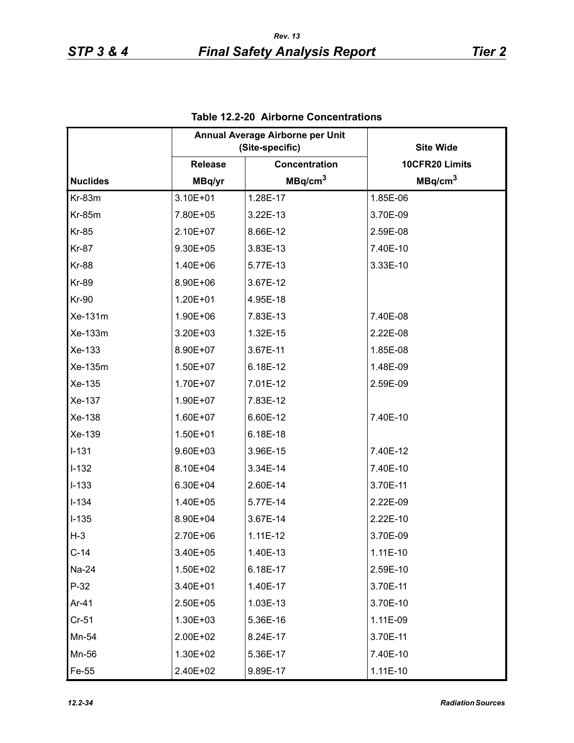**Table 12.2-20 Airborne Concentrations**

| | Annual Average Airborne per Unit (Site-specific) | | Site Wide |
|---|---|---|---|
| | Release | Concentration | 10CFR20 Limits |
| Nuclides | MBq/yr | $MBq/cm^3$ | $MBq/cm^3$ |
| Kr-83m | 3.10E+01 | 1.28E-17 | 1.85E-06 |
| Kr-85m | 7.80E+05 | 3.22E-13 | 3.70E-09 |
| Kr-85 | 2.10E+07 | 8.66E-12 | 2.59E-08 |
| Kr-87 | 9.30E+05 | 3.83E-13 | 7.40E-10 |
| Kr-88 | 1.40E+06 | 5.77E-13 | 3.33E-10 |
| Kr-89 | 8.90E+06 | 3.67E-12 | |
| Kr-90 | 1.20E+01 | 4.95E-18 | |
| Xe-131m | 1.90E+06 | 7.83E-13 | 7.40E-08 |
| Xe-133m | 3.20E+03 | 1.32E-15 | 2.22E-08 |
| Xe-133 | 8.90E+07 | 3.67E-11 | 1.85E-08 |
| Xe-135m | 1.50E+07 | 6.18E-12 | 1.48E-09 |
| Xe-135 | 1.70E+07 | 7.01E-12 | 2.59E-09 |
| Xe-137 | 1.90E+07 | 7.83E-12 | |
| Xe-138 | 1.60E+07 | 6.60E-12 | 7.40E-10 |
| Xe-139 | 1.50E+01 | 6.18E-18 | |
| I-131 | 9.60E+03 | 3.96E-15 | 7.40E-12 |
| I-132 | 8.10E+04 | 3.34E-14 | 7.40E-10 |
| I-133 | 6.30E+04 | 2.60E-14 | 3.70E-11 |
| I-134 | 1.40E+05 | 5.77E-14 | 2.22E-09 |
| I-135 | 8.90E+04 | 3.67E-14 | 2.22E-10 |
| H-3 | 2.70E+06 | 1.11E-12 | 3.70E-09 |
| C-14 | 3.40E+05 | 1.40E-13 | 1.11E-10 |
| Na-24 | 1.50E+02 | 6.18E-17 | 2.59E-10 |
| P-32 | 3.40E+01 | 1.40E-17 | 3.70E-11 |
| Ar-41 | 2.50E+05 | 1.03E-13 | 3.70E-10 |
| Cr-51 | 1.30E+03 | 5.36E-16 | 1.11E-09 |
| Mn-54 | 2.00E+02 | 8.24E-17 | 3.70E-11 |
| Mn-56 | 1.30E+02 | 5.36E-17 | 7.40E-10 |
| Fe-55 | 2.40E+02 | 9.89E-17 | 1.11E-10 |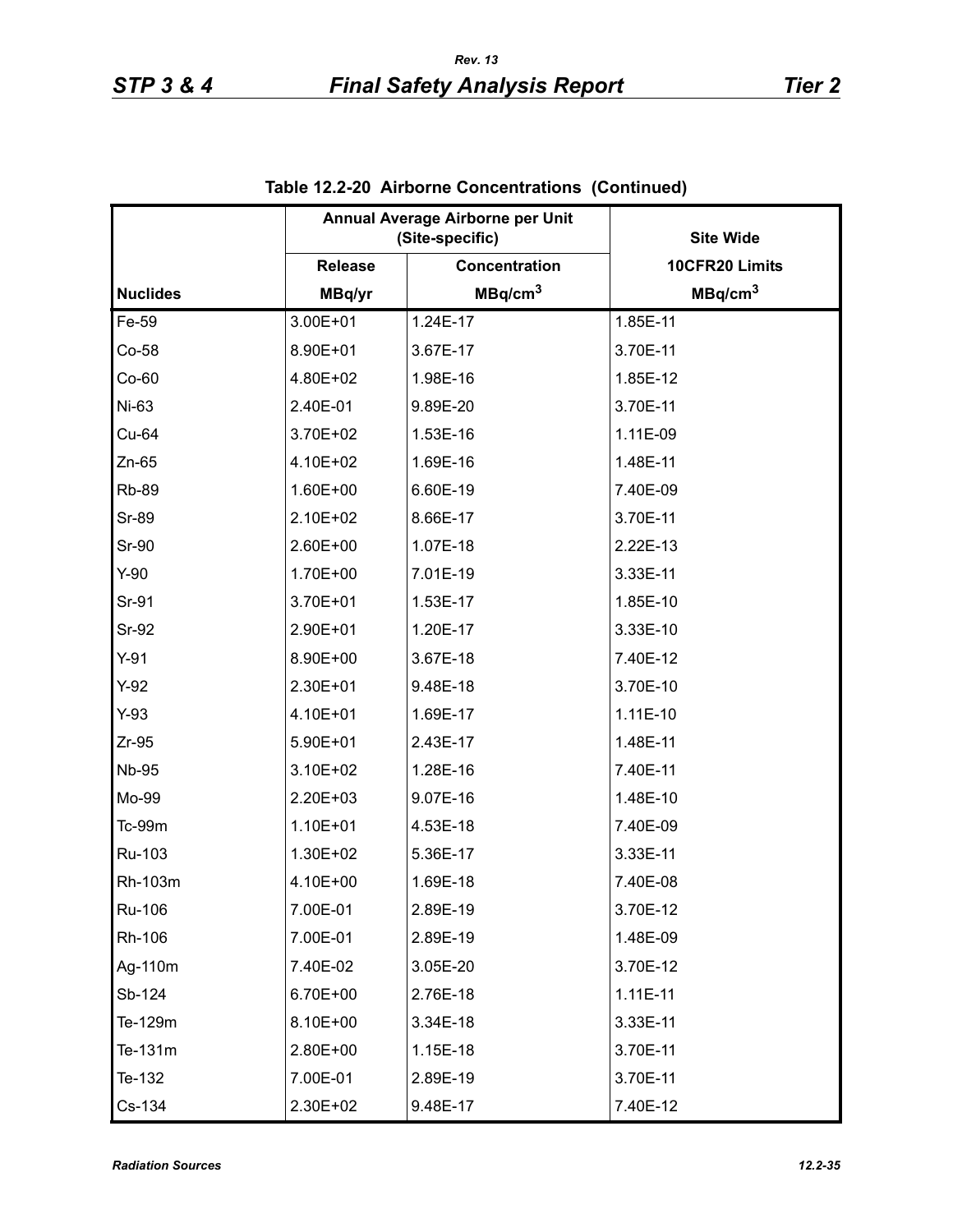**Table 12.2-20 Airborne Concentrations (Continued)**

| | Annual Average Airborne per Unit (Site-specific) | | Site Wide |
|---|---|---|---|
| | Release | Concentration | 10CFR20 Limits |
| Nuclides | MBq/yr | $MBq/cm^3$ | $MBq/cm^3$ |
| Fe-59 | 3.00E+01 | 1.24E-17 | 1.85E-11 |
| Co-58 | 8.90E+01 | 3.67E-17 | 3.70E-11 |
| Co-60 | 4.80E+02 | 1.98E-16 | 1.85E-12 |
| Ni-63 | 2.40E-01 | 9.89E-20 | 3.70E-11 |
| Cu-64 | 3.70E+02 | 1.53E-16 | 1.11E-09 |
| Zn-65 | 4.10E+02 | 1.69E-16 | 1.48E-11 |
| Rb-89 | 1.60E+00 | 6.60E-19 | 7.40E-09 |
| Sr-89 | 2.10E+02 | 8.66E-17 | 3.70E-11 |
| Sr-90 | 2.60E+00 | 1.07E-18 | 2.22E-13 |
| Y-90 | 1.70E+00 | 7.01E-19 | 3.33E-11 |
| Sr-91 | 3.70E+01 | 1.53E-17 | 1.85E-10 |
| Sr-92 | 2.90E+01 | 1.20E-17 | 3.33E-10 |
| Y-91 | 8.90E+00 | 3.67E-18 | 7.40E-12 |
| Y-92 | 2.30E+01 | 9.48E-18 | 3.70E-10 |
| Y-93 | 4.10E+01 | 1.69E-17 | 1.11E-10 |
| Zr-95 | 5.90E+01 | 2.43E-17 | 1.48E-11 |
| Nb-95 | 3.10E+02 | 1.28E-16 | 7.40E-11 |
| Mo-99 | 2.20E+03 | 9.07E-16 | 1.48E-10 |
| Tc-99m | 1.10E+01 | 4.53E-18 | 7.40E-09 |
| Ru-103 | 1.30E+02 | 5.36E-17 | 3.33E-11 |
| Rh-103m | 4.10E+00 | 1.69E-18 | 7.40E-08 |
| Ru-106 | 7.00E-01 | 2.89E-19 | 3.70E-12 |
| Rh-106 | 7.00E-01 | 2.89E-19 | 1.48E-09 |
| Ag-110m | 7.40E-02 | 3.05E-20 | 3.70E-12 |
| Sb-124 | 6.70E+00 | 2.76E-18 | 1.11E-11 |
| Te-129m | 8.10E+00 | 3.34E-18 | 3.33E-11 |
| Te-131m | 2.80E+00 | 1.15E-18 | 3.70E-11 |
| Te-132 | 7.00E-01 | 2.89E-19 | 3.70E-11 |
| Cs-134 | 2.30E+02 | 9.48E-17 | 7.40E-12 |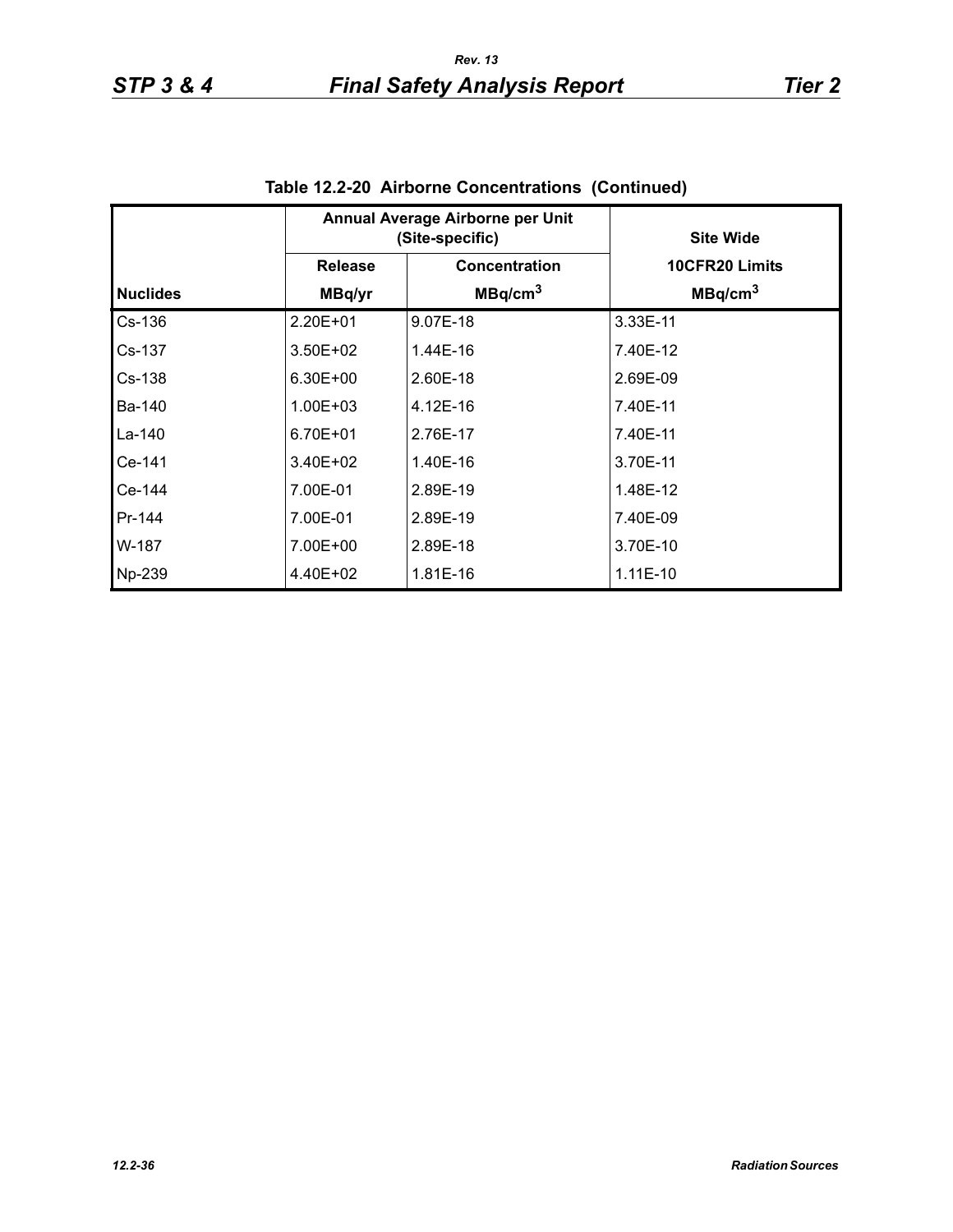**Table 12.2-20 Airborne Concentrations (Continued)**

| | Annual Average Airborne per Unit (Site-specific) | | Site Wide |
|---|---|---|---|
| | Release | Concentration | 10CFR20 Limits |
| Nuclides | MBq/yr | MBq/cm$^3$ | MBq/cm$^3$ |
| Cs-136 | 2.20E+01 | 9.07E-18 | 3.33E-11 |
| Cs-137 | 3.50E+02 | 1.44E-16 | 7.40E-12 |
| Cs-138 | 6.30E+00 | 2.60E-18 | 2.69E-09 |
| Ba-140 | 1.00E+03 | 4.12E-16 | 7.40E-11 |
| La-140 | 6.70E+01 | 2.76E-17 | 7.40E-11 |
| Ce-141 | 3.40E+02 | 1.40E-16 | 3.70E-11 |
| Ce-144 | 7.00E-01 | 2.89E-19 | 1.48E-12 |
| Pr-144 | 7.00E-01 | 2.89E-19 | 7.40E-09 |
| W-187 | 7.00E+00 | 2.89E-18 | 3.70E-10 |
| Np-239 | 4.40E+02 | 1.81E-16 | 1.11E-10 |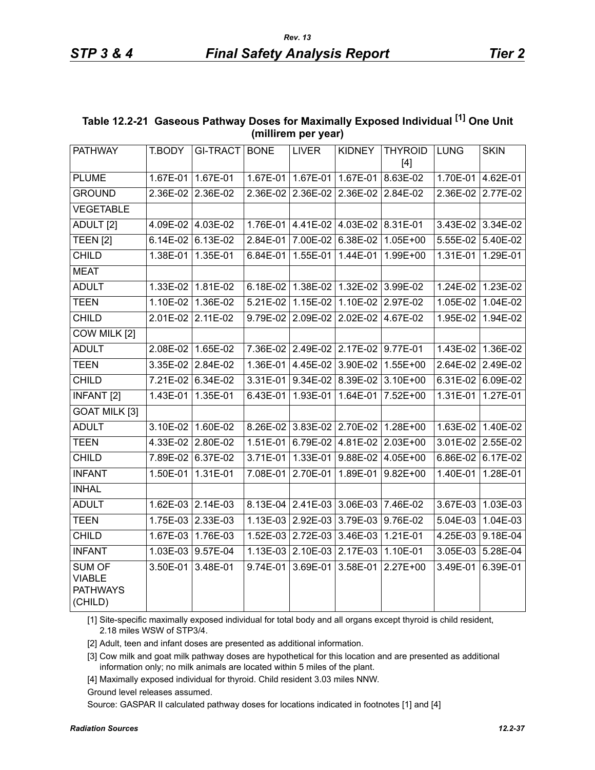### Table 12.2-21 Gaseous Pathway Doses for Maximally Exposed Individual [1] One Unit (millirem per year)

| PATHWAY | T.BODY | GI-TRACT | BONE | LIVER | KIDNEY | THYROID [4] | LUNG | SKIN |
|---|---|---|---|---|---|---|---|---|
| PLUME | 1.67E-01 | 1.67E-01 | 1.67E-01 | 1.67E-01 | 1.67E-01 | 8.63E-02 | 1.70E-01 | 4.62E-01 |
| GROUND | 2.36E-02 | 2.36E-02 | 2.36E-02 | 2.36E-02 | 2.36E-02 | 2.84E-02 | 2.36E-02 | 2.77E-02 |
| VEGETABLE | | | | | | | | |
| ADULT [2] | 4.09E-02 | 4.03E-02 | 1.76E-01 | 4.41E-02 | 4.03E-02 | 8.31E-01 | 3.43E-02 | 3.34E-02 |
| TEEN [2] | 6.14E-02 | 6.13E-02 | 2.84E-01 | 7.00E-02 | 6.38E-02 | 1.05E+00 | 5.55E-02 | 5.40E-02 |
| CHILD | 1.38E-01 | 1.35E-01 | 6.84E-01 | 1.55E-01 | 1.44E-01 | 1.99E+00 | 1.31E-01 | 1.29E-01 |
| MEAT | | | | | | | | |
| ADULT | 1.33E-02 | 1.81E-02 | 6.18E-02 | 1.38E-02 | 1.32E-02 | 3.99E-02 | 1.24E-02 | 1.23E-02 |
| TEEN | 1.10E-02 | 1.36E-02 | 5.21E-02 | 1.15E-02 | 1.10E-02 | 2.97E-02 | 1.05E-02 | 1.04E-02 |
| CHILD | 2.01E-02 | 2.11E-02 | 9.79E-02 | 2.09E-02 | 2.02E-02 | 4.67E-02 | 1.95E-02 | 1.94E-02 |
| COW MILK [2] | | | | | | | | |
| ADULT | 2.08E-02 | 1.65E-02 | 7.36E-02 | 2.49E-02 | 2.17E-02 | 9.77E-01 | 1.43E-02 | 1.36E-02 |
| TEEN | 3.35E-02 | 2.84E-02 | 1.36E-01 | 4.45E-02 | 3.90E-02 | 1.55E+00 | 2.64E-02 | 2.49E-02 |
| CHILD | 7.21E-02 | 6.34E-02 | 3.31E-01 | 9.34E-02 | 8.39E-02 | 3.10E+00 | 6.31E-02 | 6.09E-02 |
| INFANT [2] | 1.43E-01 | 1.35E-01 | 6.43E-01 | 1.93E-01 | 1.64E-01 | 7.52E+00 | 1.31E-01 | 1.27E-01 |
| GOAT MILK [3] | | | | | | | | |
| ADULT | 3.10E-02 | 1.60E-02 | 8.26E-02 | 3.83E-02 | 2.70E-02 | 1.28E+00 | 1.63E-02 | 1.40E-02 |
| TEEN | 4.33E-02 | 2.80E-02 | 1.51E-01 | 6.79E-02 | 4.81E-02 | 2.03E+00 | 3.01E-02 | 2.55E-02 |
| CHILD | 7.89E-02 | 6.37E-02 | 3.71E-01 | 1.33E-01 | 9.88E-02 | 4.05E+00 | 6.86E-02 | 6.17E-02 |
| INFANT | 1.50E-01 | 1.31E-01 | 7.08E-01 | 2.70E-01 | 1.89E-01 | 9.82E+00 | 1.40E-01 | 1.28E-01 |
| INHAL | | | | | | | | |
| ADULT | 1.62E-03 | 2.14E-03 | 8.13E-04 | 2.41E-03 | 3.06E-03 | 7.46E-02 | 3.67E-03 | 1.03E-03 |
| TEEN | 1.75E-03 | 2.33E-03 | 1.13E-03 | 2.92E-03 | 3.79E-03 | 9.76E-02 | 5.04E-03 | 1.04E-03 |
| CHILD | 1.67E-03 | 1.76E-03 | 1.52E-03 | 2.72E-03 | 3.46E-03 | 1.21E-01 | 4.25E-03 | 9.18E-04 |
| INFANT | 1.03E-03 | 9.57E-04 | 1.13E-03 | 2.10E-03 | 2.17E-03 | 1.10E-01 | 3.05E-03 | 5.28E-04 |
| SUM OF VIABLE PATHWAYS (CHILD) | 3.50E-01 | 3.48E-01 | 9.74E-01 | 3.69E-01 | 3.58E-01 | 2.27E+00 | 3.49E-01 | 6.39E-01 |

[1] Site-specific maximally exposed individual for total body and all organs except thyroid is child resident, 2.18 miles WSW of STP3/4.

[2] Adult, teen and infant doses are presented as additional information.

[3] Cow milk and goat milk pathway doses are hypothetical for this location and are presented as additional information only; no milk animals are located within 5 miles of the plant.

[4] Maximally exposed individual for thyroid. Child resident 3.03 miles NNW.

Ground level releases assumed.

Source: GASPAR II calculated pathway doses for locations indicated in footnotes [1] and [4]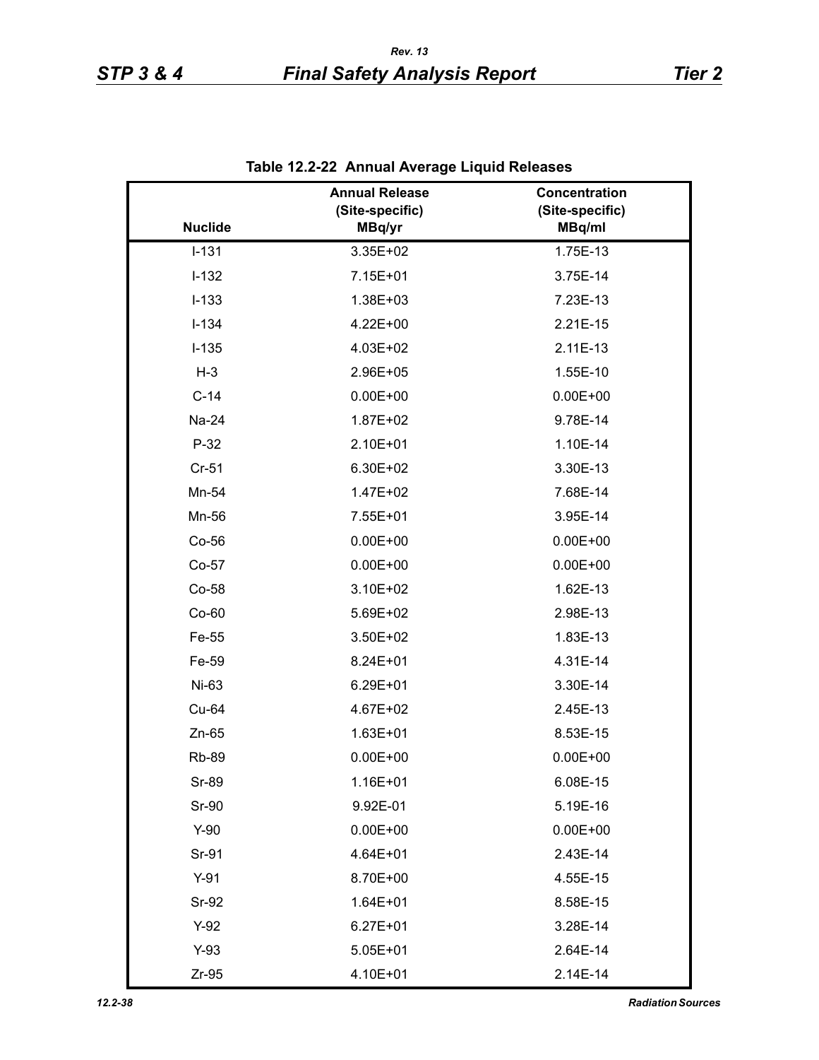**Table 12.2-22 Annual Average Liquid Releases**

| Nuclide | Annual Release (Site-specific) MBq/yr | Concentration (Site-specific) MBq/ml |
|---|---|---|
| I-131 | 3.35E+02 | 1.75E-13 |
| I-132 | 7.15E+01 | 3.75E-14 |
| I-133 | 1.38E+03 | 7.23E-13 |
| I-134 | 4.22E+00 | 2.21E-15 |
| I-135 | 4.03E+02 | 2.11E-13 |
| H-3 | 2.96E+05 | 1.55E-10 |
| C-14 | 0.00E+00 | 0.00E+00 |
| Na-24 | 1.87E+02 | 9.78E-14 |
| P-32 | 2.10E+01 | 1.10E-14 |
| Cr-51 | 6.30E+02 | 3.30E-13 |
| Mn-54 | 1.47E+02 | 7.68E-14 |
| Mn-56 | 7.55E+01 | 3.95E-14 |
| Co-56 | 0.00E+00 | 0.00E+00 |
| Co-57 | 0.00E+00 | 0.00E+00 |
| Co-58 | 3.10E+02 | 1.62E-13 |
| Co-60 | 5.69E+02 | 2.98E-13 |
| Fe-55 | 3.50E+02 | 1.83E-13 |
| Fe-59 | 8.24E+01 | 4.31E-14 |
| Ni-63 | 6.29E+01 | 3.30E-14 |
| Cu-64 | 4.67E+02 | 2.45E-13 |
| Zn-65 | 1.63E+01 | 8.53E-15 |
| Rb-89 | 0.00E+00 | 0.00E+00 |
| Sr-89 | 1.16E+01 | 6.08E-15 |
| Sr-90 | 9.92E-01 | 5.19E-16 |
| Y-90 | 0.00E+00 | 0.00E+00 |
| Sr-91 | 4.64E+01 | 2.43E-14 |
| Y-91 | 8.70E+00 | 4.55E-15 |
| Sr-92 | 1.64E+01 | 8.58E-15 |
| Y-92 | 6.27E+01 | 3.28E-14 |
| Y-93 | 5.05E+01 | 2.64E-14 |
| Zr-95 | 4.10E+01 | 2.14E-14 |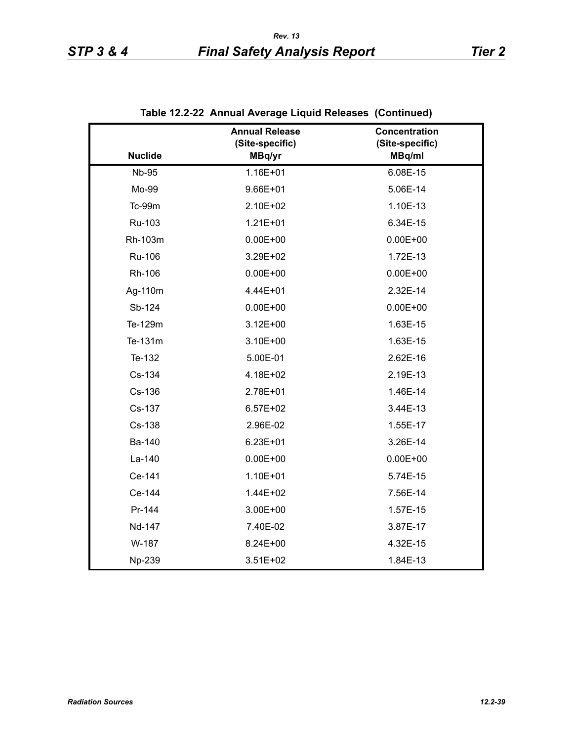## Table 12.2-22 Annual Average Liquid Releases (Continued)

| Nuclide | Annual Release (Site-specific) MBq/yr | Concentration (Site-specific) MBq/ml |
|---|---|---|
| Nb-95 | 1.16E+01 | 6.08E-15 |
| Mo-99 | 9.66E+01 | 5.06E-14 |
| Tc-99m | 2.10E+02 | 1.10E-13 |
| Ru-103 | 1.21E+01 | 6.34E-15 |
| Rh-103m | 0.00E+00 | 0.00E+00 |
| Ru-106 | 3.29E+02 | 1.72E-13 |
| Rh-106 | 0.00E+00 | 0.00E+00 |
| Ag-110m | 4.44E+01 | 2.32E-14 |
| Sb-124 | 0.00E+00 | 0.00E+00 |
| Te-129m | 3.12E+00 | 1.63E-15 |
| Te-131m | 3.10E+00 | 1.63E-15 |
| Te-132 | 5.00E-01 | 2.62E-16 |
| Cs-134 | 4.18E+02 | 2.19E-13 |
| Cs-136 | 2.78E+01 | 1.46E-14 |
| Cs-137 | 6.57E+02 | 3.44E-13 |
| Cs-138 | 2.96E-02 | 1.55E-17 |
| Ba-140 | 6.23E+01 | 3.26E-14 |
| La-140 | 0.00E+00 | 0.00E+00 |
| Ce-141 | 1.10E+01 | 5.74E-15 |
| Ce-144 | 1.44E+02 | 7.56E-14 |
| Pr-144 | 3.00E+00 | 1.57E-15 |
| Nd-147 | 7.40E-02 | 3.87E-17 |
| W-187 | 8.24E+00 | 4.32E-15 |
| Np-239 | 3.51E+02 | 1.84E-13 |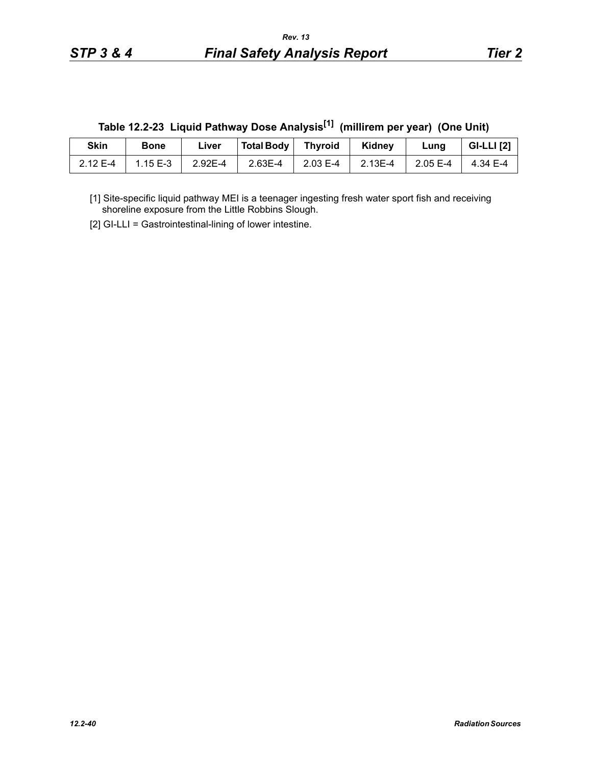### Table 12.2-23 Liquid Pathway Dose Analysis[1] (millirem per year) (One Unit)

| Skin | Bone | Liver | Total Body | Thyroid | Kidney | Lung | GI-LLI [2] |
|---|---|---|---|---|---|---|---|
| 2.12 E-4 | 1.15 E-3 | 2.92E-4 | 2.63E-4 | 2.03 E-4 | 2.13E-4 | 2.05 E-4 | 4.34 E-4 |

[1] Site-specific liquid pathway MEI is a teenager ingesting fresh water sport fish and receiving shoreline exposure from the Little Robbins Slough.

[2] GI-LLI = Gastrointestinal-lining of lower intestine.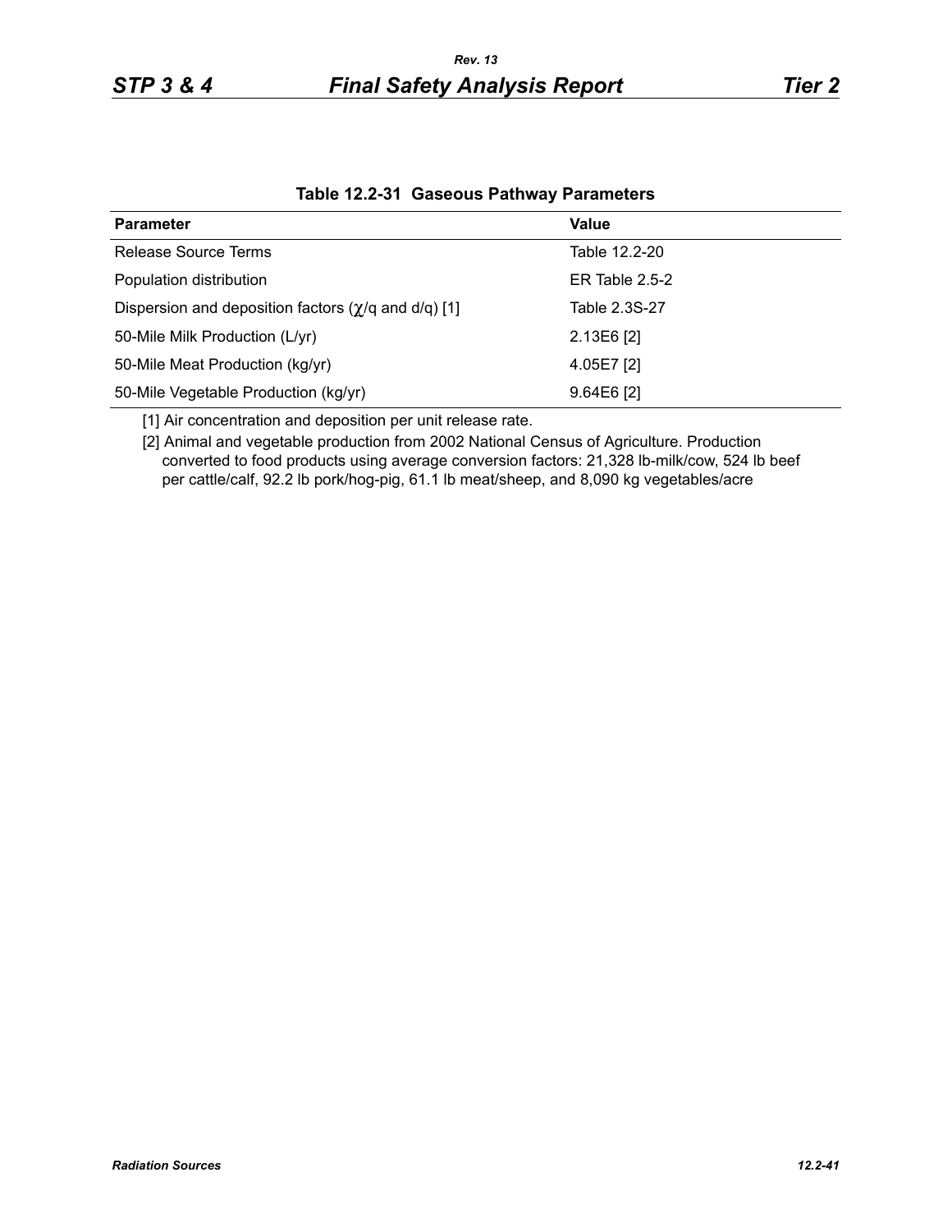**Table 12.2-31 Gaseous Pathway Parameters**

| Parameter | Value |
|---|---|
| Release Source Terms | Table 12.2-20 |
| Population distribution | ER Table 2.5-2 |
| Dispersion and deposition factors ($\chi$/q and d/q) [1] | Table 2.3S-27 |
| 50-Mile Milk Production (L/yr) | 2.13E6 [2] |
| 50-Mile Meat Production (kg/yr) | 4.05E7 [2] |
| 50-Mile Vegetable Production (kg/yr) | 9.64E6 [2] |

[1] Air concentration and deposition per unit release rate.

[2] Animal and vegetable production from 2002 National Census of Agriculture. Production converted to food products using average conversion factors: 21,328 lb-milk/cow, 524 lb beef per cattle/calf, 92.2 lb pork/hog-pig, 61.1 lb meat/sheep, and 8,090 kg vegetables/acre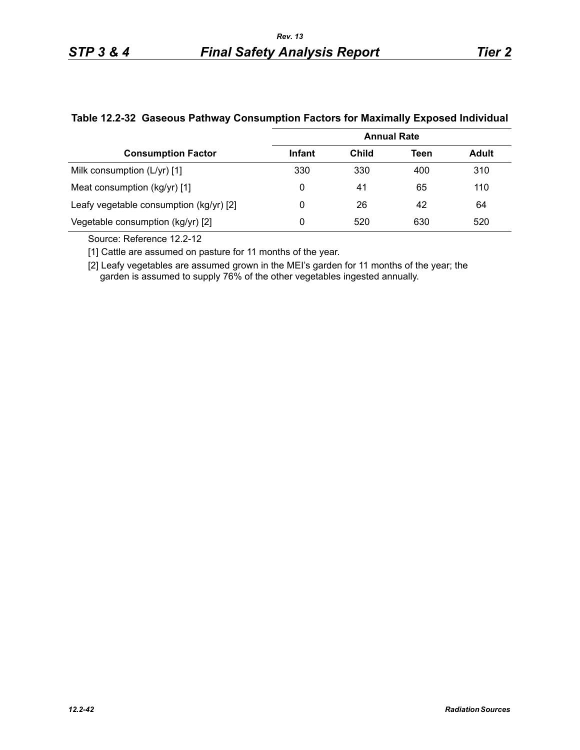### Table 12.2-32 Gaseous Pathway Consumption Factors for Maximally Exposed Individual

| Consumption Factor | Annual Rate | | | |
|---|---|---|---|---|
| | Infant | Child | Teen | Adult |
| Milk consumption (L/yr) [1] | 330 | 330 | 400 | 310 |
| Meat consumption (kg/yr) [1] | 0 | 41 | 65 | 110 |
| Leafy vegetable consumption (kg/yr) [2] | 0 | 26 | 42 | 64 |
| Vegetable consumption (kg/yr) [2] | 0 | 520 | 630 | 520 |

Source: Reference 12.2-12

[1] Cattle are assumed on pasture for 11 months of the year.

[2] Leafy vegetables are assumed grown in the MEI's garden for 11 months of the year; the garden is assumed to supply 76% of the other vegetables ingested annually.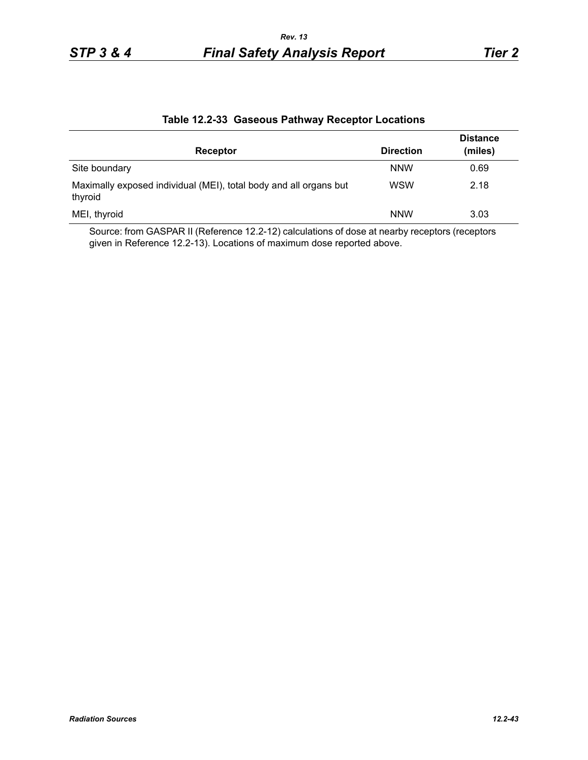**Table 12.2-33 Gaseous Pathway Receptor Locations**

| Receptor | Direction | Distance (miles) |
|---|---|---|
| Site boundary | NNW | 0.69 |
| Maximally exposed individual (MEI), total body and all organs but thyroid | WSW | 2.18 |
| MEI, thyroid | NNW | 3.03 |

Source: from GASPAR II (Reference 12.2-12) calculations of dose at nearby receptors (receptors given in Reference 12.2-13). Locations of maximum dose reported above.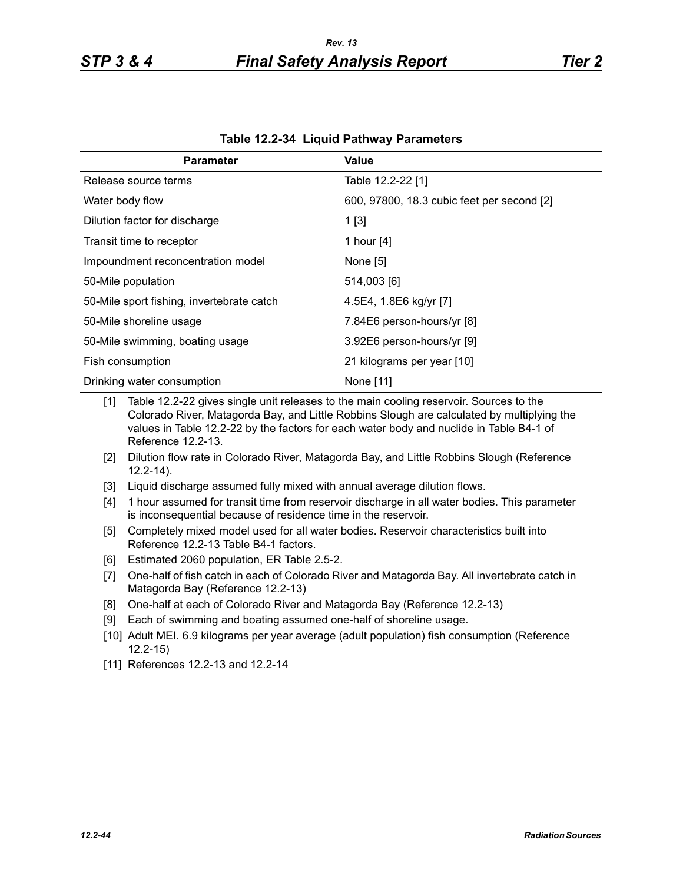### Table 12.2-34 Liquid Pathway Parameters

| Parameter | Value |
|---|---|
| Release source terms | Table 12.2-22 [1] |
| Water body flow | 600, 97800, 18.3 cubic feet per second [2] |
| Dilution factor for discharge | 1 [3] |
| Transit time to receptor | 1 hour [4] |
| Impoundment reconcentration model | None [5] |
| 50-Mile population | 514,003 [6] |
| 50-Mile sport fishing, invertebrate catch | 4.5E4, 1.8E6 kg/yr [7] |
| 50-Mile shoreline usage | 7.84E6 person-hours/yr [8] |
| 50-Mile swimming, boating usage | 3.92E6 person-hours/yr [9] |
| Fish consumption | 21 kilograms per year [10] |
| Drinking water consumption | None [11] |

[1] Table 12.2-22 gives single unit releases to the main cooling reservoir. Sources to the Colorado River, Matagorda Bay, and Little Robbins Slough are calculated by multiplying the values in Table 12.2-22 by the factors for each water body and nuclide in Table B4-1 of Reference 12.2-13.

[2] Dilution flow rate in Colorado River, Matagorda Bay, and Little Robbins Slough (Reference 12.2-14).

[3] Liquid discharge assumed fully mixed with annual average dilution flows.

[4] 1 hour assumed for transit time from reservoir discharge in all water bodies. This parameter is inconsequential because of residence time in the reservoir.

[5] Completely mixed model used for all water bodies. Reservoir characteristics built into Reference 12.2-13 Table B4-1 factors.

[6] Estimated 2060 population, ER Table 2.5-2.

[7] One-half of fish catch in each of Colorado River and Matagorda Bay. All invertebrate catch in Matagorda Bay (Reference 12.2-13)

[8] One-half at each of Colorado River and Matagorda Bay (Reference 12.2-13)

[9] Each of swimming and boating assumed one-half of shoreline usage.

[10] Adult MEI. 6.9 kilograms per year average (adult population) fish consumption (Reference 12.2-15)

[11] References 12.2-13 and 12.2-14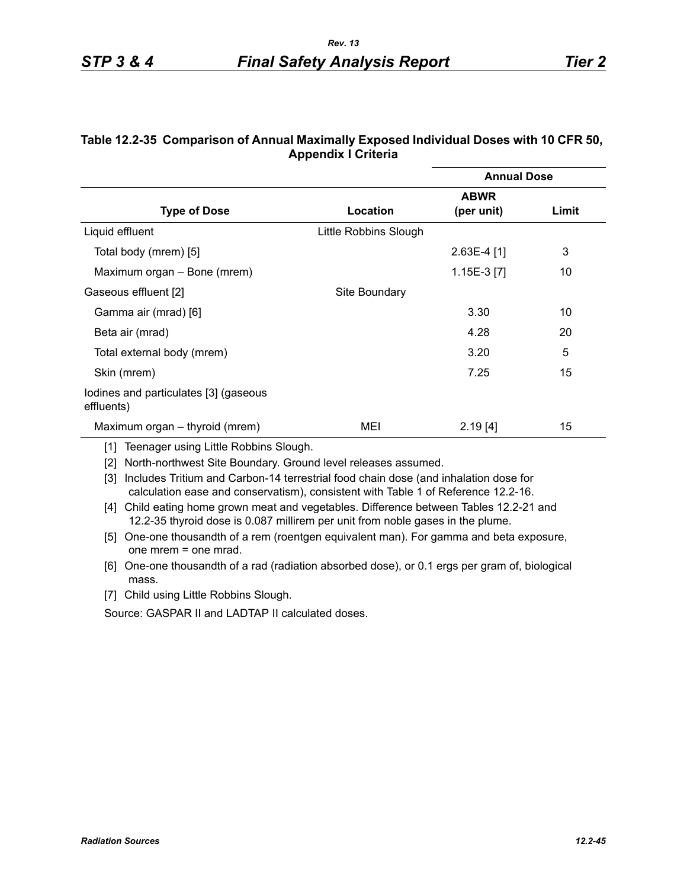### Table 12.2-35 Comparison of Annual Maximally Exposed Individual Doses with 10 CFR 50, Appendix I Criteria

| Type of Dose | Location | Annual Dose | |
|---|---|---|---|
| | | ABWR (per unit) | Limit |
| Liquid effluent | Little Robbins Slough | | |
| Total body (mrem) [5] | | 2.63E-4 [1] | 3 |
| Maximum organ – Bone (mrem) | | 1.15E-3 [7] | 10 |
| Gaseous effluent [2] | Site Boundary | | |
| Gamma air (mrad) [6] | | 3.30 | 10 |
| Beta air (mrad) | | 4.28 | 20 |
| Total external body (mrem) | | 3.20 | 5 |
| Skin (mrem) | | 7.25 | 15 |
| Iodines and particulates [3] (gaseous effluents) | | | |
| Maximum organ – thyroid (mrem) | MEI | 2.19 [4] | 15 |

[1] Teenager using Little Robbins Slough.

[2] North-northwest Site Boundary. Ground level releases assumed.

[3] Includes Tritium and Carbon-14 terrestrial food chain dose (and inhalation dose for calculation ease and conservatism), consistent with Table 1 of Reference 12.2-16.

[4] Child eating home grown meat and vegetables. Difference between Tables 12.2-21 and 12.2-35 thyroid dose is 0.087 millirem per unit from noble gases in the plume.

[5] One-one thousandth of a rem (roentgen equivalent man). For gamma and beta exposure, one mrem = one mrad.

[6] One-one thousandth of a rad (radiation absorbed dose), or 0.1 ergs per gram of, biological mass.

[7] Child using Little Robbins Slough.

Source: GASPAR II and LADTAP II calculated doses.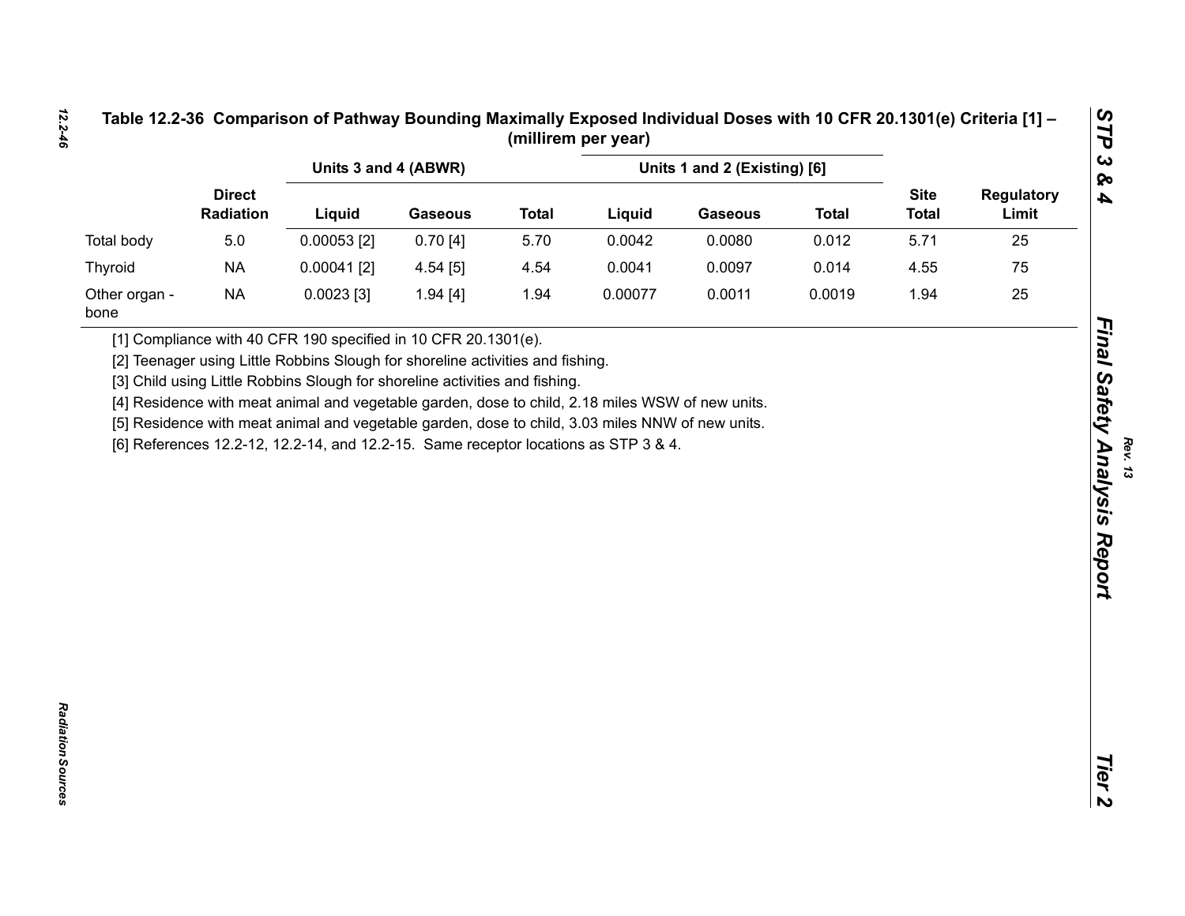## Table 12.2-36 Comparison of Pathway Bounding Maximally Exposed Individual Doses with 10 CFR 20.1301(e) Criteria [1] – (millirem per year)

| | Direct Radiation | Units 3 and 4 (ABWR) | | | Units 1 and 2 (Existing) [6] | | | Site Total | Regulatory Limit |
|---|---|---|---|---|---|---|---|---|---|
| | | Liquid | Gaseous | Total | Liquid | Gaseous | Total | | |
| Total body | 5.0 | 0.00053 [2] | 0.70 [4] | 5.70 | 0.0042 | 0.0080 | 0.012 | 5.71 | 25 |
| Thyroid | NA | 0.00041 [2] | 4.54 [5] | 4.54 | 0.0041 | 0.0097 | 0.014 | 4.55 | 75 |
| Other organ - bone | NA | 0.0023 [3] | 1.94 [4] | 1.94 | 0.00077 | 0.0011 | 0.0019 | 1.94 | 25 |

[1] Compliance with 40 CFR 190 specified in 10 CFR 20.1301(e).

[2] Teenager using Little Robbins Slough for shoreline activities and fishing.

[3] Child using Little Robbins Slough for shoreline activities and fishing.

[4] Residence with meat animal and vegetable garden, dose to child, 2.18 miles WSW of new units.

[5] Residence with meat animal and vegetable garden, dose to child, 3.03 miles NNW of new units.

[6] References 12.2-12, 12.2-14, and 12.2-15. Same receptor locations as STP 3 & 4.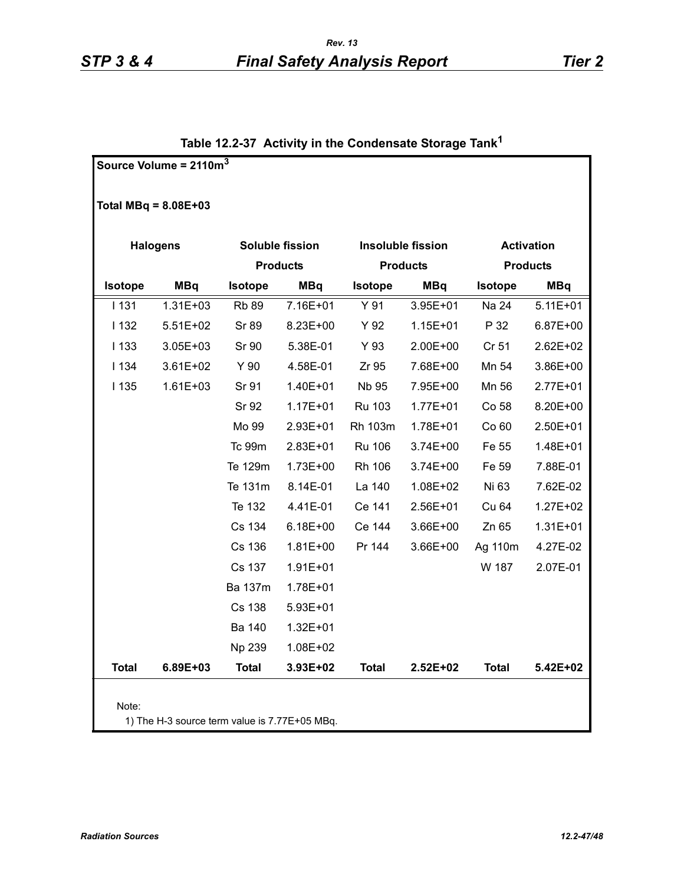**Table 12.2-37 Activity in the Condensate Storage Tank[1]**

**Source Volume = 2110m$^3$**

**Total MBq = 8.08E+03**

| Halogens | | Soluble fission Products | | Insoluble fission Products | | Activation Products | |
|---|---|---|---|---|---|---|---|
| **Isotope** | **MBq** | **Isotope** | **MBq** | **Isotope** | **MBq** | **Isotope** | **MBq** |
| I 131 | 1.31E+03 | Rb 89 | 7.16E+01 | Y 91 | 3.95E+01 | Na 24 | 5.11E+01 |
| I 132 | 5.51E+02 | Sr 89 | 8.23E+00 | Y 92 | 1.15E+01 | P 32 | 6.87E+00 |
| I 133 | 3.05E+03 | Sr 90 | 5.38E-01 | Y 93 | 2.00E+00 | Cr 51 | 2.62E+02 |
| I 134 | 3.61E+02 | Y 90 | 4.58E-01 | Zr 95 | 7.68E+00 | Mn 54 | 3.86E+00 |
| I 135 | 1.61E+03 | Sr 91 | 1.40E+01 | Nb 95 | 7.95E+00 | Mn 56 | 2.77E+01 |
| | | Sr 92 | 1.17E+01 | Ru 103 | 1.77E+01 | Co 58 | 8.20E+00 |
| | | Mo 99 | 2.93E+01 | Rh 103m | 1.78E+01 | Co 60 | 2.50E+01 |
| | | Tc 99m | 2.83E+01 | Ru 106 | 3.74E+00 | Fe 55 | 1.48E+01 |
| | | Te 129m | 1.73E+00 | Rh 106 | 3.74E+00 | Fe 59 | 7.88E-01 |
| | | Te 131m | 8.14E-01 | La 140 | 1.08E+02 | Ni 63 | 7.62E-02 |
| | | Te 132 | 4.41E-01 | Ce 141 | 2.56E+01 | Cu 64 | 1.27E+02 |
| | | Cs 134 | 6.18E+00 | Ce 144 | 3.66E+00 | Zn 65 | 1.31E+01 |
| | | Cs 136 | 1.81E+00 | Pr 144 | 3.66E+00 | Ag 110m | 4.27E-02 |
| | | Cs 137 | 1.91E+01 | | | W 187 | 2.07E-01 |
| | | Ba 137m | 1.78E+01 | | | | |
| | | Cs 138 | 5.93E+01 | | | | |
| | | Ba 140 | 1.32E+01 | | | | |
| | | Np 239 | 1.08E+02 | | | | |
| **Total** | **6.89E+03** | **Total** | **3.93E+02** | **Total** | **2.52E+02** | **Total** | **5.42E+02** |

Note:

1) The H-3 source term value is 7.77E+05 MBq.